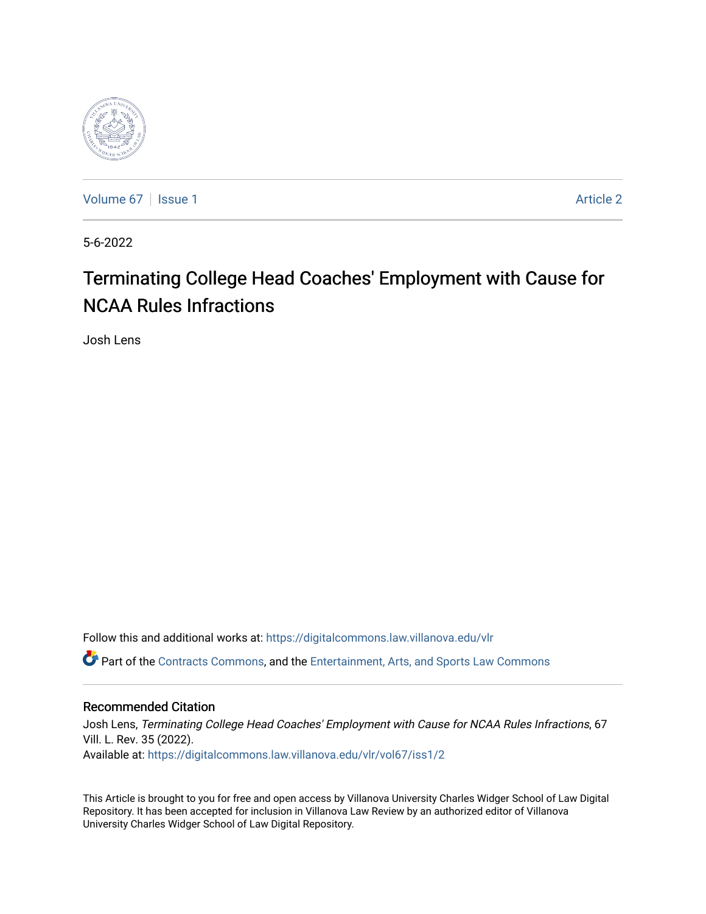Volume 67 | Issue 1 Article 2

5-6-2022

# Terminating College Head Coaches' Employment with Cause for NCAA Rules Infractions

Josh Lens

Follow this and additional works at: https://digitalcommons.law.villanova.edu/vlr

Part of the Contracts Commons, and the Entertainment, Arts, and Sports Law Commons

## Recommended Citation

Josh Lens, *Terminating College Head Coaches' Employment with Cause for NCAA Rules Infractions*, 67 Vill. L. Rev. 35 (2022).
Available at: https://digitalcommons.law.villanova.edu/vlr/vol67/iss1/2

This Article is brought to you for free and open access by Villanova University Charles Widger School of Law Digital Repository. It has been accepted for inclusion in Villanova Law Review by an authorized editor of Villanova University Charles Widger School of Law Digital Repository.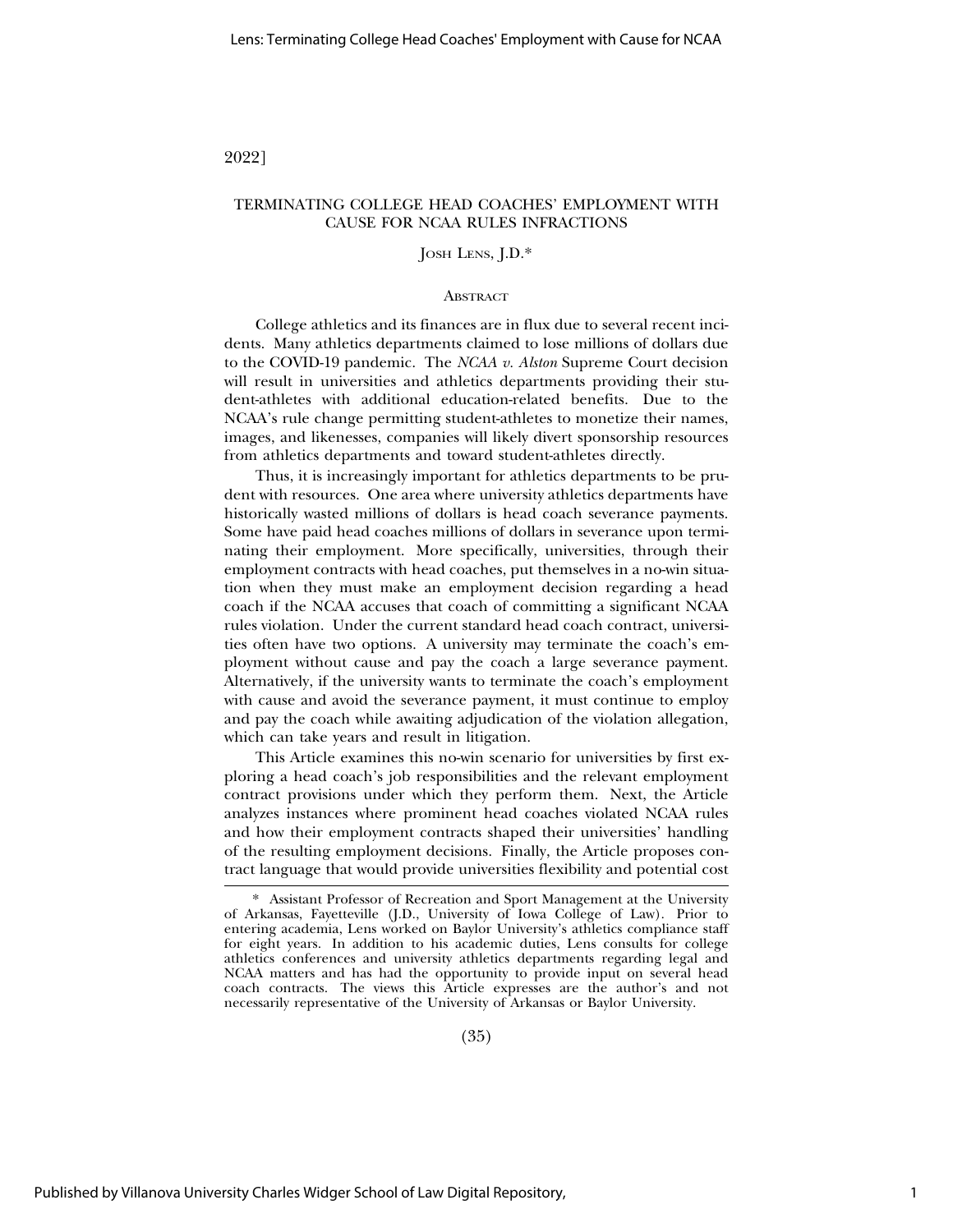# TERMINATING COLLEGE HEAD COACHES' EMPLOYMENT WITH CAUSE FOR NCAA RULES INFRACTIONS

JOSH LENS, J.D.*

## ABSTRACT

College athletics and its finances are in flux due to several recent incidents. Many athletics departments claimed to lose millions of dollars due to the COVID-19 pandemic. The *NCAA v. Alston* Supreme Court decision will result in universities and athletics departments providing their student-athletes with additional education-related benefits. Due to the NCAA's rule change permitting student-athletes to monetize their names, images, and likenesses, companies will likely divert sponsorship resources from athletics departments and toward student-athletes directly.

Thus, it is increasingly important for athletics departments to be prudent with resources. One area where university athletics departments have historically wasted millions of dollars is head coach severance payments. Some have paid head coaches millions of dollars in severance upon terminating their employment. More specifically, universities, through their employment contracts with head coaches, put themselves in a no-win situation when they must make an employment decision regarding a head coach if the NCAA accuses that coach of committing a significant NCAA rules violation. Under the current standard head coach contract, universities often have two options. A university may terminate the coach's employment without cause and pay the coach a large severance payment. Alternatively, if the university wants to terminate the coach's employment with cause and avoid the severance payment, it must continue to employ and pay the coach while awaiting adjudication of the violation allegation, which can take years and result in litigation.

This Article examines this no-win scenario for universities by first exploring a head coach's job responsibilities and the relevant employment contract provisions under which they perform them. Next, the Article analyzes instances where prominent head coaches violated NCAA rules and how their employment contracts shaped their universities' handling of the resulting employment decisions. Finally, the Article proposes contract language that would provide universities flexibility and potential cost

---

\* Assistant Professor of Recreation and Sport Management at the University of Arkansas, Fayetteville (J.D., University of Iowa College of Law). Prior to entering academia, Lens worked on Baylor University's athletics compliance staff for eight years. In addition to his academic duties, Lens consults for college athletics conferences and university athletics departments regarding legal and NCAA matters and has had the opportunity to provide input on several head coach contracts. The views this Article expresses are the author's and not necessarily representative of the University of Arkansas or Baylor University.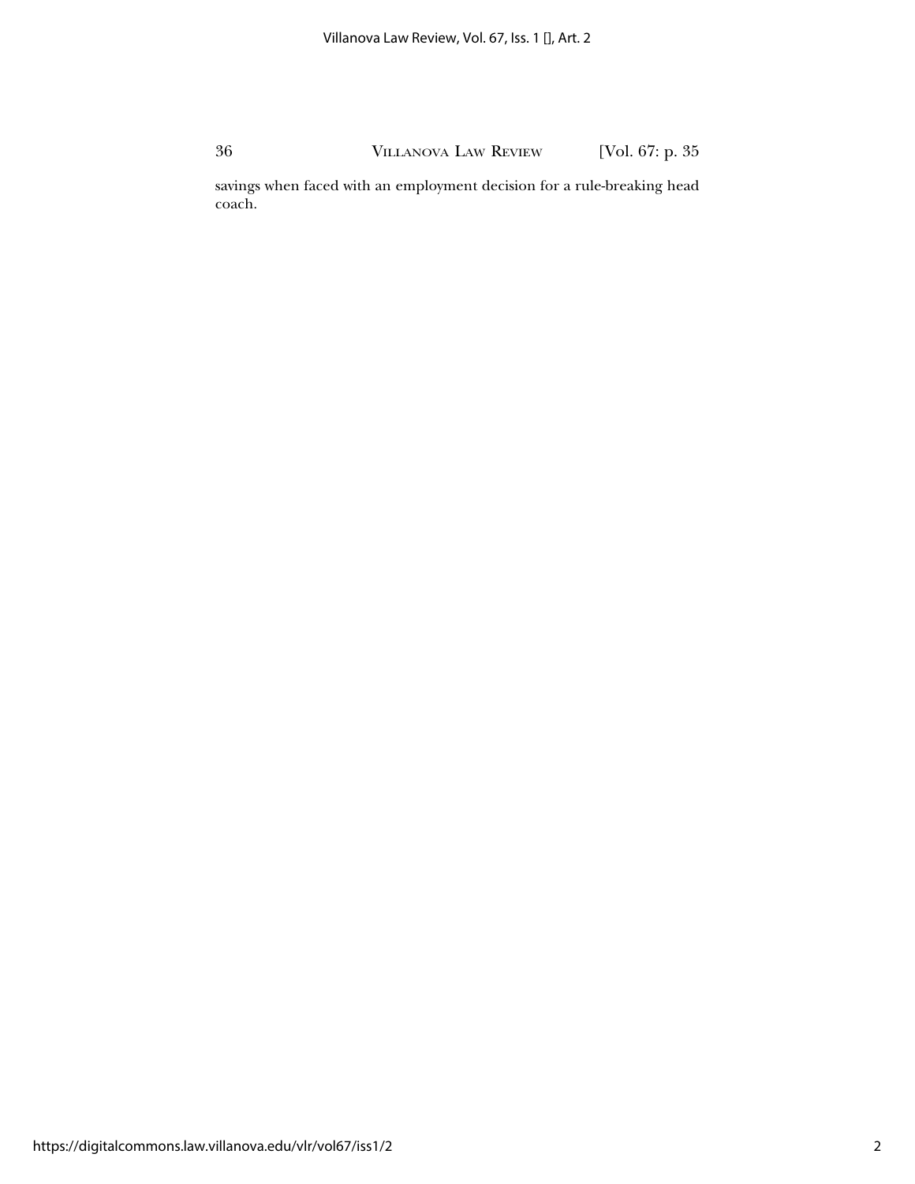savings when faced with an employment decision for a rule-breaking head coach.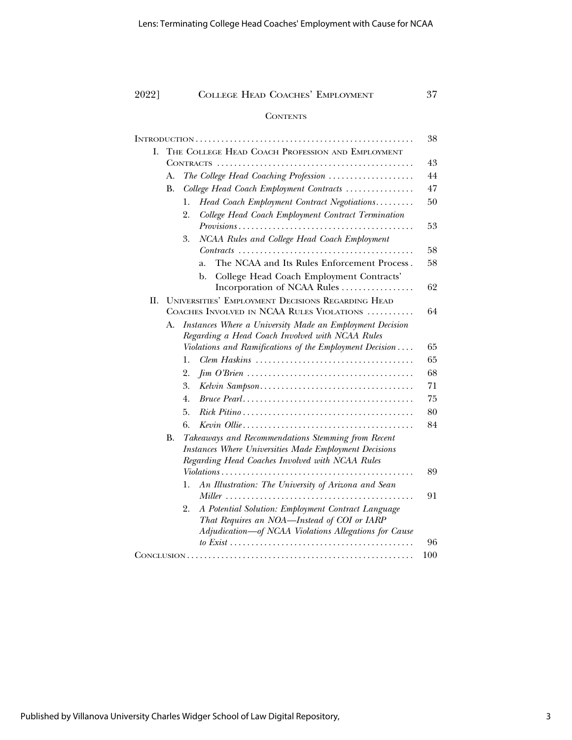## CONTENTS

INTRODUCTION .................................................. 38

I. THE COLLEGE HEAD COACH PROFESSION AND EMPLOYMENT CONTRACTS .................................................. 43

- A. *The College Head Coaching Profession* .................................................. 44
- B. *College Head Coach Employment Contracts* .................................................. 47
  - 1. *Head Coach Employment Contract Negotiations* .................................................. 50
  - 2. *College Head Coach Employment Contract Termination Provisions* .................................................. 53
  - 3. *NCAA Rules and College Head Coach Employment Contracts* .................................................. 58
    - a. The NCAA and Its Rules Enforcement Process .................................................. 58
    - b. College Head Coach Employment Contracts' Incorporation of NCAA Rules .................................................. 62

II. UNIVERSITIES' EMPLOYMENT DECISIONS REGARDING HEAD COACHES INVOLVED IN NCAA RULES VIOLATIONS .................................................. 64

- A. *Instances Where a University Made an Employment Decision Regarding a Head Coach Involved with NCAA Rules Violations and Ramifications of the Employment Decision* .................................................. 65
  - 1. *Clem Haskins* .................................................. 65
  - 2. *Jim O'Brien* .................................................. 68
  - 3. *Kelvin Sampson* .................................................. 71
  - 4. *Bruce Pearl* .................................................. 75
  - 5. *Rick Pitino* .................................................. 80
  - 6. *Kevin Ollie* .................................................. 84
- B. *Takeaways and Recommendations Stemming from Recent Instances Where Universities Made Employment Decisions Regarding Head Coaches Involved with NCAA Rules Violations* .................................................. 89
  - 1. *An Illustration: The University of Arizona and Sean Miller* .................................................. 91
  - 2. *A Potential Solution: Employment Contract Language That Requires an NOA—Instead of COI or IARP Adjudication—of NCAA Violations Allegations for Cause to Exist* .................................................. 96

CONCLUSION .................................................. 100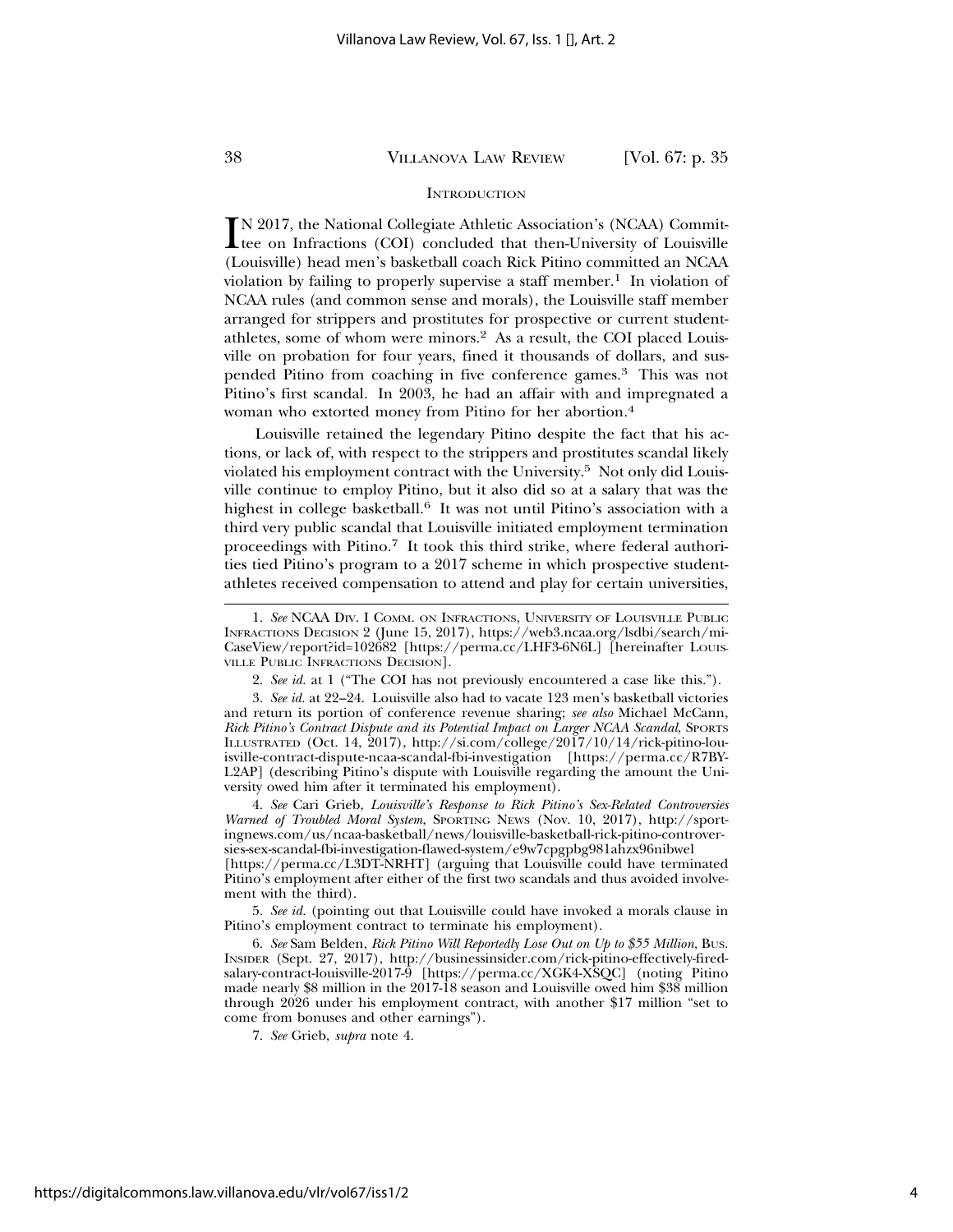## INTRODUCTION

IN 2017, the National Collegiate Athletic Association's (NCAA) Committee on Infractions (COI) concluded that then-University of Louisville (Louisville) head men's basketball coach Rick Pitino committed an NCAA violation by failing to properly supervise a staff member.[1] In violation of NCAA rules (and common sense and morals), the Louisville staff member arranged for strippers and prostitutes for prospective or current student-athletes, some of whom were minors.[2] As a result, the COI placed Louisville on probation from four years, fined it thousands of dollars, and suspended Pitino from coaching in five conference games.[3] This was not Pitino's first scandal. In 2003, he had an affair with and impregnated a woman who extorted money from Pitino for her abortion.[4]

Louisville retained the legendary Pitino despite the fact that his actions, or lack of, with respect to the strippers and prostitutes scandal likely violated his employment contract with the University.[5] Not only did Louisville continue to employ Pitino, but it also did so at a salary that was the highest in college basketball.[6] It was not until Pitino's association with a third very public scandal that Louisville initiated employment termination proceedings with Pitino.[7] It took this third strike, where federal authorities tied Pitino's program to a 2017 scheme in which prospective student-athletes received compensation to attend and play for certain universities,

---

1. *See* NCAA DIV. I COMM. ON INFRACTIONS, UNIVERSITY OF LOUISVILLE PUBLIC INFRACTIONS DECISION 2 (June 15, 2017), https://web3.ncaa.org/lsdbi/search/miCaseView/report?id=102682 [https://perma.cc/LHF3-6N6L] [hereinafter LOUISVILLE PUBLIC INFRACTIONS DECISION].

2. *See id.* at 1 ("The COI has not previously encountered a case like this.").

3. *See id.* at 22–24. Louisville also had to vacate 123 men's basketball victories and return its portion of conference revenue sharing; *see also* Michael McCann, *Rick Pitino's Contract Dispute and its Potential Impact on Larger NCAA Scandal*, SPORTS ILLUSTRATED (Oct. 14, 2017), http://si.com/college/2017/10/14/rick-pitino-louisville-contract-dispute-ncaa-scandal-fbi-investigation [https://perma.cc/R7BY-L2AP] (describing Pitino's dispute with Louisville regarding the amount the University owed him after it terminated his employment).

4. *See* Cari Grieb, *Louisville's Response to Rick Pitino's Sex-Related Controversies Warned of Troubled Moral System*, SPORTING NEWS (Nov. 10, 2017), http://sportingnews.com/us/ncaa-basketball/news/louisville-basketball-rick-pitino-controversies-sex-scandal-fbi-investigation-flawed-system/e9w7cpgpbg981ahzx96nibwel [https://perma.cc/L3DT-NRHT] (arguing that Louisville could have terminated Pitino's employment after either of the first two scandals and thus avoided involvement with the third).

5. *See id.* (pointing out that Louisville could have invoked a morals clause in Pitino's employment contract to terminate his employment).

6. *See* Sam Belden, *Rick Pitino Will Reportedly Lose Out on Up to $55 Million*, BUS. INSIDER (Sept. 27, 2017), http://businessinsider.com/rick-pitino-effectively-fired-salary-contract-louisville-2017-9 [https://perma.cc/XGK4-XSQC] (noting Pitino made nearly $8 million in the 2017-18 season and Louisville owed him $38 million through 2026 under his employment contract, with another $17 million "set to come from bonuses and other earnings").

7. *See* Grieb, *supra* note 4.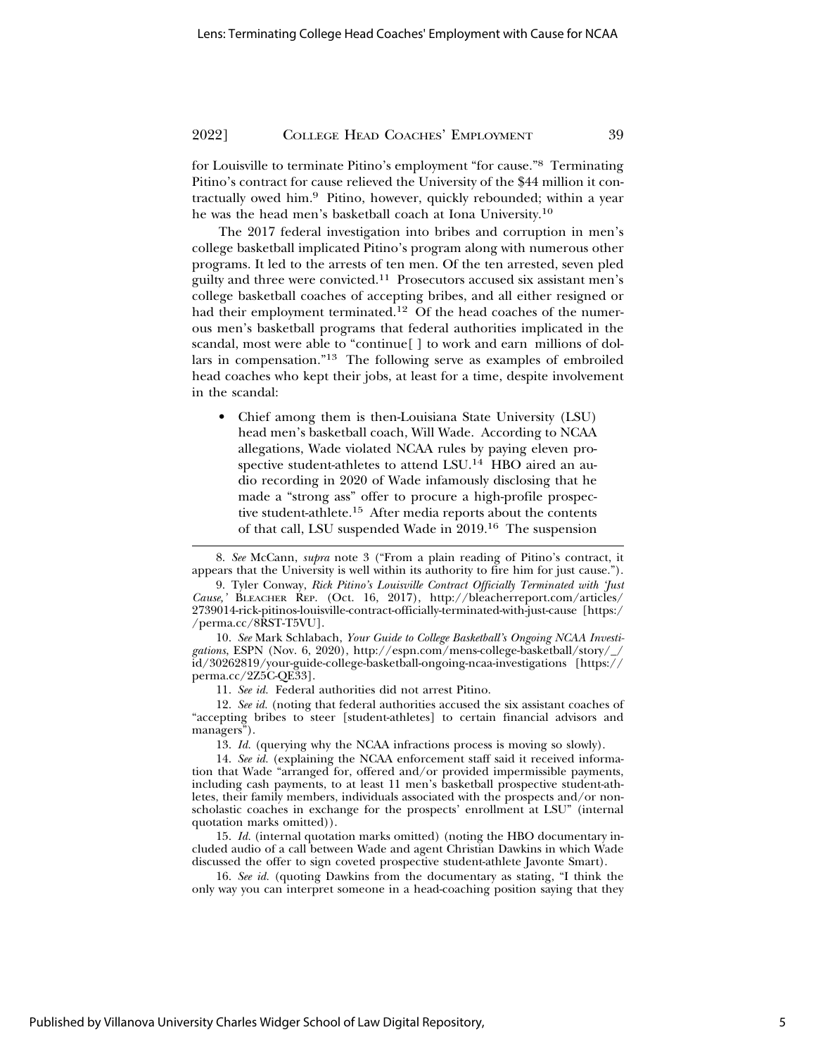for Louisville to terminate Pitino's employment "for cause."[8] Terminating Pitino's contract for cause relieved the University of the $44 million it contractually owed him.[9] Pitino, however, quickly rebounded; within a year he was the head men's basketball coach at Iona University.[10]

The 2017 federal investigation into bribes and corruption in men's college basketball implicated Pitino's program along with numerous other programs. It led to the arrests of ten men. Of the ten arrested, seven pled guilty and three were convicted.[11] Prosecutors accused six assistant men's college basketball coaches of accepting bribes, and all either resigned or had their employment terminated.[12] Of the head coaches of the numerous men's basketball programs that federal authorities implicated in the scandal, most were able to "continue[ ] to work and earn millions of dollars in compensation."[13] The following serve as examples of embroiled head coaches who kept their jobs, at least for a time, despite involvement in the scandal:

- Chief among them is then-Louisiana State University (LSU) head men's basketball coach, Will Wade. According to NCAA allegations, Wade violated NCAA rules by paying eleven prospective student-athletes to attend LSU.[14] HBO aired an audio recording in 2020 of Wade infamously disclosing that he made a "strong ass" offer to procure a high-profile prospective student-athlete.[15] After media reports about the contents of that call, LSU suspended Wade in 2019.[16] The suspension

---

8. *See* McCann, *supra* note 3 ("From a plain reading of Pitino's contract, it appears that the University is well within its authority to fire him for just cause.").

9. Tyler Conway, *Rick Pitino's Louisville Contract Officially Terminated with 'Just Cause,'* BLEACHER REP. (Oct. 16, 2017), http://bleacherreport.com/articles/2739014-rick-pitinos-louisville-contract-officially-terminated-with-just-cause [https://perma.cc/8RST-T5VU].

10. *See* Mark Schlabach, *Your Guide to College Basketball's Ongoing NCAA Investigations*, ESPN (Nov. 6, 2020), http://espn.com/mens-college-basketball/story/_/id/30262819/your-guide-college-basketball-ongoing-ncaa-investigations [https://perma.cc/2Z5C-QE33].

11. *See id.* Federal authorities did not arrest Pitino.

12. *See id.* (noting that federal authorities accused the six assistant coaches of "accepting bribes to steer [student-athletes] to certain financial advisors and managers").

13. *Id.* (querying why the NCAA infractions process is moving so slowly).

14. *See id.* (explaining the NCAA enforcement staff said it received information that Wade "arranged for, offered and/or provided impermissible payments, including cash payments, to at least 11 men's basketball prospective student-athletes, their family members, individuals associated with the prospects and/or nonscholastic coaches in exchange for the prospects' enrollment at LSU" (internal quotation marks omitted)).

15. *Id.* (internal quotation marks omitted) (noting the HBO documentary included audio of a call between Wade and agent Christian Dawkins in which Wade discussed the offer to sign coveted prospective student-athlete Javonte Smart).

16. *See id.* (quoting Dawkins from the documentary as stating, "I think the only way you can interpret someone in a head-coaching position saying that they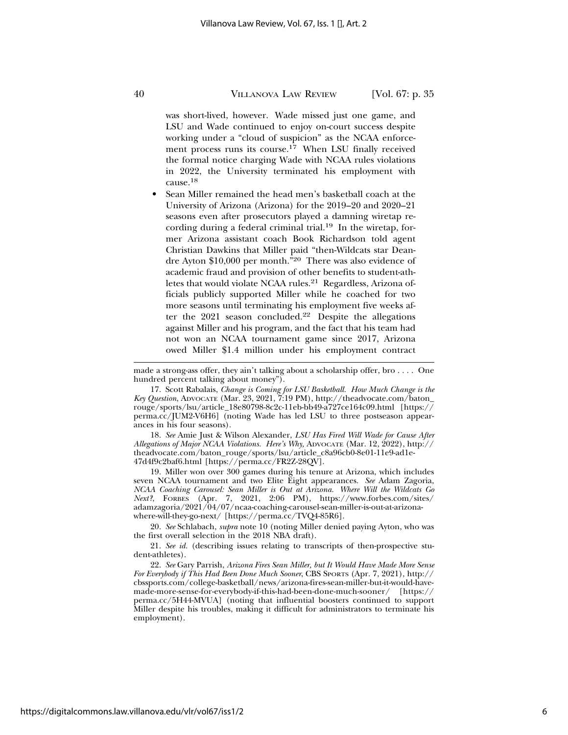was short-lived, however. Wade missed just one game, and LSU and Wade continued to enjoy on-court success despite working under a "cloud of suspicion" as the NCAA enforcement process runs its course.[17] When LSU finally received the formal notice charging Wade with NCAA rules violations in 2022, the University terminated his employment with cause.[18]

- Sean Miller remained the head men's basketball coach at the University of Arizona (Arizona) for the 2019–20 and 2020–21 seasons even after prosecutors played a damning wiretap recording during a federal criminal trial.[19] In the wiretap, former Arizona assistant coach Book Richardson told agent Christian Dawkins that Miller paid "then-Wildcats star Deandre Ayton $10,000 per month."[20] There was also evidence of academic fraud and provision of other benefits to student-athletes that would violate NCAA rules.[21] Regardless, Arizona officials publicly supported Miller while he coached for two more seasons until terminating his employment five weeks after the 2021 season concluded.[22] Despite the allegations against Miller and his program, and the fact that his team had not won an NCAA tournament game since 2017, Arizona owed Miller $1.4 million under his employment contract

---

made a strong-ass offer, they ain't talking about a scholarship offer, bro . . . . One hundred percent talking about money").

17. Scott Rabalais, *Change is Coming for LSU Basketball. How Much Change is the Key Question*, ADVOCATE (Mar. 23, 2021, 7:19 PM), http://theadvocate.com/baton_rouge/sports/lsu/article_18e80798-8c2c-11eb-bb49-a727ce164c09.html [https://perma.cc/JUM2-V6H6] (noting Wade has led LSU to three postseason appearances in his four seasons).

18. *See* Amie Just & Wilson Alexander, *LSU Has Fired Will Wade for Cause After Allegations of Major NCAA Violations. Here's Why*, ADVOCATE (Mar. 12, 2022), http://theadvocate.com/baton_rouge/sports/lsu/article_c8a96cb0-8e01-11e9-ad1e-47d4f9c2baf6.html [https://perma.cc/FR2Z-28QV].

19. Miller won over 300 games during his tenure at Arizona, which includes seven NCAA tournament and two Elite Eight appearances. *See* Adam Zagoria, *NCAA Coaching Carousel: Sean Miller is Out at Arizona. Where Will the Wildcats Go Next?*, FORBES (Apr. 7, 2021, 2:06 PM), https://www.forbes.com/sites/adamzagoria/2021/04/07/ncaa-coaching-carousel-sean-miller-is-out-at-arizona-where-will-they-go-next/ [https://perma.cc/TVQ4-85R6].

20. *See* Schlabach, *supra* note 10 (noting Miller denied paying Ayton, who was the first overall selection in the 2018 NBA draft).

21. *See id.* (describing issues relating to transcripts of then-prospective student-athletes).

22. *See* Gary Parrish, *Arizona Fires Sean Miller, but It Would Have Made More Sense For Everybody if This Had Been Done Much Sooner*, CBS SPORTS (Apr. 7, 2021), http://cbssports.com/college-basketball/news/arizona-fires-sean-miller-but-it-would-have-made-more-sense-for-everybody-if-this-had-been-done-much-sooner/ [https://perma.cc/5H44-MVUA] (noting that influential boosters continued to support Miller despite his troubles, making it difficult for administrators to terminate his employment).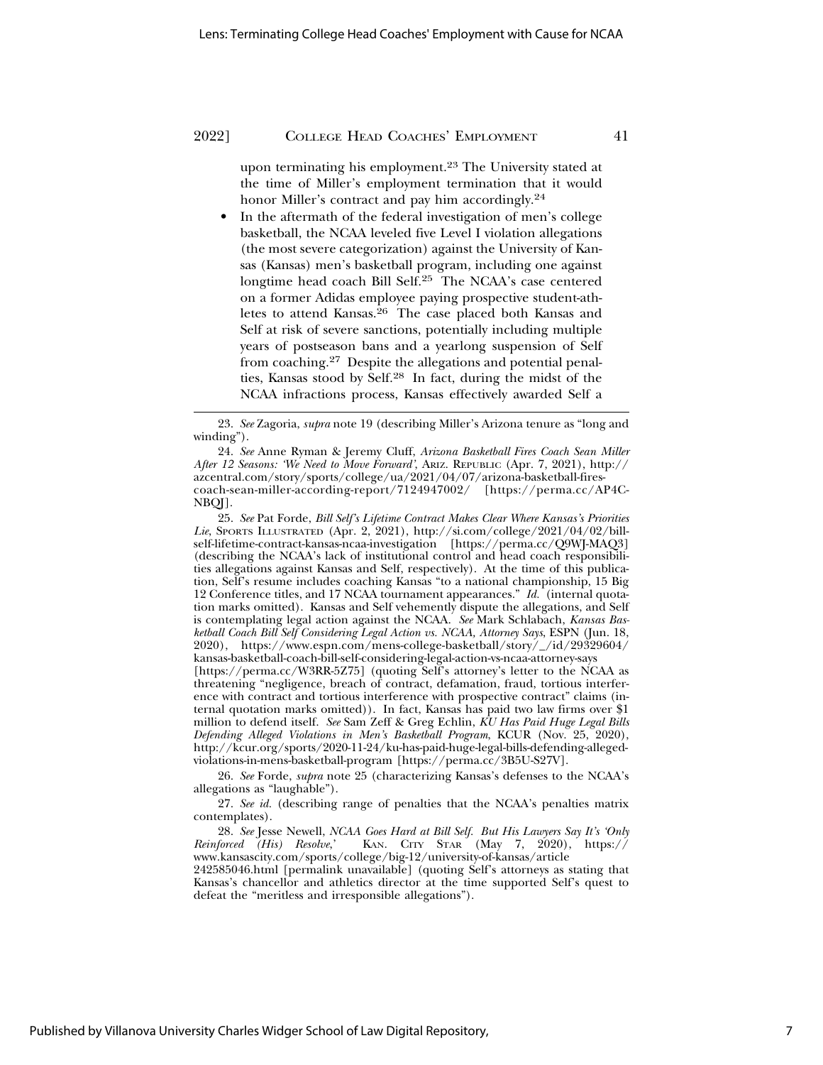upon terminating his employment.[23] The University stated at the time of Miller's employment termination that it would honor Miller's contract and pay him accordingly.[24]

- In the aftermath of the federal investigation of men's college basketball, the NCAA leveled five Level I violation allegations (the most severe categorization) against the University of Kansas (Kansas) men's basketball program, including one against longtime head coach Bill Self.[25] The NCAA's case centered on a former Adidas employee paying prospective student-athletes to attend Kansas.[26] The case placed both Kansas and Self at risk of severe sanctions, potentially including multiple years of postseason bans and a yearlong suspension of Self from coaching.[27] Despite the allegations and potential penalties, Kansas stood by Self.[28] In fact, during the midst of the NCAA infractions process, Kansas effectively awarded Self a

---

23. *See* Zagoria, *supra* note 19 (describing Miller's Arizona tenure as "long and winding").

24. *See* Anne Ryman & Jeremy Cluff, *Arizona Basketball Fires Coach Sean Miller After 12 Seasons: 'We Need to Move Forward'*, ARIZ. REPUBLIC (Apr. 7, 2021), http://azcentral.com/story/sports/college/ua/2021/04/07/arizona-basketball-fires-coach-sean-miller-according-report/7124947002/ [https://perma.cc/AP4C-NBQJ].

25. *See* Pat Forde, *Bill Self's Lifetime Contract Makes Clear Where Kansas's Priorities Lie*, SPORTS ILLUSTRATED (Apr. 2, 2021), http://si.com/college/2021/04/02/bill-self-lifetime-contract-kansas-ncaa-investigation [https://perma.cc/Q9WJ-MAQ3] (describing the NCAA's lack of institutional control and head coach responsibilities allegations against Kansas and Self, respectively). At the time of this publication, Self's resume includes coaching Kansas "to a national championship, 15 Big 12 Conference titles, and 17 NCAA tournament appearances." *Id.* (internal quotation marks omitted). Kansas and Self vehemently dispute the allegations, and Self is contemplating legal action against the NCAA. *See* Mark Schlabach, *Kansas Basketball Coach Bill Self Considering Legal Action vs. NCAA, Attorney Says*, ESPN (Jun. 18, 2020), https://www.espn.com/mens-college-basketball/story/_/id/29329604/kansas-basketball-coach-bill-self-considering-legal-action-vs-ncaa-attorney-says [https://perma.cc/W3RR-5Z75] (quoting Self's attorney's letter to the NCAA as threatening "negligence, breach of contract, defamation, fraud, tortious interference with contract and tortious interference with prospective contract" claims (internal quotation marks omitted)). In fact, Kansas has paid two law firms over $1 million to defend itself. *See* Sam Zeff & Greg Echlin, *KU Has Paid Huge Legal Bills Defending Alleged Violations in Men's Basketball Program*, KCUR (Nov. 25, 2020), http://kcur.org/sports/2020-11-24/ku-has-paid-huge-legal-bills-defending-alleged-violations-in-mens-basketball-program [https://perma.cc/3B5U-S27V].

26. *See* Forde, *supra* note 25 (characterizing Kansas's defenses to the NCAA's allegations as "laughable").

27. *See id.* (describing range of penalties that the NCAA's penalties matrix contemplates).

28. *See* Jesse Newell, *NCAA Goes Hard at Bill Self. But His Lawyers Say It's 'Only Reinforced (His) Resolve*,' KAN. CITY STAR (May 7, 2020), https://www.kansascity.com/sports/college/big-12/university-of-kansas/article242585046.html [permalink unavailable] (quoting Self's attorneys as stating that Kansas's chancellor and athletics director at the time supported Self's quest to defeat the "meritless and irresponsible allegations").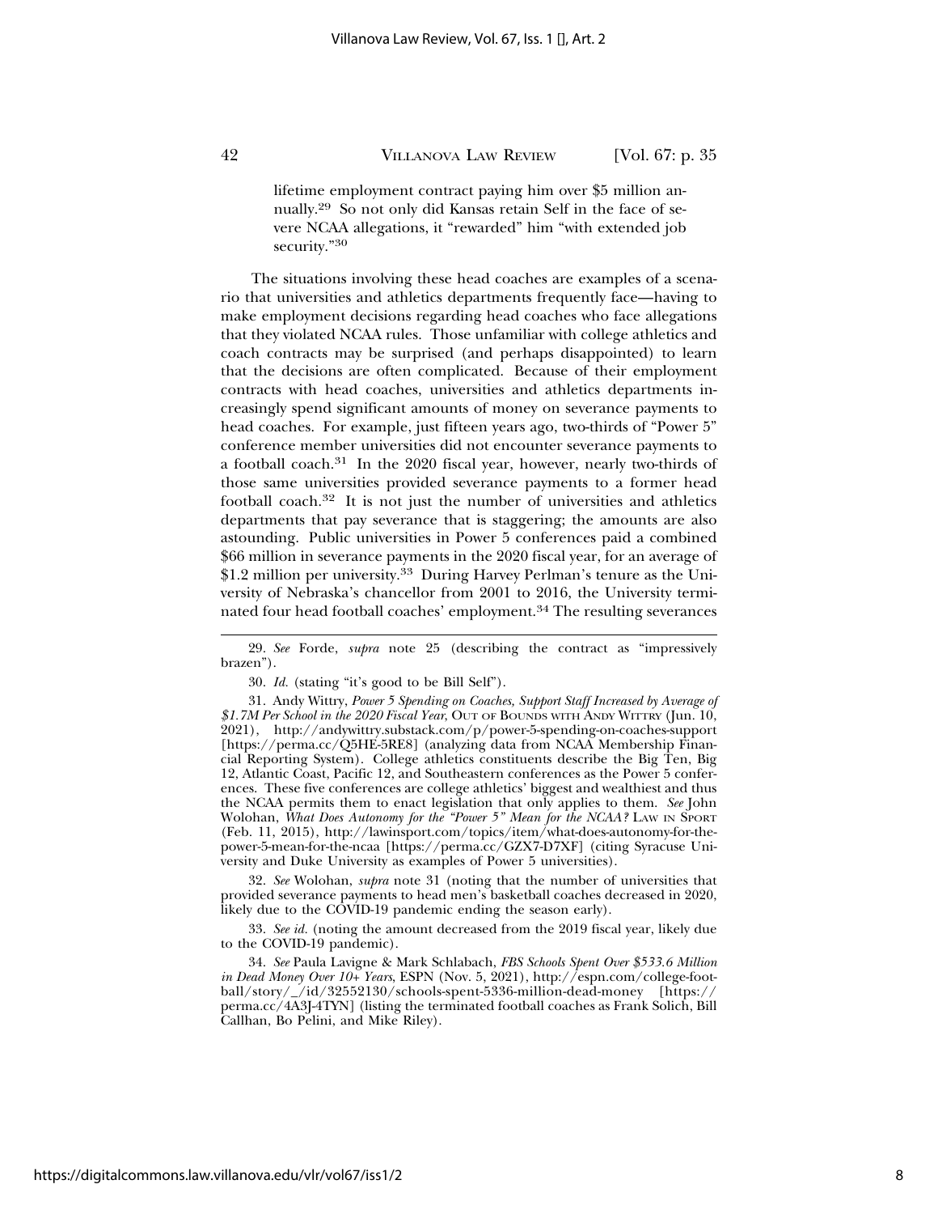lifetime employment contract paying him over $5 million annually.[29] So not only did Kansas retain Self in the face of severe NCAA allegations, it "rewarded" him "with extended job security."[30]

The situations involving these head coaches are examples of a scenario that universities and athletics departments frequently face—having to make employment decisions regarding head coaches who face allegations that they violated NCAA rules. Those unfamiliar with college athletics and coach contracts may be surprised (and perhaps disappointed) to learn that the decisions are often complicated. Because of their employment contracts with head coaches, universities and athletics departments increasingly spend significant amounts of money on severance payments to head coaches. For example, just fifteen years ago, two-thirds of "Power 5" conference member universities did not encounter severance payments to a football coach.[31] In the 2020 fiscal year, however, nearly two-thirds of those same universities provided severance payments to a former head football coach.[32] It is not just the number of universities and athletics departments that pay severance that is staggering; the amounts are also astounding. Public universities in Power 5 conferences paid a combined $66 million in severance payments in the 2020 fiscal year, for an average of $1.2 million per university.[33] During Harvey Perlman's tenure as the University of Nebraska's chancellor from 2001 to 2016, the University terminated four head football coaches' employment.[34] The resulting severances

---

29. *See* Forde, *supra* note 25 (describing the contract as "impressively brazen").

30. *Id.* (stating "it's good to be Bill Self").

31. Andy Wittry, *Power 5 Spending on Coaches, Support Staff Increased by Average of $1.7M Per School in the 2020 Fiscal Year*, OUT OF BOUNDS WITH ANDY WITTRY (Jun. 10, 2021), http://andywittry.substack.com/p/power-5-spending-on-coaches-support [https://perma.cc/Q5HE-5RE8] (analyzing data from NCAA Membership Financial Reporting System). College athletics constituents describe the Big Ten, Big 12, Atlantic Coast, Pacific 12, and Southeastern conferences as the Power 5 conferences. These five conferences are college athletics' biggest and wealthiest and thus the NCAA permits them to enact legislation that only applies to them. *See* John Wolohan, *What Does Autonomy for the "Power 5" Mean for the NCAA?* LAW IN SPORT (Feb. 11, 2015), http://lawinsport.com/topics/item/what-does-autonomy-for-the-power-5-mean-for-the-ncaa [https://perma.cc/GZX7-D7XF] (citing Syracuse University and Duke University as examples of Power 5 universities).

32. *See* Wolohan, *supra* note 31 (noting that the number of universities that provided severance payments to head men's basketball coaches decreased in 2020, likely due to the COVID-19 pandemic ending the season early).

33. *See id.* (noting the amount decreased from the 2019 fiscal year, likely due to the COVID-19 pandemic).

34. *See* Paula Lavigne & Mark Schlabach, *FBS Schools Spent Over $533.6 Million in Dead Money Over 10+ Years*, ESPN (Nov. 5, 2021), http://espn.com/college-football/story/_/id/32552130/schools-spent-5336-million-dead-money [https://perma.cc/4A3J-4TYN] (listing the terminated football coaches as Frank Solich, Bill Callhan, Bo Pelini, and Mike Riley).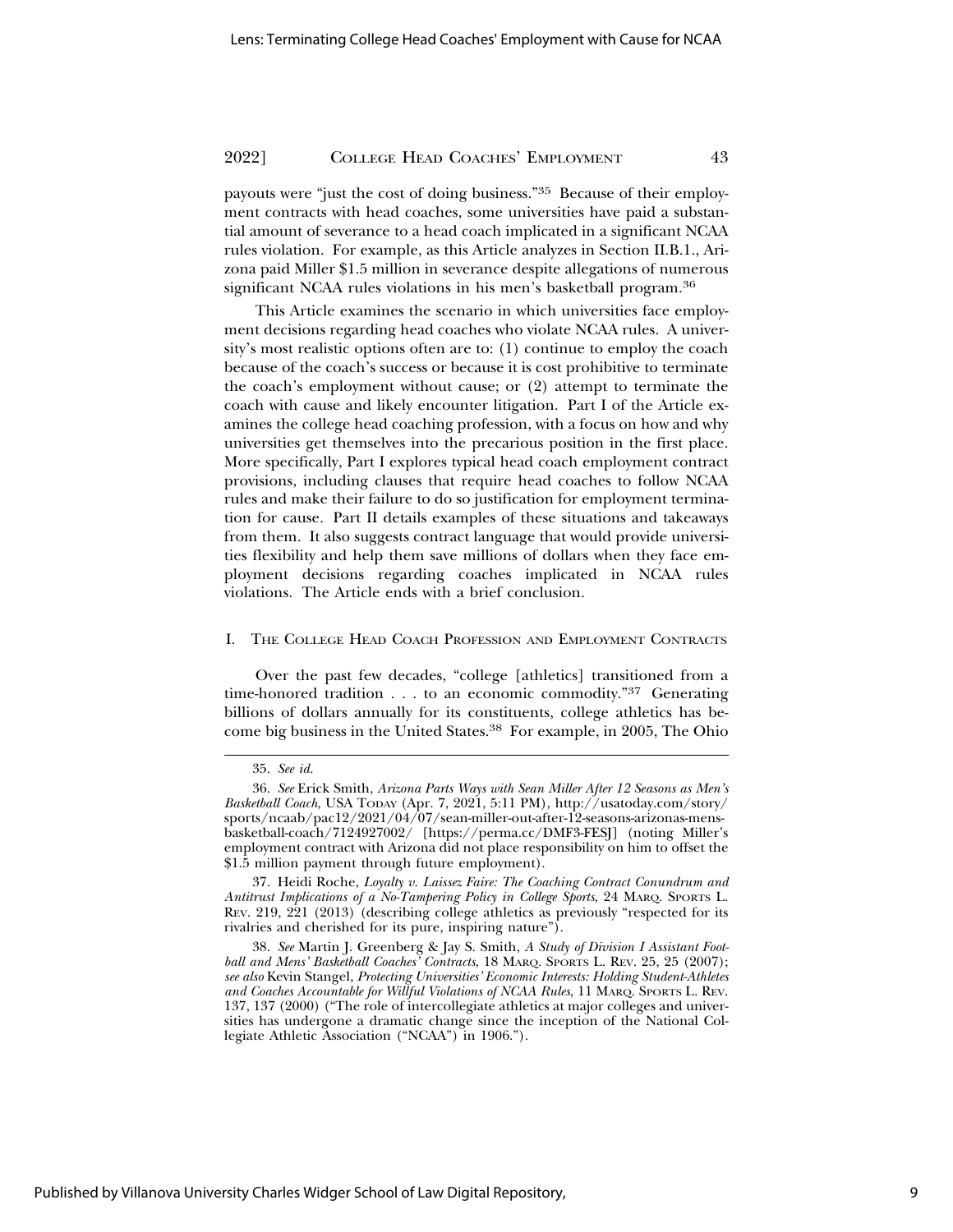payouts were "just the cost of doing business."[35] Because of their employment contracts with head coaches, some universities have paid a substantial amount of severance to a head coach implicated in a significant NCAA rules violation. For example, as this Article analyzes in Section II.B.1., Arizona paid Miller $1.5 million in severance despite allegations of numerous significant NCAA rules violations in his men's basketball program.[36]

This Article examines the scenario in which universities face employment decisions regarding head coaches who violate NCAA rules. A university's most realistic options often are to: (1) continue to employ the coach because of the coach's success or because it is cost prohibitive to terminate the coach's employment without cause; or (2) attempt to terminate the coach with cause and likely encounter litigation. Part I of the Article examines the college head coaching profession, with a focus on how and why universities get themselves into the precarious position in the first place. More specifically, Part I explores typical head coach employment contract provisions, including clauses that require head coaches to follow NCAA rules and make their failure to do so justification for employment termination for cause. Part II details examples of these situations and takeaways from them. It also suggests contract language that would provide universities flexibility and help them save millions of dollars when they face employment decisions regarding coaches implicated in NCAA rules violations. The Article ends with a brief conclusion.

## I. The College Head Coach Profession and Employment Contracts

Over the past few decades, "college [athletics] transitioned from a time-honored tradition . . . to an economic commodity."[37] Generating billions of dollars annually for its constituents, college athletics has become big business in the United States.[38] For example, in 2005, The Ohio

---

35. *See id.*

36. *See* Erick Smith, *Arizona Parts Ways with Sean Miller After 12 Seasons as Men's Basketball Coach*, USA Today (Apr. 7, 2021, 5:11 PM), http://usatoday.com/story/sports/ncaab/pac12/2021/04/07/sean-miller-out-after-12-seasons-arizonas-mens-basketball-coach/7124927002/ [https://perma.cc/DMF3-FESJ] (noting Miller's employment contract with Arizona did not place responsibility on him to offset the $1.5 million payment through future employment).

37. Heidi Roche, *Loyalty v. Laissez Faire: The Coaching Contract Conundrum and Antitrust Implications of a No-Tampering Policy in College Sports*, 24 Marq. Sports L. Rev. 219, 221 (2013) (describing college athletics as previously "respected for its rivalries and cherished for its pure, inspiring nature").

38. *See* Martin J. Greenberg & Jay S. Smith, *A Study of Division I Assistant Football and Mens' Basketball Coaches' Contracts*, 18 Marq. Sports L. Rev. 25, 25 (2007); *see also* Kevin Stangel, *Protecting Universities' Economic Interests: Holding Student-Athletes and Coaches Accountable for Willful Violations of NCAA Rules*, 11 Marq. Sports L. Rev. 137, 137 (2000) ("The role of intercollegiate athletics at major colleges and universities has undergone a dramatic change since the inception of the National Collegiate Athletic Association ("NCAA") in 1906.").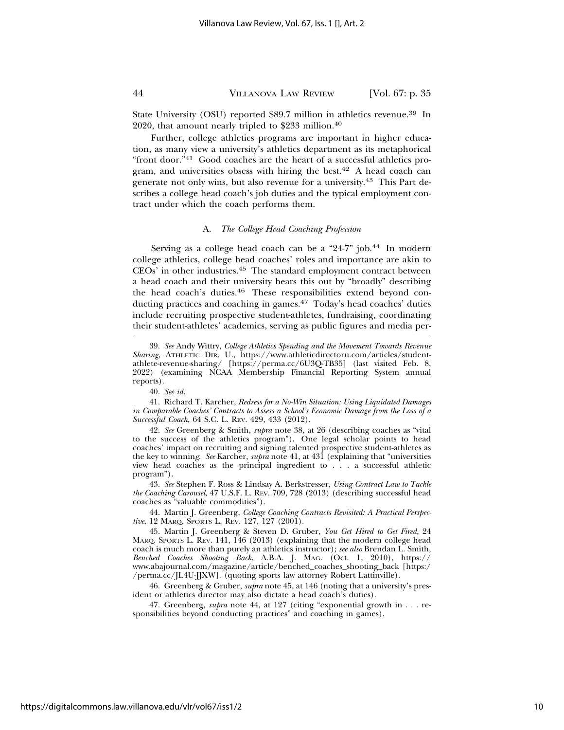State University (OSU) reported $89.7 million in athletics revenue.[39] In 2020, that amount nearly tripled to $233 million.[40]

Further, college athletics programs are important in higher education, as many view a university's athletics department as its metaphorical "front door."[41] Good coaches are the heart of a successful athletics program, and universities obsess with hiring the best.[42] A head coach can generate not only wins, but also revenue for a university.[43] This Part describes a college head coach's job duties and the typical employment contract under which the coach performs them.

### A. *The College Head Coaching Profession*

Serving as a college head coach can be a "24-7" job.[44] In modern college athletics, college head coaches' roles and importance are akin to CEOs' in other industries.[45] The standard employment contract between a head coach and their university bears this out by "broadly" describing the head coach's duties.[46] These responsibilities extend beyond conducting practices and coaching in games.[47] Today's head coaches' duties include recruiting prospective student-athletes, fundraising, coordinating their student-athletes' academics, serving as public figures and media per-

---

39. *See* Andy Wittry, *College Athletics Spending and the Movement Towards Revenue Sharing*, ATHLETIC DIR. U., https://www.athleticdirectoru.com/articles/student-athlete-revenue-sharing/ [https://perma.cc/6U3Q-TB35] (last visited Feb. 8, 2022) (examining NCAA Membership Financial Reporting System annual reports).

40. *See id.*

41. Richard T. Karcher, *Redress for a No-Win Situation: Using Liquidated Damages in Comparable Coaches' Contracts to Assess a School's Economic Damage from the Loss of a Successful Coach*, 64 S.C. L. REV. 429, 433 (2012).

42. *See* Greenberg & Smith, *supra* note 38, at 26 (describing coaches as "vital to the success of the athletics program"). One legal scholar points to head coaches' impact on recruiting and signing talented prospective student-athletes as the key to winning. *See* Karcher, *supra* note 41, at 431 (explaining that "universities view head coaches as the principal ingredient to . . . a successful athletic program").

43. *See* Stephen F. Ross & Lindsay A. Berkstresser, *Using Contract Law to Tackle the Coaching Carousel*, 47 U.S.F. L. REV. 709, 728 (2013) (describing successful head coaches as "valuable commodities").

44. Martin J. Greenberg, *College Coaching Contracts Revisited: A Practical Perspective*, 12 MARQ. SPORTS L. REV. 127, 127 (2001).

45. Martin J. Greenberg & Steven D. Gruber, *You Get Hired to Get Fired*, 24 MARQ. SPORTS L. REV. 141, 146 (2013) (explaining that the modern college head coach is much more than purely an athletics instructor); *see also* Brendan L. Smith, *Benched Coaches Shooting Back*, A.B.A. J. MAG. (Oct. 1, 2010), https://www.abajournal.com/magazine/article/benched_coaches_shooting_back [https://perma.cc/JL4U-JJXW]. (quoting sports law attorney Robert Lattinville).

46. Greenberg & Gruber, *supra* note 45, at 146 (noting that a university's president or athletics director may also dictate a head coach's duties).

47. Greenberg, *supra* note 44, at 127 (citing "exponential growth in . . . responsibilities beyond conducting practices" and coaching in games).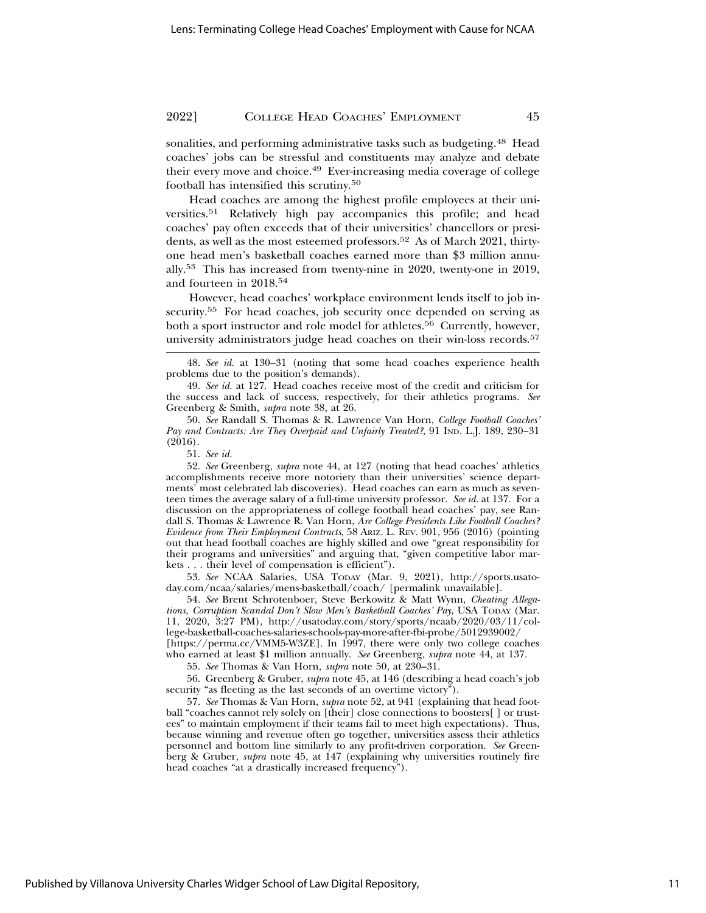sonalities, and performing administrative tasks such as budgeting.[48] Head coaches' jobs can be stressful and constituents may analyze and debate their every move and choice.[49] Ever-increasing media coverage of college football has intensified this scrutiny.[50]

Head coaches are among the highest profile employees at their universities.[51] Relatively high pay accompanies this profile; and head coaches' pay often exceeds that of their universities' chancellors or presidents, as well as the most esteemed professors.[52] As of March 2021, thirty-one head men's basketball coaches earned more than $3 million annually.[53] This has increased from twenty-nine in 2020, twenty-one in 2019, and fourteen in 2018.[54]

However, head coaches' workplace environment lends itself to job insecurity.[55] For head coaches, job security once depended on serving as both a sport instructor and role model for athletes.[56] Currently, however, university administrators judge head coaches on their win-loss records.[57]

---

48. *See id.* at 130–31 (noting that some head coaches experience health problems due to the position's demands).

49. *See id.* at 127. Head coaches receive most of the credit and criticism for the success and lack of success, respectively, for their athletics programs. *See* Greenberg & Smith, *supra* note 38, at 26.

50. *See* Randall S. Thomas & R. Lawrence Van Horn, *College Football Coaches' Pay and Contracts: Are They Overpaid and Unfairly Treated?*, 91 IND. L.J. 189, 230–31 (2016).

51. *See id.*

52. *See* Greenberg, *supra* note 44, at 127 (noting that head coaches' athletics accomplishments receive more notoriety than their universities' science departments' most celebrated lab discoveries). Head coaches can earn as much as seventeen times the average salary of a full-time university professor. *See id.* at 137. For a discussion on the appropriateness of college football head coaches' pay, see Randall S. Thomas & Lawrence R. Van Horn, *Are College Presidents Like Football Coaches? Evidence from Their Employment Contracts*, 58 ARIZ. L. REV. 901, 956 (2016) (pointing out that head football coaches are highly skilled and owe "great responsibility for their programs and universities" and arguing that, "given competitive labor markets . . . their level of compensation is efficient").

53. *See* NCAA Salaries, USA TODAY (Mar. 9, 2021), http://sports.usatoday.com/ncaa/salaries/mens-basketball/coach/ [permalink unavailable].

54. *See* Brent Schrotenboer, Steve Berkowitz & Matt Wynn, *Cheating Allegations, Corruption Scandal Don't Slow Men's Basketball Coaches' Pay*, USA TODAY (Mar. 11, 2020, 3:27 PM), http://usatoday.com/story/sports/ncaab/2020/03/11/college-basketball-coaches-salaries-schools-pay-more-after-fbi-probe/5012939002/ [https://perma.cc/VMM5-W3ZE]. In 1997, there were only two college coaches who earned at least $1 million annually. *See* Greenberg, *supra* note 44, at 137.

55. *See* Thomas & Van Horn, *supra* note 50, at 230–31.

56. Greenberg & Gruber, *supra* note 45, at 146 (describing a head coach's job security "as fleeting as the last seconds of an overtime victory").

57. *See* Thomas & Van Horn, *supra* note 52, at 941 (explaining that head football "coaches cannot rely solely on [their] close connections to boosters[ ] or trustees" to maintain employment if their teams fail to meet high expectations). Thus, because winning and revenue often go together, universities assess their athletics personnel and bottom line similarly to any profit-driven corporation. *See* Greenberg & Gruber, *supra* note 45, at 147 (explaining why universities routinely fire head coaches "at a drastically increased frequency").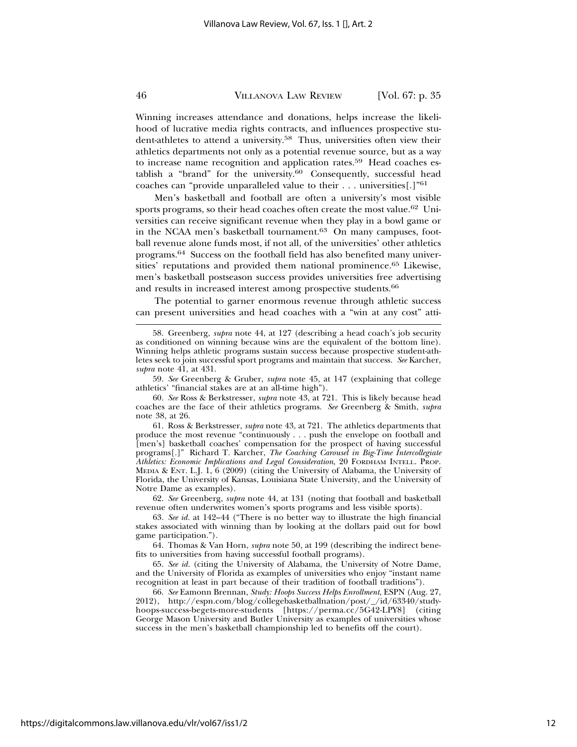Winning increases attendance and donations, helps increase the likelihood of lucrative media rights contracts, and influences prospective student-athletes to attend a university.[58] Thus, universities often view their athletics departments not only as a potential revenue source, but as a way to increase name recognition and application rates.[59] Head coaches establish a "brand" for the university.[60] Consequently, successful head coaches can "provide unparalleled value to their . . . universities[.]"[61]

Men's basketball and football are often a university's most visible sports programs, so their head coaches often create the most value.[62] Universities can receive significant revenue when they play in a bowl game or in the NCAA men's basketball tournament.[63] On many campuses, football revenue alone funds most, if not all, of the universities' other athletics programs.[64] Success on the football field has also benefited many universities' reputations and provided them national prominence.[65] Likewise, men's basketball postseason success provides universities free advertising and results in increased interest among prospective students.[66]

The potential to garner enormous revenue through athletic success can present universities and head coaches with a "win at any cost" atti-

---

58. Greenberg, *supra* note 44, at 127 (describing a head coach's job security as conditioned on winning because wins are the equivalent of the bottom line). Winning helps athletic programs sustain success because prospective student-athletes seek to join successful sport programs and maintain that success. *See* Karcher, *supra* note 41, at 431.

59. *See* Greenberg & Gruber, *supra* note 45, at 147 (explaining that college athletics' "financial stakes are at an all-time high").

60. *See* Ross & Berkstresser, *supra* note 43, at 721. This is likely because head coaches are the face of their athletics programs. *See* Greenberg & Smith, *supra* note 38, at 26.

61. Ross & Berkstresser, *supra* note 43, at 721. The athletics departments that produce the most revenue "continuously . . . push the envelope on football and [men's] basketball coaches' compensation for the prospect of having successful programs[.]" Richard T. Karcher, *The Coaching Carousel in Big-Time Intercollegiate Athletics: Economic Implications and Legal Consideration*, 20 FORDHAM INTELL. PROP. MEDIA & ENT. L.J. 1, 6 (2009) (citing the University of Alabama, the University of Florida, the University of Kansas, Louisiana State University, and the University of Notre Dame as examples).

62. *See* Greenberg, *supra* note 44, at 131 (noting that football and basketball revenue often underwrites women's sports programs and less visible sports).

63. *See id.* at 142–44 ("There is no better way to illustrate the high financial stakes associated with winning than by looking at the dollars paid out for bowl game participation.").

64. Thomas & Van Horn, *supra* note 50, at 199 (describing the indirect benefits to universities from having successful football programs).

65. *See id.* (citing the University of Alabama, the University of Notre Dame, and the University of Florida as examples of universities who enjoy "instant name recognition at least in part because of their tradition of football traditions").

66. *See* Eamonn Brennan, *Study: Hoops Success Helps Enrollment*, ESPN (Aug. 27, 2012), http://espn.com/blog/collegebasketballnation/post/_/id/63340/study-hoops-success-begets-more-students [https://perma.cc/5G42-LPY8] (citing George Mason University and Butler University as examples of universities whose success in the men's basketball championship led to benefits off the court).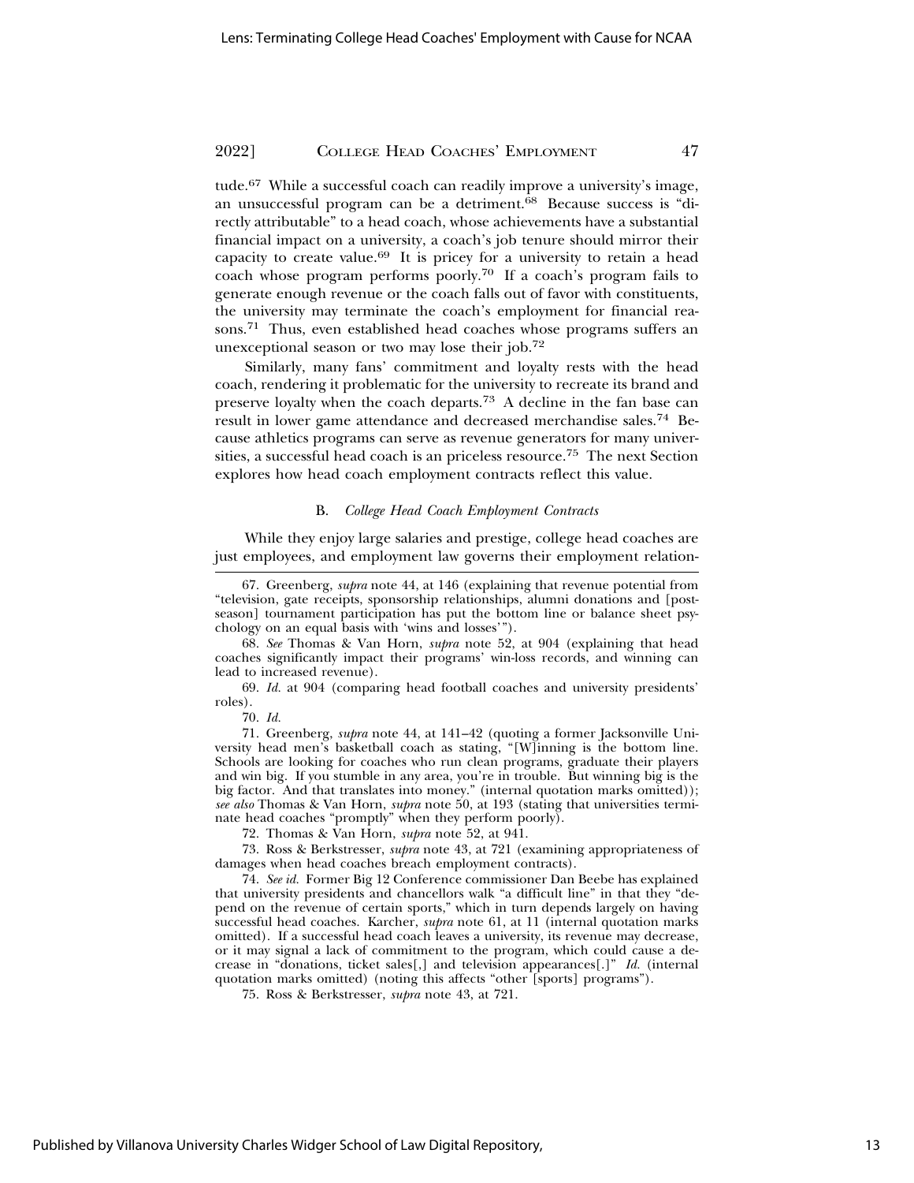tude.[67] While a successful coach can readily improve a university's image, an unsuccessful program can be a detriment.[68] Because success is "directly attributable" to a head coach, whose achievements have a substantial financial impact on a university, a coach's job tenure should mirror their capacity to create value.[69] It is pricey for a university to retain a head coach whose program performs poorly.[70] If a coach's program fails to generate enough revenue or the coach falls out of favor with constituents, the university may terminate the coach's employment for financial reasons.[71] Thus, even established head coaches whose programs suffers an unexceptional season or two may lose their job.[72]

Similarly, many fans' commitment and loyalty rests with the head coach, rendering it problematic for the university to recreate its brand and preserve loyalty when the coach departs.[73] A decline in the fan base can result in lower game attendance and decreased merchandise sales.[74] Because athletics programs can serve as revenue generators for many universities, a successful head coach is an priceless resource.[75] The next Section explores how head coach employment contracts reflect this value.

### B. *College Head Coach Employment Contracts*

While they enjoy large salaries and prestige, college head coaches are just employees, and employment law governs their employment relation-

---

67. Greenberg, *supra* note 44, at 146 (explaining that revenue potential from "television, gate receipts, sponsorship relationships, alumni donations and [post-season] tournament participation has put the bottom line or balance sheet psychology on an equal basis with 'wins and losses'").

68. *See* Thomas & Van Horn, *supra* note 52, at 904 (explaining that head coaches significantly impact their programs' win-loss records, and winning can lead to increased revenue).

69. *Id.* at 904 (comparing head football coaches and university presidents' roles).

70. *Id.*

71. Greenberg, *supra* note 44, at 141–42 (quoting a former Jacksonville University head men's basketball coach as stating, "[W]inning is the bottom line. Schools are looking for coaches who run clean programs, graduate their players and win big. If you stumble in any area, you're in trouble. But winning big is the big factor. And that translates into money." (internal quotation marks omitted)); *see also* Thomas & Van Horn, *supra* note 50, at 193 (stating that universities terminate head coaches "promptly" when they perform poorly).

72. Thomas & Van Horn, *supra* note 52, at 941.

73. Ross & Berkstresser, *supra* note 43, at 721 (examining appropriateness of damages when head coaches breach employment contracts).

74. *See id.* Former Big 12 Conference commissioner Dan Beebe has explained that university presidents and chancellors walk "a difficult line" in that they "depend on the revenue of certain sports," which in turn depends largely on having successful head coaches. Karcher, *supra* note 61, at 11 (internal quotation marks omitted). If a successful head coach leaves a university, its revenue may decrease, or it may signal a lack of commitment to the program, which could cause a decrease in "donations, ticket sales[,] and television appearances[.]" *Id.* (internal quotation marks omitted) (noting this affects "other [sports] programs").

75. Ross & Berkstresser, *supra* note 43, at 721.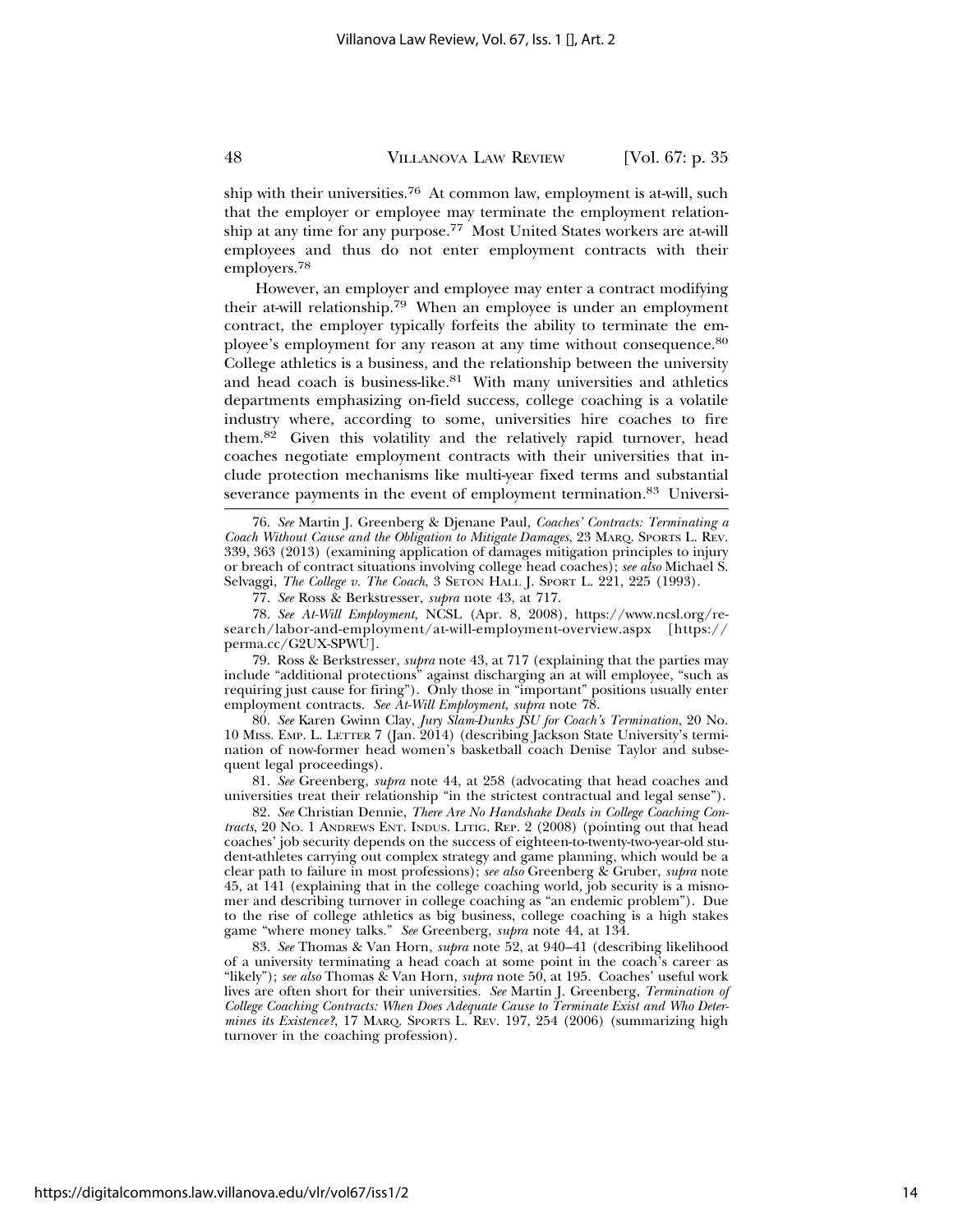ship with their universities.[76] At common law, employment is at-will, such that the employer or employee may terminate the employment relationship at any time for any purpose.[77] Most United States workers are at-will employees and thus do not enter employment contracts with their employers.[78]

However, an employer and employee may enter a contract modifying their at-will relationship.[79] When an employee is under an employment contract, the employer typically forfeits the ability to terminate the employee's employment for any reason at any time without consequence.[80] College athletics is a business, and the relationship between the university and head coach is business-like.[81] With many universities and athletics departments emphasizing on-field success, college coaching is a volatile industry where, according to some, universities hire coaches to fire them.[82] Given this volatility and the relatively rapid turnover, head coaches negotiate employment contracts with their universities that include protection mechanisms like multi-year fixed terms and substantial severance payments in the event of employment termination.[83] Universi-

---

76. *See* Martin J. Greenberg & Djenane Paul, *Coaches' Contracts: Terminating a Coach Without Cause and the Obligation to Mitigate Damages*, 23 MARQ. SPORTS L. REV. 339, 363 (2013) (examining application of damages mitigation principles to injury or breach of contract situations involving college head coaches); *see also* Michael S. Selvaggi, *The College v. The Coach*, 3 SETON HALL J. SPORT L. 221, 225 (1993).

77. *See* Ross & Berkstresser, *supra* note 43, at 717.

78. *See At-Will Employment*, NCSL (Apr. 8, 2008), https://www.ncsl.org/research/labor-and-employment/at-will-employment-overview.aspx [https://perma.cc/G2UX-SPWU].

79. Ross & Berkstresser, *supra* note 43, at 717 (explaining that the parties may include "additional protections" against discharging an at will employee, "such as requiring just cause for firing"). Only those in "important" positions usually enter employment contracts. *See At-Will Employment*, *supra* note 78.

80. *See* Karen Gwinn Clay, *Jury Slam-Dunks JSU for Coach's Termination*, 20 No. 10 MISS. EMP. L. LETTER 7 (Jan. 2014) (describing Jackson State University's termination of now-former head women's basketball coach Denise Taylor and subsequent legal proceedings).

81. *See* Greenberg, *supra* note 44, at 258 (advocating that head coaches and universities treat their relationship "in the strictest contractual and legal sense").

82. *See* Christian Dennie, *There Are No Handshake Deals in College Coaching Contracts*, 20 NO. 1 ANDREWS ENT. INDUS. LITIG. REP. 2 (2008) (pointing out that head coaches' job security depends on the success of eighteen-to-twenty-two-year-old student-athletes carrying out complex strategy and game planning, which would be a clear path to failure in most professions); *see also* Greenberg & Gruber, *supra* note 45, at 141 (explaining that in the college coaching world, job security is a misnomer and describing turnover in college coaching as "an endemic problem"). Due to the rise of college athletics as big business, college coaching is a high stakes game "where money talks." *See* Greenberg, *supra* note 44, at 134.

83. *See* Thomas & Van Horn, *supra* note 52, at 940–41 (describing likelihood of a university terminating a head coach at some point in the coach's career as "likely"); *see also* Thomas & Van Horn, *supra* note 50, at 195. Coaches' useful work lives are often short for their universities. *See* Martin J. Greenberg, *Termination of College Coaching Contracts: When Does Adequate Cause to Terminate Exist and Who Determines its Existence?*, 17 MARQ. SPORTS L. REV. 197, 254 (2006) (summarizing high turnover in the coaching profession).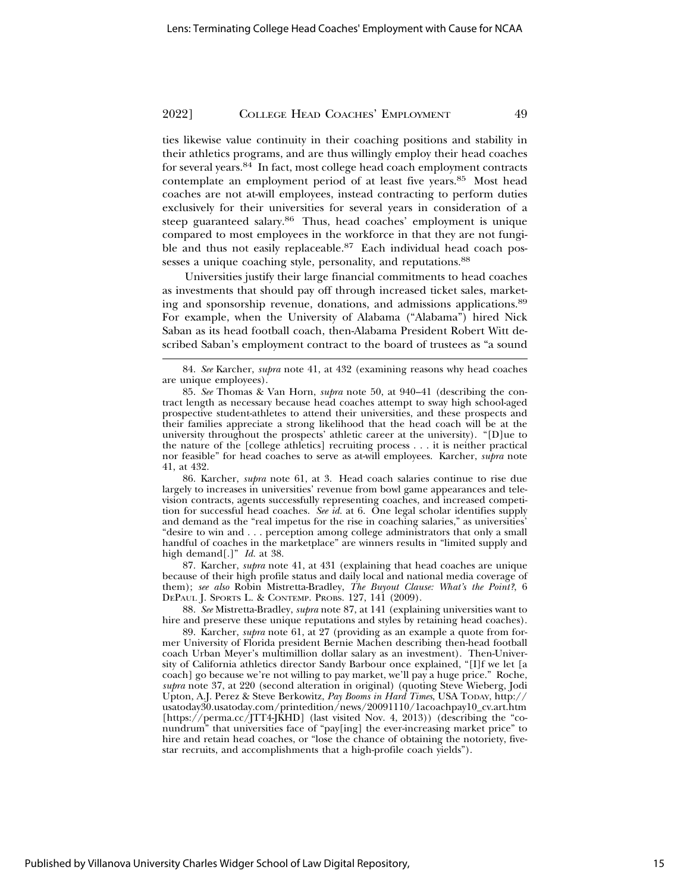ties likewise value continuity in their coaching positions and stability in their athletics programs, and are thus willingly employ their head coaches for several years.[84] In fact, most college head coach employment contracts contemplate an employment period of at least five years.[85] Most head coaches are not at-will employees, instead contracting to perform duties exclusively for their universities for several years in consideration of a steep guaranteed salary.[86] Thus, head coaches' employment is unique compared to most employees in the workforce in that they are not fungible and thus not easily replaceable.[87] Each individual head coach possesses a unique coaching style, personality, and reputations.[88]

Universities justify their large financial commitments to head coaches as investments that should pay off through increased ticket sales, marketing and sponsorship revenue, donations, and admissions applications.[89] For example, when the University of Alabama ("Alabama") hired Nick Saban as its head football coach, then-Alabama President Robert Witt described Saban's employment contract to the board of trustees as "a sound

---

84. *See* Karcher, *supra* note 41, at 432 (examining reasons why head coaches are unique employees).

85. *See* Thomas & Van Horn, *supra* note 50, at 940–41 (describing the contract length as necessary because head coaches attempt to sway high school-aged prospective student-athletes to attend their universities, and these prospects and their families appreciate a strong likelihood that the head coach will be at the university throughout the prospects' athletic career at the university). "[D]ue to the nature of the [college athletics] recruiting process . . . it is neither practical nor feasible" for head coaches to serve as at-will employees. Karcher, *supra* note 41, at 432.

86. Karcher, *supra* note 61, at 3. Head coach salaries continue to rise due largely to increases in universities' revenue from bowl game appearances and television contracts, agents successfully representing coaches, and increased competition for successful head coaches. *See id.* at 6. One legal scholar identifies supply and demand as the "real impetus for the rise in coaching salaries," as universities' "desire to win and . . . perception among college administrators that only a small handful of coaches in the marketplace" are winners results in "limited supply and high demand[.]" *Id.* at 38.

87. Karcher, *supra* note 41, at 431 (explaining that head coaches are unique because of their high profile status and daily local and national media coverage of them); *see also* Robin Mistretta-Bradley, *The Buyout Clause: What's the Point?*, 6 DePaul J. Sports L. & Contemp. Probs. 127, 141 (2009).

88. *See* Mistretta-Bradley, *supra* note 87, at 141 (explaining universities want to hire and preserve these unique reputations and styles by retaining head coaches).

89. Karcher, *supra* note 61, at 27 (providing as an example a quote from former University of Florida president Bernie Machen describing then-head football coach Urban Meyer's multimillion dollar salary as an investment). Then-University of California athletics director Sandy Barbour once explained, "[I]f we let [a coach] go because we're not willing to pay market, we'll pay a huge price." Roche, *supra* note 37, at 220 (second alteration in original) (quoting Steve Wieberg, Jodi Upton, A.J. Perez & Steve Berkowitz, *Pay Booms in Hard Times*, USA Today, http://usatoday30.usatoday.com/printedition/news/20091110/1acoachpay10_cv.art.htm [https://perma.cc/JTT4-JKHD] (last visited Nov. 4, 2013)) (describing the "conundrum" that universities face of "pay[ing] the ever-increasing market price" to hire and retain head coaches, or "lose the chance of obtaining the notoriety, five-star recruits, and accomplishments that a high-profile coach yields").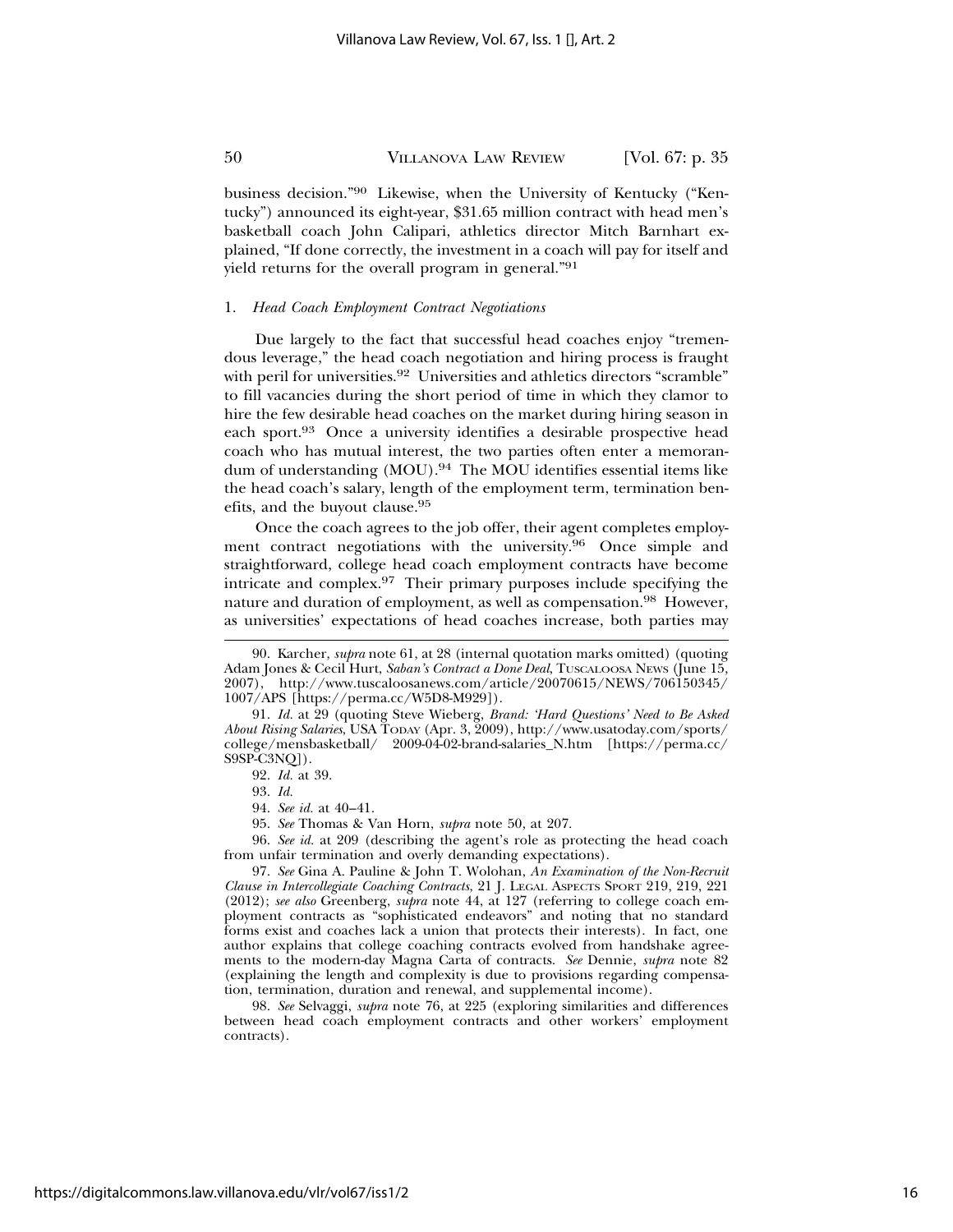business decision."[90] Likewise, when the University of Kentucky ("Kentucky") announced its eight-year, $31.65 million contract with head men's basketball coach John Calipari, athletics director Mitch Barnhart explained, "If done correctly, the investment in a coach will pay for itself and yield returns for the overall program in general."[91]

### 1. *Head Coach Employment Contract Negotiations*

Due largely to the fact that successful head coaches enjoy "tremendous leverage," the head coach negotiation and hiring process is fraught with peril for universities.[92] Universities and athletics directors "scramble" to fill vacancies during the short period of time in which they clamor to hire the few desirable head coaches on the market during hiring season in each sport.[93] Once a university identifies a desirable prospective head coach who has mutual interest, the two parties often enter a memorandum of understanding (MOU).[94] The MOU identifies essential items like the head coach's salary, length of the employment term, termination benefits, and the buyout clause.[95]

Once the coach agrees to the job offer, their agent completes employment contract negotiations with the university.[96] Once simple and straightforward, college head coach employment contracts have become intricate and complex.[97] Their primary purposes include specifying the nature and duration of employment, as well as compensation.[98] However, as universities' expectations of head coaches increase, both parties may

---

90. Karcher, *supra* note 61, at 28 (internal quotation marks omitted) (quoting Adam Jones & Cecil Hurt, *Saban's Contract a Done Deal*, TUSCALOOSA NEWS (June 15, 2007), http://www.tuscaloosanews.com/article/20070615/NEWS/706150345/1007/APS [https://perma.cc/W5D8-M929]).

91. *Id.* at 29 (quoting Steve Wieberg, *Brand: 'Hard Questions' Need to Be Asked About Rising Salaries*, USA TODAY (Apr. 3, 2009), http://www.usatoday.com/sports/college/mensbasketball/ 2009-04-02-brand-salaries_N.htm [https://perma.cc/S9SP-C3NQ]).

92. *Id.* at 39.

93. *Id.*

94. *See id.* at 40–41.

95. *See* Thomas & Van Horn, *supra* note 50, at 207.

96. *See id.* at 209 (describing the agent's role as protecting the head coach from unfair termination and overly demanding expectations).

97. *See* Gina A. Pauline & John T. Wolohan, *An Examination of the Non-Recruit Clause in Intercollegiate Coaching Contracts*, 21 J. LEGAL ASPECTS SPORT 219, 219, 221 (2012); *see also* Greenberg, *supra* note 44, at 127 (referring to college coach employment contracts as "sophisticated endeavors" and noting that no standard forms exist and coaches lack a union that protects their interests). In fact, one author explains that college coaching contracts evolved from handshake agreements to the modern-day Magna Carta of contracts. *See* Dennie, *supra* note 82 (explaining the length and complexity is due to provisions regarding compensation, termination, duration and renewal, and supplemental income).

98. *See* Selvaggi, *supra* note 76, at 225 (exploring similarities and differences between head coach employment contracts and other workers' employment contracts).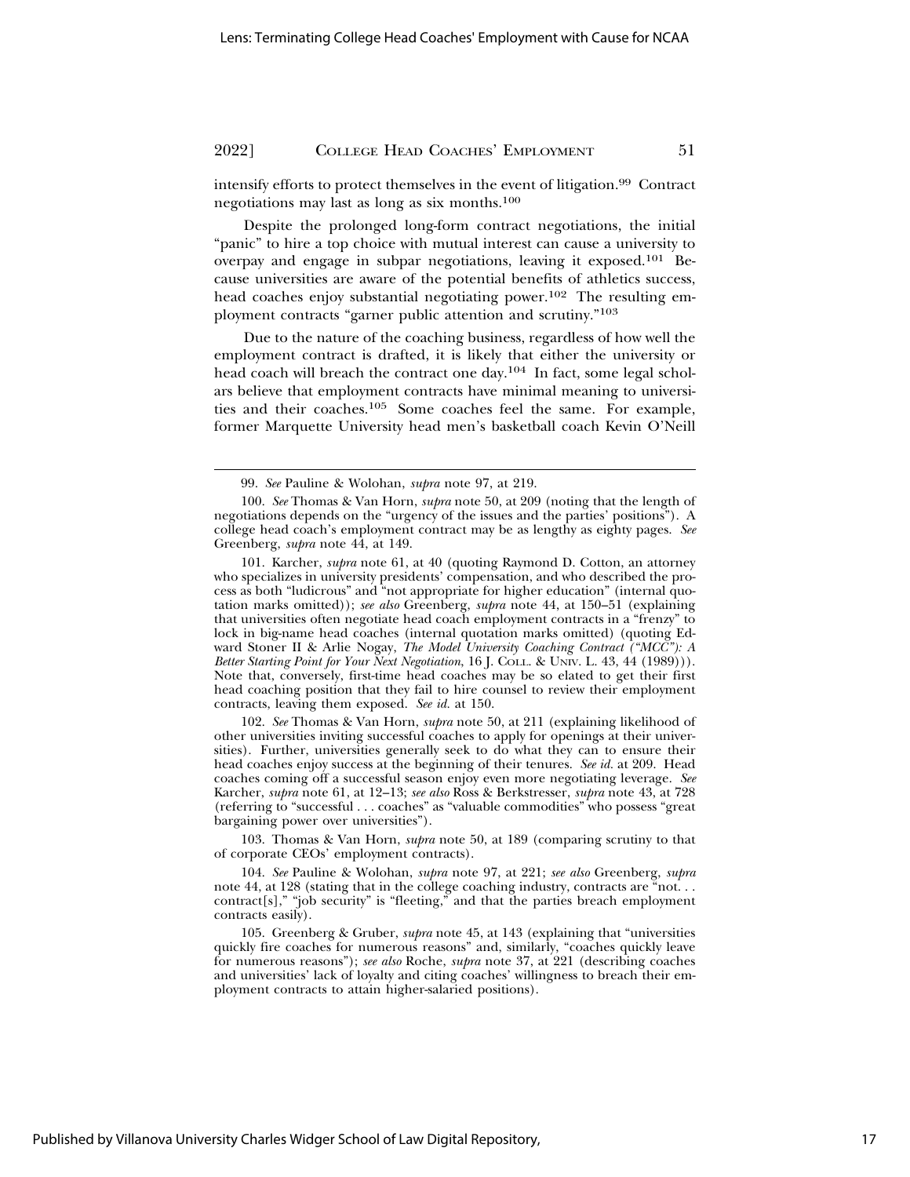intensify efforts to protect themselves in the event of litigation.[99] Contract negotiations may last as long as six months.[100]

Despite the prolonged long-form contract negotiations, the initial "panic" to hire a top choice with mutual interest can cause a university to overpay and engage in subpar negotiations, leaving it exposed.[101] Because universities are aware of the potential benefits of athletics success, head coaches enjoy substantial negotiating power.[102] The resulting employment contracts "garner public attention and scrutiny."[103]

Due to the nature of the coaching business, regardless of how well the employment contract is drafted, it is likely that either the university or head coach will breach the contract one day.[104] In fact, some legal scholars believe that employment contracts have minimal meaning to universities and their coaches.[105] Some coaches feel the same. For example, former Marquette University head men's basketball coach Kevin O'Neill

---

99. *See* Pauline & Wolohan, *supra* note 97, at 219.

100. *See* Thomas & Van Horn, *supra* note 50, at 209 (noting that the length of negotiations depends on the "urgency of the issues and the parties' positions"). A college head coach's employment contract may be as lengthy as eighty pages. *See* Greenberg, *supra* note 44, at 149.

101. Karcher, *supra* note 61, at 40 (quoting Raymond D. Cotton, an attorney who specializes in university presidents' compensation, and who described the process as both "ludicrous" and "not appropriate for higher education" (internal quotation marks omitted)); *see also* Greenberg, *supra* note 44, at 150–51 (explaining that universities often negotiate head coach employment contracts in a "frenzy" to lock in big-name head coaches (internal quotation marks omitted) (quoting Edward Stoner II & Arlie Nogay, *The Model University Coaching Contract ("MCC"): A Better Starting Point for Your Next Negotiation*, 16 J. COLL. & UNIV. L. 43, 44 (1989))). Note that, conversely, first-time head coaches may be so elated to get their first head coaching position that they fail to hire counsel to review their employment contracts, leaving them exposed. *See id.* at 150.

102. *See* Thomas & Van Horn, *supra* note 50, at 211 (explaining likelihood of other universities inviting successful coaches to apply for openings at their universities). Further, universities generally seek to do what they can to ensure their head coaches enjoy success at the beginning of their tenures. *See id.* at 209. Head coaches coming off a successful season enjoy even more negotiating leverage. *See* Karcher, *supra* note 61, at 12–13; *see also* Ross & Berkstresser, *supra* note 43, at 728 (referring to "successful . . . coaches" as "valuable commodities" who possess "great bargaining power over universities").

103. Thomas & Van Horn, *supra* note 50, at 189 (comparing scrutiny to that of corporate CEOs' employment contracts).

104. *See* Pauline & Wolohan, *supra* note 97, at 221; *see also* Greenberg, *supra* note 44, at 128 (stating that in the college coaching industry, contracts are "not. . . contract[s]," "job security" is "fleeting," and that the parties breach employment contracts easily).

105. Greenberg & Gruber, *supra* note 45, at 143 (explaining that "universities quickly fire coaches for numerous reasons" and, similarly, "coaches quickly leave for numerous reasons"); *see also* Roche, *supra* note 37, at 221 (describing coaches and universities' lack of loyalty and citing coaches' willingness to breach their employment contracts to attain higher-salaried positions).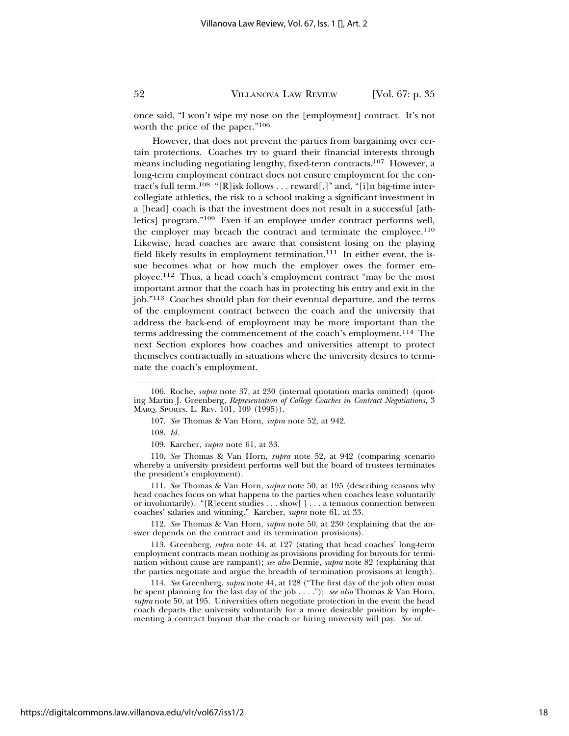once said, "I won't wipe my nose on the [employment] contract. It's not worth the price of the paper."[106]

However, that does not prevent the parties from bargaining over certain protections. Coaches try to guard their financial interests through means including negotiating lengthy, fixed-term contracts.[107] However, a long-term employment contract does not ensure employment for the contract's full term.[108] "[R]isk follows . . . reward[,]" and, "[i]n big-time intercollegiate athletics, the risk to a school making a significant investment in a [head] coach is that the investment does not result in a successful [athletics] program."[109] Even if an employee under contract performs well, the employer may breach the contract and terminate the employee.[110] Likewise, head coaches are aware that consistent losing on the playing field likely results in employment termination.[111] In either event, the issue becomes what or how much the employer owes the former employee.[112] Thus, a head coach's employment contract "may be the most important armor that the coach has in protecting his entry and exit in the job."[113] Coaches should plan for their eventual departure, and the terms of the employment contract between the coach and the university that address the back-end of employment may be more important than the terms addressing the commencement of the coach's employment.[114] The next Section explores how coaches and universities attempt to protect themselves contractually in situations where the university desires to terminate the coach's employment.

---

106. Roche, *supra* note 37, at 230 (internal quotation marks omitted) (quoting Martin J. Greenberg, *Representation of College Coaches in Contract Negotiations*, 3 MARQ. SPORTS. L. REV. 101, 109 (1995)).

107. *See* Thomas & Van Horn, *supra* note 52, at 942.

108. *Id.*

109. Karcher, *supra* note 61, at 33.

110. *See* Thomas & Van Horn, *supra* note 52, at 942 (comparing scenario whereby a university president performs well but the board of trustees terminates the president's employment).

111. *See* Thomas & Van Horn, *supra* note 50, at 195 (describing reasons why head coaches focus on what happens to the parties when coaches leave voluntarily or involuntarily). "[R]ecent studies . . . show[ ] . . . a tenuous connection between coaches' salaries and winning." Karcher, *supra* note 61, at 33.

112. *See* Thomas & Van Horn, *supra* note 50, at 230 (explaining that the answer depends on the contract and its termination provisions).

113. Greenberg, *supra* note 44, at 127 (stating that head coaches' long-term employment contracts mean nothing as provisions providing for buyouts for termination without cause are rampant); *see also* Dennie, *supra* note 82 (explaining that the parties negotiate and argue the breadth of termination provisions at length).

114. *See* Greenberg, *supra* note 44, at 128 ("The first day of the job often must be spent planning for the last day of the job . . . ."); *see also* Thomas & Van Horn, *supra* note 50, at 195. Universities often negotiate protection in the event the head coach departs the university voluntarily for a more desirable position by implementing a contract buyout that the coach or hiring university will pay. *See id.*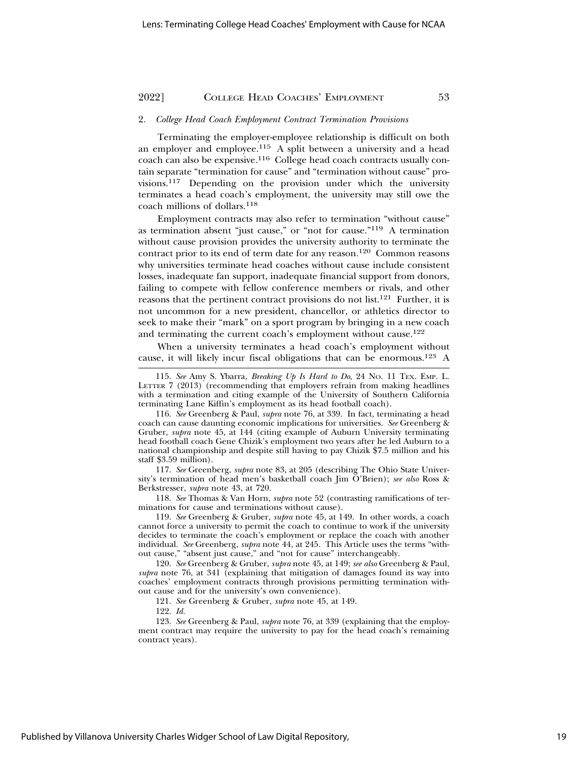### 2. *College Head Coach Employment Contract Termination Provisions*

Terminating the employer-employee relationship is difficult on both an employer and employee.[115] A split between a university and a head coach can also be expensive.[116] College head coach contracts usually contain separate "termination for cause" and "termination without cause" provisions.[117] Depending on the provision under which the university terminates a head coach's employment, the university may still owe the coach millions of dollars.[118]

Employment contracts may also refer to termination "without cause" as termination absent "just cause," or "not for cause."[119] A termination without cause provision provides the university authority to terminate the contract prior to its end of term date for any reason.[120] Common reasons why universities terminate head coaches without cause include consistent losses, inadequate fan support, inadequate financial support from donors, failing to compete with fellow conference members or rivals, and other reasons that the pertinent contract provisions do not list.[121] Further, it is not uncommon for a new president, chancellor, or athletics director to seek to make their "mark" on a sport program by bringing in a new coach and terminating the current coach's employment without cause.[122]

When a university terminates a head coach's employment without cause, it will likely incur fiscal obligations that can be enormous.[123] A

---

115. *See* Amy S. Ybarra, *Breaking Up Is Hard to Do*, 24 No. 11 Tex. Emp. L. Letter 7 (2013) (recommending that employers refrain from making headlines with a termination and citing example of the University of Southern California terminating Lane Kiffin's employment as its head football coach).

116. *See* Greenberg & Paul, *supra* note 76, at 339. In fact, terminating a head coach can cause daunting economic implications for universities. *See* Greenberg & Gruber, *supra* note 45, at 144 (citing example of Auburn University terminating head football coach Gene Chizik's employment two years after he led Auburn to a national championship and despite still having to pay Chizik $7.5 million and his staff $3.59 million).

117. *See* Greenberg, *supra* note 83, at 205 (describing The Ohio State University's termination of head men's basketball coach Jim O'Brien); *see also* Ross & Berkstresser, *supra* note 43, at 720.

118. *See* Thomas & Van Horn, *supra* note 52 (contrasting ramifications of terminations for cause and terminations without cause).

119. *See* Greenberg & Gruber, *supra* note 45, at 149. In other words, a coach cannot force a university to permit the coach to continue to work if the university decides to terminate the coach's employment or replace the coach with another individual. *See* Greenberg, *supra* note 44, at 245. This Article uses the terms "without cause," "absent just cause," and "not for cause" interchangeably.

120. *See* Greenberg & Gruber, *supra* note 45, at 149; *see also* Greenberg & Paul, *supra* note 76, at 341 (explaining that mitigation of damages found its way into coaches' employment contracts through provisions permitting termination without cause and for the university's own convenience).

121. *See* Greenberg & Gruber, *supra* note 45, at 149.

122. *Id.*

123. *See* Greenberg & Paul, *supra* note 76, at 339 (explaining that the employment contract may require the university to pay for the head coach's remaining contract years).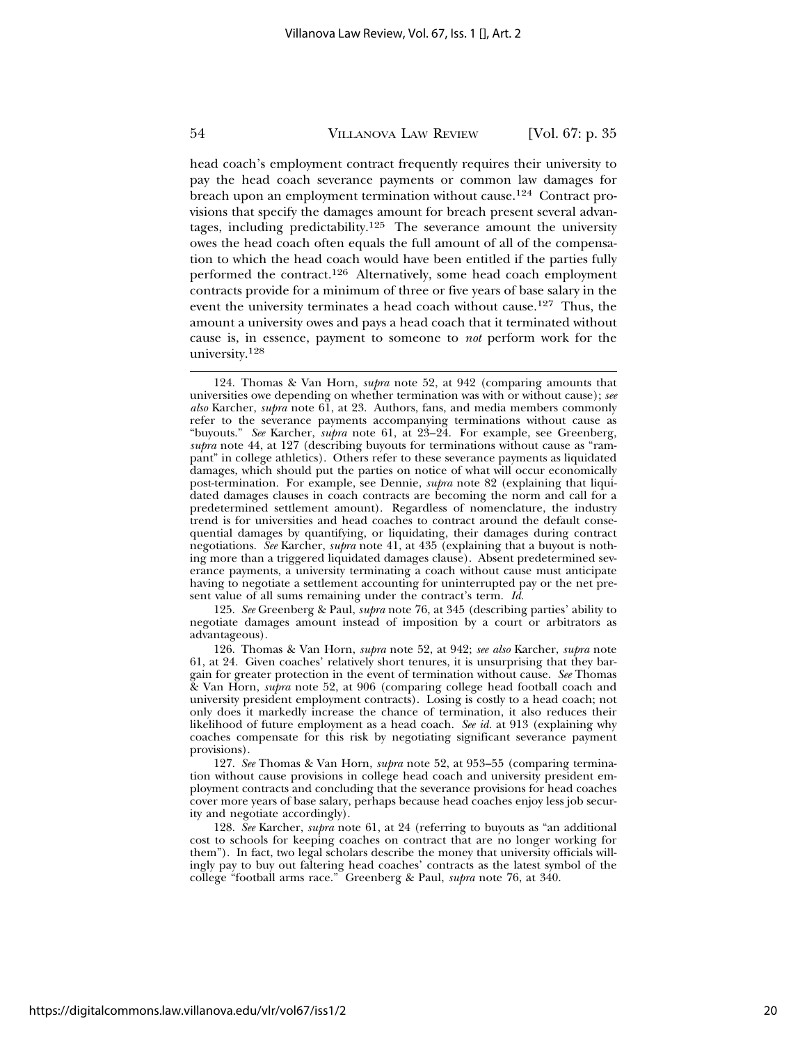head coach's employment contract frequently requires their university to pay the head coach severance payments or common law damages for breach upon an employment termination without cause.[124] Contract provisions that specify the damages amount for breach present several advantages, including predictability.[125] The severance amount the university owes the head coach often equals the full amount of all of the compensation to which the head coach would have been entitled if the parties fully performed the contract.[126] Alternatively, some head coach employment contracts provide for a minimum of three or five years of base salary in the event the university terminates a head coach without cause.[127] Thus, the amount a university owes and pays a head coach that it terminated without cause is, in essence, payment to someone to *not* perform work for the university.[128]

---

124. Thomas & Van Horn, *supra* note 52, at 942 (comparing amounts that universities owe depending on whether termination was with or without cause); *see also* Karcher, *supra* note 61, at 23. Authors, fans, and media members commonly refer to the severance payments accompanying terminations without cause as "buyouts." *See* Karcher, *supra* note 61, at 23–24. For example, see Greenberg, *supra* note 44, at 127 (describing buyouts for terminations without cause as "rampant" in college athletics). Others refer to these severance payments as liquidated damages, which should put the parties on notice of what will occur economically post-termination. For example, see Dennie, *supra* note 82 (explaining that liquidated damages clauses in coach contracts are becoming the norm and call for a predetermined settlement amount). Regardless of nomenclature, the industry trend is for universities and head coaches to contract around the default consequential damages by quantifying, or liquidating, their damages during contract negotiations. *See* Karcher, *supra* note 41, at 435 (explaining that a buyout is nothing more than a triggered liquidated damages clause). Absent predetermined severance payments, a university terminating a coach without cause must anticipate having to negotiate a settlement accounting for uninterrupted pay or the net present value of all sums remaining under the contract's term. *Id.*

125. *See* Greenberg & Paul, *supra* note 76, at 345 (describing parties' ability to negotiate damages amount instead of imposition by a court or arbitrators as advantageous).

126. Thomas & Van Horn, *supra* note 52, at 942; *see also* Karcher, *supra* note 61, at 24. Given coaches' relatively short tenures, it is unsurprising that they bargain for greater protection in the event of termination without cause. *See* Thomas & Van Horn, *supra* note 52, at 906 (comparing college head football coach and university president employment contracts). Losing is costly to a head coach; not only does it markedly increase the chance of termination, it also reduces their likelihood of future employment as a head coach. *See id.* at 913 (explaining why coaches compensate for this risk by negotiating significant severance payment provisions).

127. *See* Thomas & Van Horn, *supra* note 52, at 953–55 (comparing termination without cause provisions in college head coach and university president employment contracts and concluding that the severance provisions for head coaches cover more years of base salary, perhaps because head coaches enjoy less job security and negotiate accordingly).

128. *See* Karcher, *supra* note 61, at 24 (referring to buyouts as "an additional cost to schools for keeping coaches on contract that are no longer working for them"). In fact, two legal scholars describe the money that university officials willingly pay to buy out faltering head coaches' contracts as the latest symbol of the college "football arms race." Greenberg & Paul, *supra* note 76, at 340.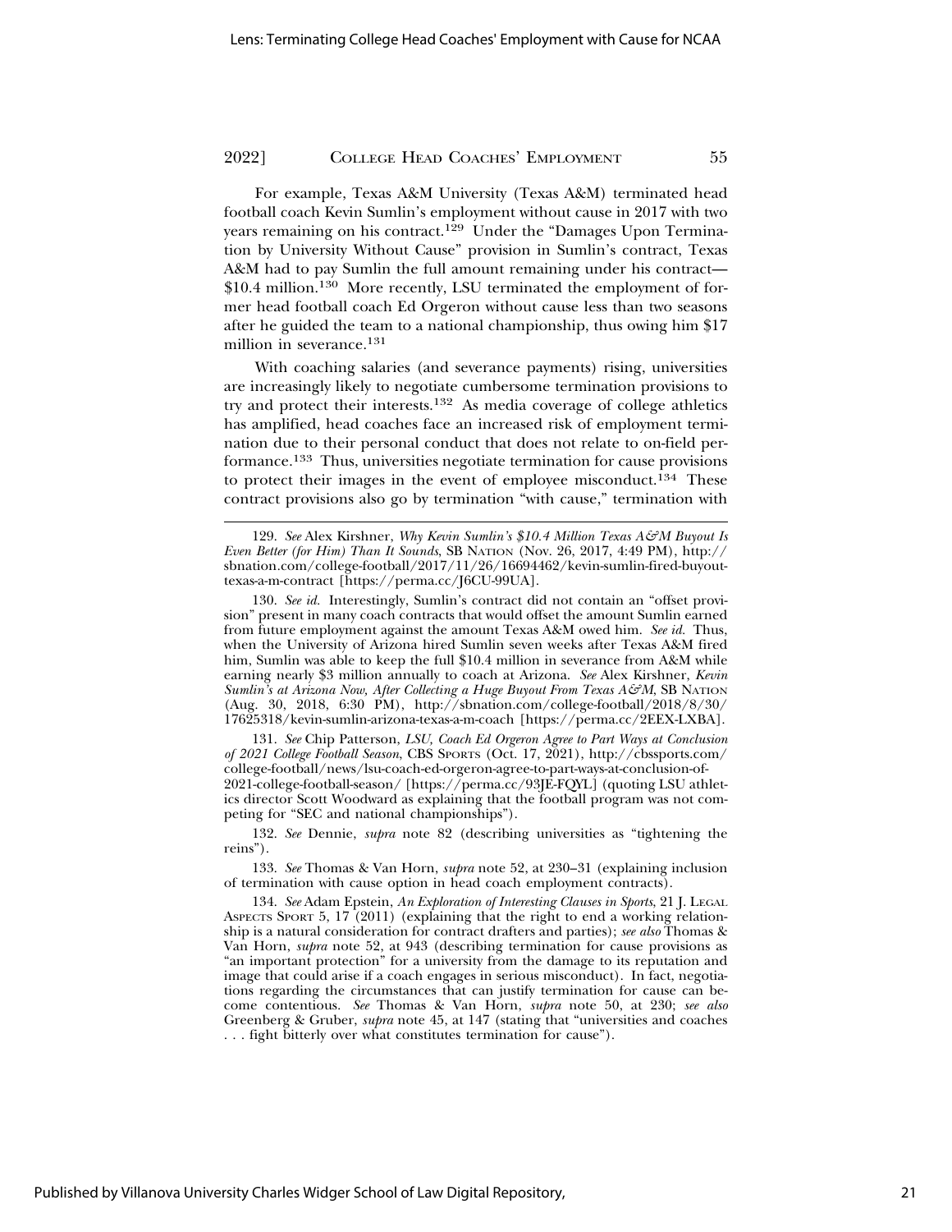For example, Texas A&M University (Texas A&M) terminated head football coach Kevin Sumlin's employment without cause in 2017 with two years remaining on his contract.[129] Under the "Damages Upon Termination by University Without Cause" provision in Sumlin's contract, Texas A&M had to pay Sumlin the full amount remaining under his contract—$10.4 million.[130] More recently, LSU terminated the employment of former head football coach Ed Orgeron without cause less than two seasons after he guided the team to a national championship, thus owing him $17 million in severance.[131]

With coaching salaries (and severance payments) rising, universities are increasingly likely to negotiate cumbersome termination provisions to try and protect their interests.[132] As media coverage of college athletics has amplified, head coaches face an increased risk of employment termination due to their personal conduct that does not relate to on-field performance.[133] Thus, universities negotiate termination for cause provisions to protect their images in the event of employee misconduct.[134] These contract provisions also go by termination "with cause," termination with

---

129. *See* Alex Kirshner, *Why Kevin Sumlin's $10.4 Million Texas A&M Buyout Is Even Better (for Him) Than It Sounds*, SB NATION (Nov. 26, 2017, 4:49 PM), http://sbnation.com/college-football/2017/11/26/16694462/kevin-sumlin-fired-buyout-texas-a-m-contract [https://perma.cc/J6CU-99UA].

130. *See id.* Interestingly, Sumlin's contract did not contain an "offset provision" present in many coach contracts that would offset the amount Sumlin earned from future employment against the amount Texas A&M owed him. *See id.* Thus, when the University of Arizona hired Sumlin seven weeks after Texas A&M fired him, Sumlin was able to keep the full $10.4 million in severance from A&M while earning nearly $3 million annually to coach at Arizona. *See* Alex Kirshner, *Kevin Sumlin's at Arizona Now, After Collecting a Huge Buyout From Texas A&M*, SB NATION (Aug. 30, 2018, 6:30 PM), http://sbnation.com/college-football/2018/8/30/17625318/kevin-sumlin-arizona-texas-a-m-coach [https://perma.cc/2EEX-LXBA].

131. *See* Chip Patterson, *LSU, Coach Ed Orgeron Agree to Part Ways at Conclusion of 2021 College Football Season*, CBS SPORTS (Oct. 17, 2021), http://cbssports.com/college-football/news/lsu-coach-ed-orgeron-agree-to-part-ways-at-conclusion-of-2021-college-football-season/ [https://perma.cc/93JE-FQYL] (quoting LSU athletics director Scott Woodward as explaining that the football program was not competing for "SEC and national championships").

132. *See* Dennie, *supra* note 82 (describing universities as "tightening the reins").

133. *See* Thomas & Van Horn, *supra* note 52, at 230–31 (explaining inclusion of termination with cause option in head coach employment contracts).

134. *See* Adam Epstein, *An Exploration of Interesting Clauses in Sports*, 21 J. LEGAL ASPECTS SPORT 5, 17 (2011) (explaining that the right to end a working relationship is a natural consideration for contract drafters and parties); *see also* Thomas & Van Horn, *supra* note 52, at 943 (describing termination for cause provisions as "an important protection" for a university from the damage to its reputation and image that could arise if a coach engages in serious misconduct). In fact, negotiations regarding the circumstances that can justify termination for cause can become contentious. *See* Thomas & Van Horn, *supra* note 50, at 230; *see also* Greenberg & Gruber, *supra* note 45, at 147 (stating that "universities and coaches . . . fight bitterly over what constitutes termination for cause").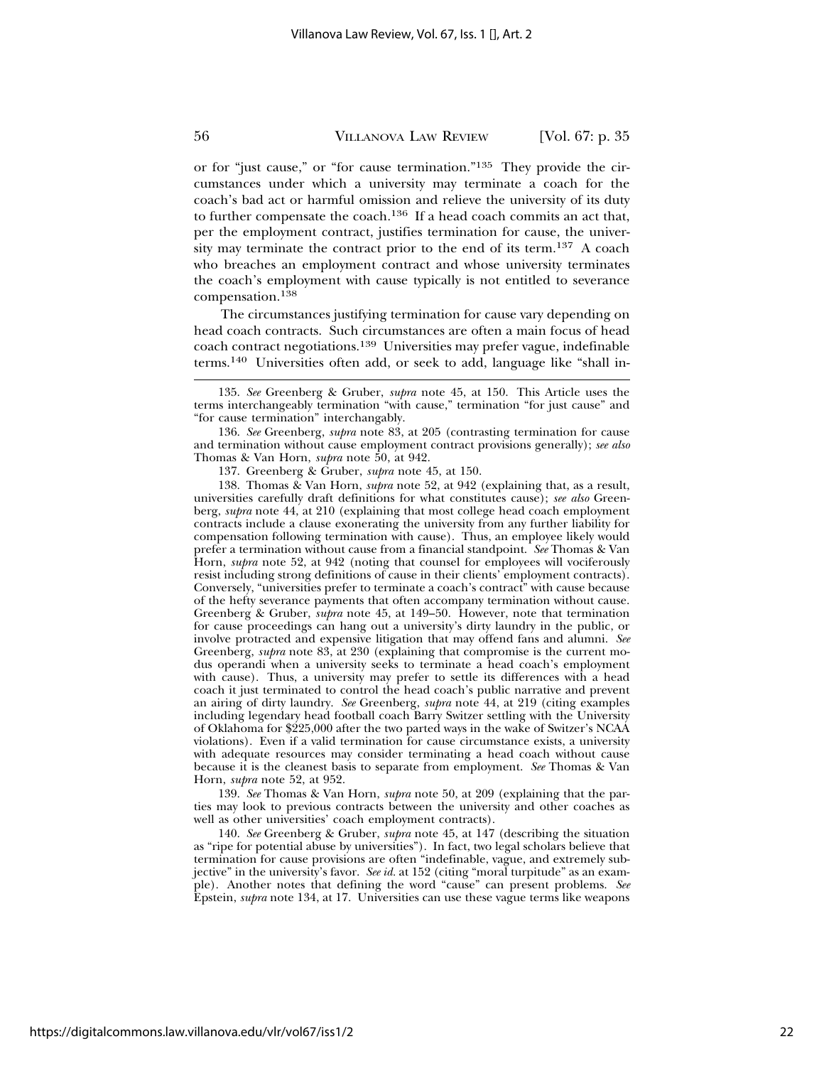or for "just cause," or "for cause termination."[135] They provide the circumstances under which a university may terminate a coach for the coach's bad act or harmful omission and relieve the university of its duty to further compensate the coach.[136] If a head coach commits an act that, per the employment contract, justifies termination for cause, the university may terminate the contract prior to the end of its term.[137] A coach who breaches an employment contract and whose university terminates the coach's employment with cause typically is not entitled to severance compensation.[138]

The circumstances justifying termination for cause vary depending on head coach contracts. Such circumstances are often a main focus of head coach contract negotiations.[139] Universities may prefer vague, indefinable terms.[140] Universities often add, or seek to add, language like "shall in-

---

135. *See* Greenberg & Gruber, *supra* note 45, at 150. This Article uses the terms interchangeably termination "with cause," termination "for just cause" and "for cause termination" interchangably.

136. *See* Greenberg, *supra* note 83, at 205 (contrasting termination for cause and termination without cause employment contract provisions generally); *see also* Thomas & Van Horn, *supra* note 50, at 942.

137. Greenberg & Gruber, *supra* note 45, at 150.

138. Thomas & Van Horn, *supra* note 52, at 942 (explaining that, as a result, universities carefully draft definitions for what constitutes cause); *see also* Greenberg, *supra* note 44, at 210 (explaining that most college head coach employment contracts include a clause exonerating the university from any further liability for compensation following termination with cause). Thus, an employee likely would prefer a termination without cause from a financial standpoint. *See* Thomas & Van Horn, *supra* note 52, at 942 (noting that counsel for employees will vociferously resist including strong definitions of cause in their clients' employment contracts). Conversely, "universities prefer to terminate a coach's contract" with cause because of the hefty severance payments that often accompany termination without cause. Greenberg & Gruber, *supra* note 45, at 149–50. However, note that termination for cause proceedings can hang out a university's dirty laundry in the public, or involve protracted and expensive litigation that may offend fans and alumni. *See* Greenberg, *supra* note 83, at 230 (explaining that compromise is the current modus operandi when a university seeks to terminate a head coach's employment with cause). Thus, a university may prefer to settle its differences with a head coach it just terminated to control the head coach's public narrative and prevent an airing of dirty laundry. *See* Greenberg, *supra* note 44, at 219 (citing examples including legendary head football coach Barry Switzer settling with the University of Oklahoma for $225,000 after the two parted ways in the wake of Switzer's NCAA violations). Even if a valid termination for cause circumstance exists, a university with adequate resources may consider terminating a head coach without cause because it is the cleanest basis to separate from employment. *See* Thomas & Van Horn, *supra* note 52, at 952.

139. *See* Thomas & Van Horn, *supra* note 50, at 209 (explaining that the parties may look to previous contracts between the university and other coaches as well as other universities' coach employment contracts).

140. *See* Greenberg & Gruber, *supra* note 45, at 147 (describing the situation as "ripe for potential abuse by universities"). In fact, two legal scholars believe that termination for cause provisions are often "indefinable, vague, and extremely subjective" in the university's favor. *See id.* at 152 (citing "moral turpitude" as an example). Another notes that defining the word "cause" can present problems. *See* Epstein, *supra* note 134, at 17. Universities can use these vague terms like weapons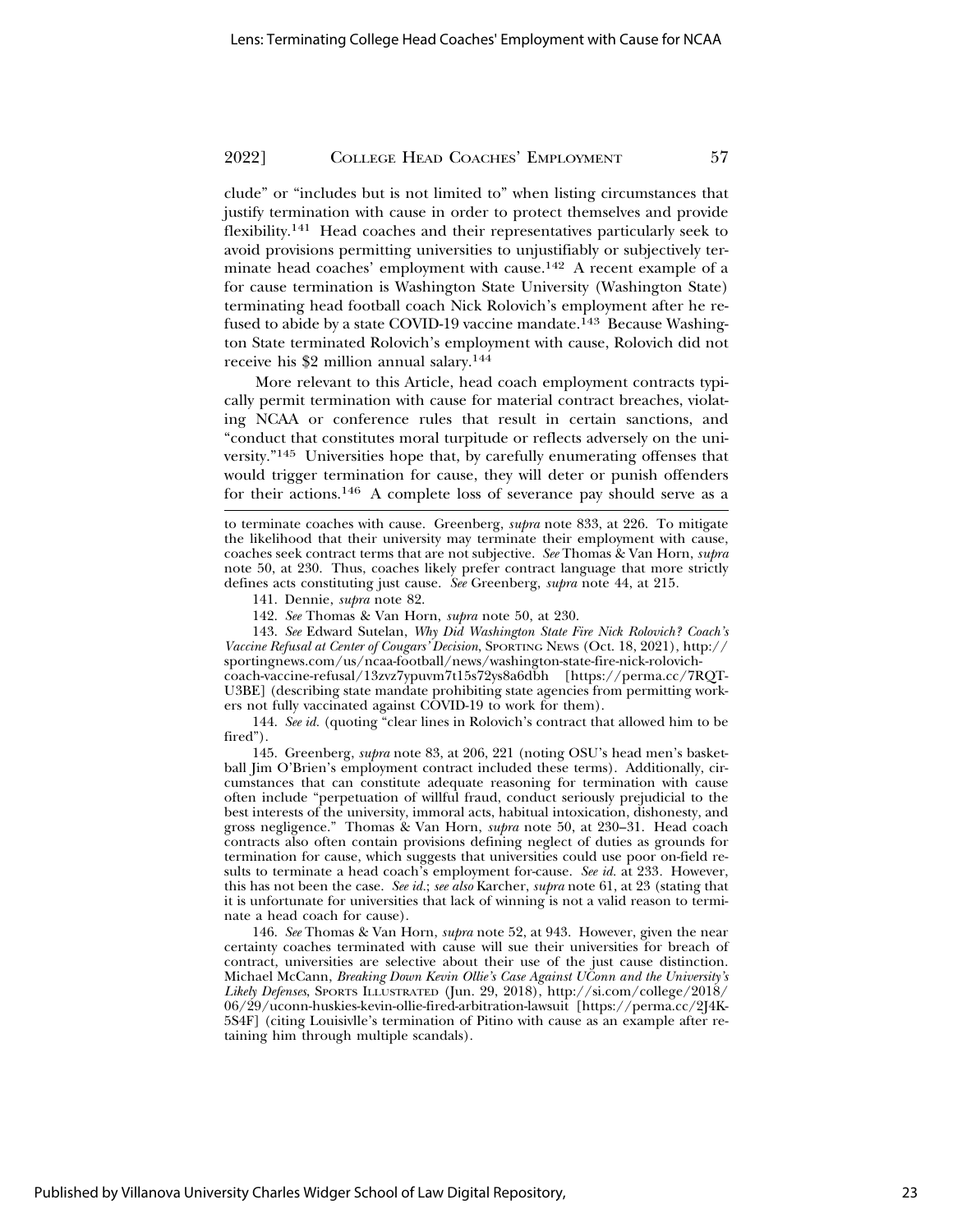clude" or "includes but is not limited to" when listing circumstances that justify termination with cause in order to protect themselves and provide flexibility.[141] Head coaches and their representatives particularly seek to avoid provisions permitting universities to unjustifiably or subjectively terminate head coaches' employment with cause.[142] A recent example of a for cause termination is Washington State University (Washington State) terminating head football coach Nick Rolovich's employment after he refused to abide by a state COVID-19 vaccine mandate.[143] Because Washington State terminated Rolovich's employment with cause, Rolovich did not receive his $2 million annual salary.[144]

More relevant to this Article, head coach employment contracts typically permit termination with cause for material contract breaches, violating NCAA or conference rules that result in certain sanctions, and "conduct that constitutes moral turpitude or reflects adversely on the university."[145] Universities hope that, by carefully enumerating offenses that would trigger termination for cause, they will deter or punish offenders for their actions.[146] A complete loss of severance pay should serve as a

---

to terminate coaches with cause. Greenberg, *supra* note 833, at 226. To mitigate the likelihood that their university may terminate their employment with cause, coaches seek contract terms that are not subjective. *See* Thomas & Van Horn, *supra* note 50, at 230. Thus, coaches likely prefer contract language that more strictly defines acts constituting just cause. *See* Greenberg, *supra* note 44, at 215.

141. Dennie, *supra* note 82.

142. *See* Thomas & Van Horn, *supra* note 50, at 230.

143. *See* Edward Sutelan, *Why Did Washington State Fire Nick Rolovich? Coach's Vaccine Refusal at Center of Cougars' Decision*, SPORTING NEWS (Oct. 18, 2021), http://sportingnews.com/us/ncaa-football/news/washington-state-fire-nick-rolovich-coach-vaccine-refusal/13zvz7ypuvm7t15s72ys8a6dbh [https://perma.cc/7RQT-U3BE] (describing state mandate prohibiting state agencies from permitting workers not fully vaccinated against COVID-19 to work for them).

144. *See id.* (quoting "clear lines in Rolovich's contract that allowed him to be fired").

145. Greenberg, *supra* note 83, at 206, 221 (noting OSU's head men's basketball Jim O'Brien's employment contract included these terms). Additionally, circumstances that can constitute adequate reasoning for termination with cause often include "perpetuation of willful fraud, conduct seriously prejudicial to the best interests of the university, immoral acts, habitual intoxication, dishonesty, and gross negligence." Thomas & Van Horn, *supra* note 50, at 230–31. Head coach contracts also often contain provisions defining neglect of duties as grounds for termination for cause, which suggests that universities could use poor on-field results to terminate a head coach's employment for-cause. *See id.* at 233. However, this has not been the case. *See id.*; *see also* Karcher, *supra* note 61, at 23 (stating that it is unfortunate for universities that lack of winning is not a valid reason to terminate a head coach for cause).

146. *See* Thomas & Van Horn, *supra* note 52, at 943. However, given the near certainty coaches terminated with cause will sue their universities for breach of contract, universities are selective about their use of the just cause distinction. Michael McCann, *Breaking Down Kevin Ollie's Case Against UConn and the University's Likely Defenses*, SPORTS ILLUSTRATED (Jun. 29, 2018), http://si.com/college/2018/06/29/uconn-huskies-kevin-ollie-fired-arbitration-lawsuit [https://perma.cc/2J4K-5S4F] (citing Louisivlle's termination of Pitino with cause as an example after retaining him through multiple scandals).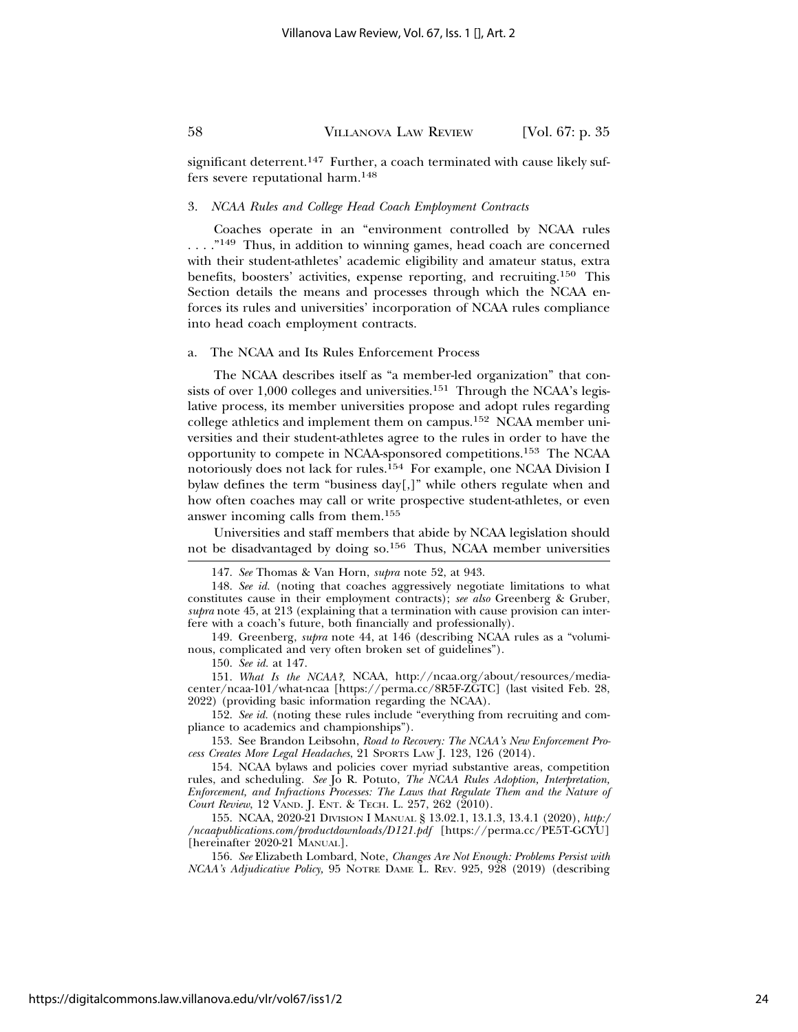significant deterrent.[147] Further, a coach terminated with cause likely suffers severe reputational harm.[148]

### 3. *NCAA Rules and College Head Coach Employment Contracts*

Coaches operate in an "environment controlled by NCAA rules . . . ."[149] Thus, in addition to winning games, head coach are concerned with their student-athletes' academic eligibility and amateur status, extra benefits, boosters' activities, expense reporting, and recruiting.[150] This Section details the means and processes through which the NCAA enforces its rules and universities' incorporation of NCAA rules compliance into head coach employment contracts.

#### a. The NCAA and Its Rules Enforcement Process

The NCAA describes itself as "a member-led organization" that consists of over 1,000 colleges and universities.[151] Through the NCAA's legislative process, its member universities propose and adopt rules regarding college athletics and implement them on campus.[152] NCAA member universities and their student-athletes agree to the rules in order to have the opportunity to compete in NCAA-sponsored competitions.[153] The NCAA notoriously does not lack for rules.[154] For example, one NCAA Division I bylaw defines the term "business day[,]" while others regulate when and how often coaches may call or write prospective student-athletes, or even answer incoming calls from them.[155]

Universities and staff members that abide by NCAA legislation should not be disadvantaged by doing so.[156] Thus, NCAA member universities

---

147. *See* Thomas & Van Horn, *supra* note 52, at 943.

148. *See id.* (noting that coaches aggressively negotiate limitations to what constitutes cause in their employment contracts); *see also* Greenberg & Gruber, *supra* note 45, at 213 (explaining that a termination with cause provision can interfere with a coach's future, both financially and professionally).

149. Greenberg, *supra* note 44, at 146 (describing NCAA rules as a "voluminous, complicated and very often broken set of guidelines").

150. *See id.* at 147.

151. *What Is the NCAA?*, NCAA, http://ncaa.org/about/resources/media-center/ncaa-101/what-ncaa [https://perma.cc/8R5F-ZGTC] (last visited Feb. 28, 2022) (providing basic information regarding the NCAA).

152. *See id.* (noting these rules include "everything from recruiting and compliance to academics and championships").

153. See Brandon Leibsohn, *Road to Recovery: The NCAA's New Enforcement Process Creates More Legal Headaches*, 21 SPORTS LAW J. 123, 126 (2014).

154. NCAA bylaws and policies cover myriad substantive areas, competition rules, and scheduling. *See* Jo R. Potuto, *The NCAA Rules Adoption, Interpretation, Enforcement, and Infractions Processes: The Laws that Regulate Them and the Nature of Court Review*, 12 VAND. J. ENT. & TECH. L. 257, 262 (2010).

155. NCAA, 2020-21 DIVISION I MANUAL § 13.02.1, 13.1.3, 13.4.1 (2020), *http://ncaapublications.com/productdownloads/D121.pdf* [https://perma.cc/PE5T-GCYU] [hereinafter 2020-21 MANUAL].

156. *See* Elizabeth Lombard, Note, *Changes Are Not Enough: Problems Persist with NCAA's Adjudicative Policy*, 95 NOTRE DAME L. REV. 925, 928 (2019) (describing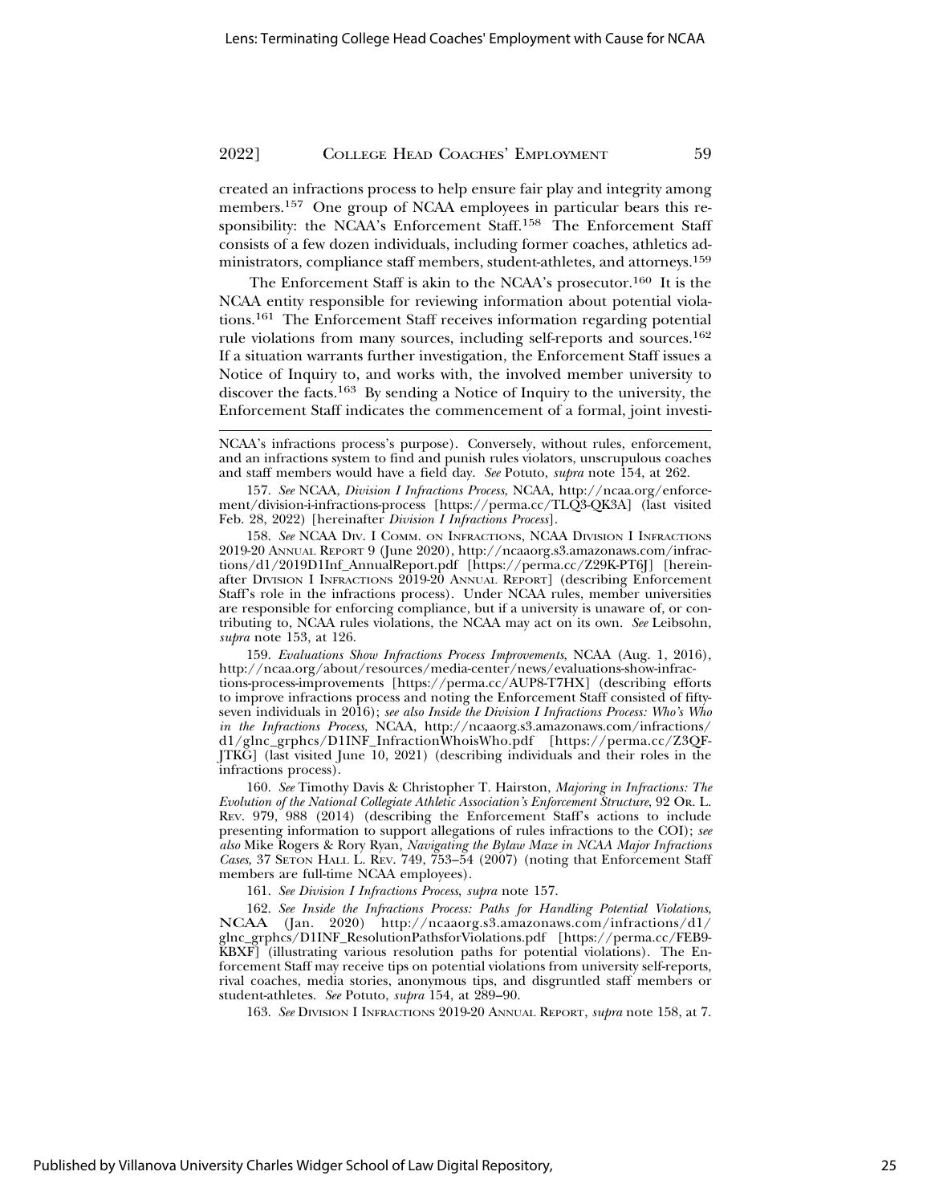created an infractions process to help ensure fair play and integrity among members.[157] One group of NCAA employees in particular bears this responsibility: the NCAA's Enforcement Staff.[158] The Enforcement Staff consists of a few dozen individuals, including former coaches, athletics administrators, compliance staff members, student-athletes, and attorneys.[159]

The Enforcement Staff is akin to the NCAA's prosecutor.[160] It is the NCAA entity responsible for reviewing information about potential violations.[161] The Enforcement Staff receives information regarding potential rule violations from many sources, including self-reports and sources.[162] If a situation warrants further investigation, the Enforcement Staff issues a Notice of Inquiry to, and works with, the involved member university to discover the facts.[163] By sending a Notice of Inquiry to the university, the Enforcement Staff indicates the commencement of a formal, joint investi-

---

NCAA's infractions process's purpose). Conversely, without rules, enforcement, and an infractions system to find and punish rules violators, unscrupulous coaches and staff members would have a field day. *See* Potuto, *supra* note 154, at 262.

157. *See* NCAA, *Division I Infractions Process*, NCAA, http://ncaa.org/enforcement/division-i-infractions-process [https://perma.cc/TLQ3-QK3A] (last visited Feb. 28, 2022) [hereinafter *Division I Infractions Process*].

158. *See* NCAA DIV. I COMM. ON INFRACTIONS, NCAA DIVISION I INFRACTIONS 2019-20 ANNUAL REPORT 9 (June 2020), http://ncaaorg.s3.amazonaws.com/infractions/d1/2019D1Inf_AnnualReport.pdf [https://perma.cc/Z29K-PT6J] [hereinafter DIVISION I INFRACTIONS 2019-20 ANNUAL REPORT] (describing Enforcement Staff's role in the infractions process). Under NCAA rules, member universities are responsible for enforcing compliance, but if a university is unaware of, or contributing to, NCAA rules violations, the NCAA may act on its own. *See* Leibsohn, *supra* note 153, at 126.

159. *Evaluations Show Infractions Process Improvements*, NCAA (Aug. 1, 2016), http://ncaa.org/about/resources/media-center/news/evaluations-show-infractions-process-improvements [https://perma.cc/AUP8-T7HX] (describing efforts to improve infractions process and noting the Enforcement Staff consisted of fifty-seven individuals in 2016); *see also Inside the Division I Infractions Process: Who's Who in the Infractions Process*, NCAA, http://ncaaorg.s3.amazonaws.com/infractions/d1/glnc_grphcs/D1INF_InfractionWhoisWho.pdf [https://perma.cc/Z3QF-JTKG] (last visited June 10, 2021) (describing individuals and their roles in the infractions process).

160. *See* Timothy Davis & Christopher T. Hairston, *Majoring in Infractions: The Evolution of the National Collegiate Athletic Association's Enforcement Structure*, 92 OR. L. REV. 979, 988 (2014) (describing the Enforcement Staff's actions to include presenting information to support allegations of rules infractions to the COI); *see also* Mike Rogers & Rory Ryan, *Navigating the Bylaw Maze in NCAA Major Infractions Cases*, 37 SETON HALL L. REV. 749, 753–54 (2007) (noting that Enforcement Staff members are full-time NCAA employees).

161. *See Division I Infractions Process*, *supra* note 157.

162. *See Inside the Infractions Process: Paths for Handling Potential Violations*, NCAA (Jan. 2020) http://ncaaorg.s3.amazonaws.com/infractions/d1/glnc_grphcs/D1INF_ResolutionPathsforViolations.pdf [https://perma.cc/FEB9-KBXF] (illustrating various resolution paths for potential violations). The Enforcement Staff may receive tips on potential violations from university self-reports, rival coaches, media stories, anonymous tips, and disgruntled staff members or student-athletes. *See* Potuto, *supra* 154, at 289–90.

163. *See* DIVISION I INFRACTIONS 2019-20 ANNUAL REPORT, *supra* note 158, at 7.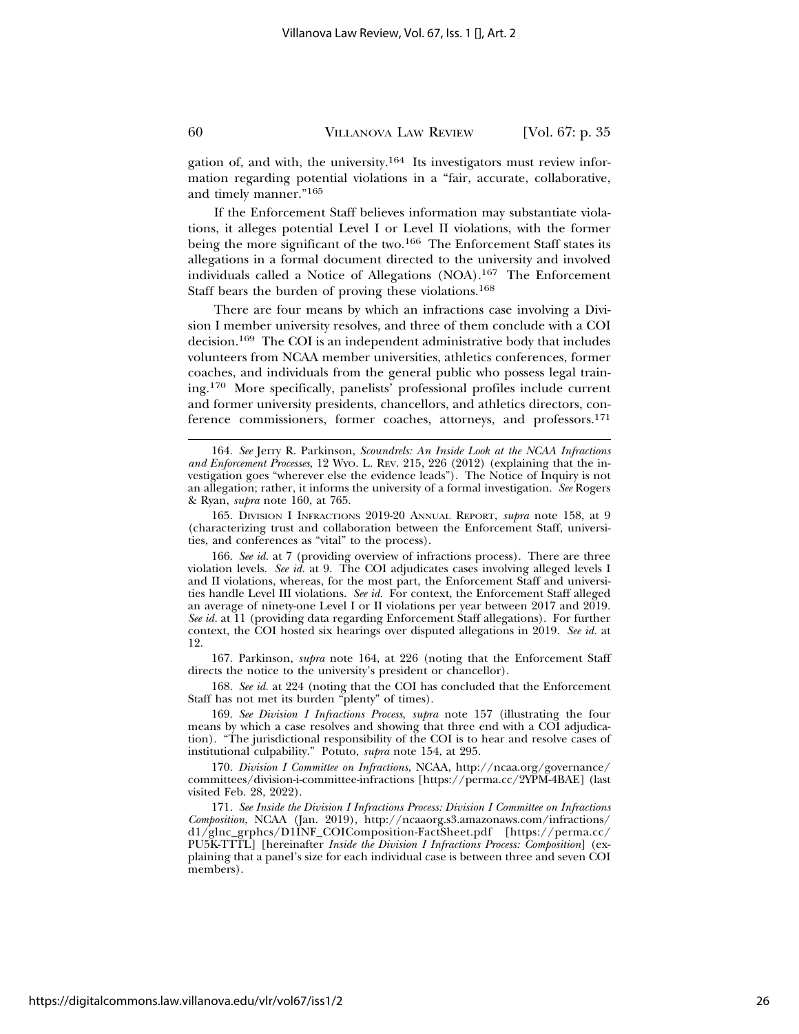gation of, and with, the university.[164] Its investigators must review information regarding potential violations in a "fair, accurate, collaborative, and timely manner."[165]

If the Enforcement Staff believes information may substantiate violations, it alleges potential Level I or Level II violations, with the former being the more significant of the two.[166] The Enforcement Staff states its allegations in a formal document directed to the university and involved individuals called a Notice of Allegations (NOA).[167] The Enforcement Staff bears the burden of proving these violations.[168]

There are four means by which an infractions case involving a Division I member university resolves, and three of them conclude with a COI decision.[169] The COI is an independent administrative body that includes volunteers from NCAA member universities, athletics conferences, former coaches, and individuals from the general public who possess legal training.[170] More specifically, panelists' professional profiles include current and former university presidents, chancellors, and athletics directors, conference commissioners, former coaches, attorneys, and professors.[171]

---

164. *See* Jerry R. Parkinson, *Scoundrels: An Inside Look at the NCAA Infractions and Enforcement Processes*, 12 WYO. L. REV. 215, 226 (2012) (explaining that the investigation goes "wherever else the evidence leads"). The Notice of Inquiry is not an allegation; rather, it informs the university of a formal investigation. *See* Rogers & Ryan, *supra* note 160, at 765.

165. DIVISION I INFRACTIONS 2019-20 ANNUAL REPORT, *supra* note 158, at 9 (characterizing trust and collaboration between the Enforcement Staff, universities, and conferences as "vital" to the process).

166. *See id.* at 7 (providing overview of infractions process). There are three violation levels. *See id.* at 9. The COI adjudicates cases involving alleged levels I and II violations, whereas, for the most part, the Enforcement Staff and universities handle Level III violations. *See id.* For context, the Enforcement Staff alleged an average of ninety-one Level I or II violations per year between 2017 and 2019. *See id.* at 11 (providing data regarding Enforcement Staff allegations). For further context, the COI hosted six hearings over disputed allegations in 2019. *See id.* at 12.

167. Parkinson, *supra* note 164, at 226 (noting that the Enforcement Staff directs the notice to the university's president or chancellor).

168. *See id.* at 224 (noting that the COI has concluded that the Enforcement Staff has not met its burden "plenty" of times).

169. *See Division I Infractions Process*, *supra* note 157 (illustrating the four means by which a case resolves and showing that three end with a COI adjudication). "The jurisdictional responsibility of the COI is to hear and resolve cases of institutional culpability." Potuto, *supra* note 154, at 295.

170. *Division I Committee on Infractions*, NCAA, http://ncaa.org/governance/committees/division-i-committee-infractions [https://perma.cc/2YPM-4BAE] (last visited Feb. 28, 2022).

171. *See Inside the Division I Infractions Process: Division I Committee on Infractions Composition*, NCAA (Jan. 2019), http://ncaaorg.s3.amazonaws.com/infractions/d1/glnc_grphcs/D1INF_COIComposition-FactSheet.pdf [https://perma.cc/PU5K-TTTL] [hereinafter *Inside the Division I Infractions Process: Composition*] (explaining that a panel's size for each individual case is between three and seven COI members).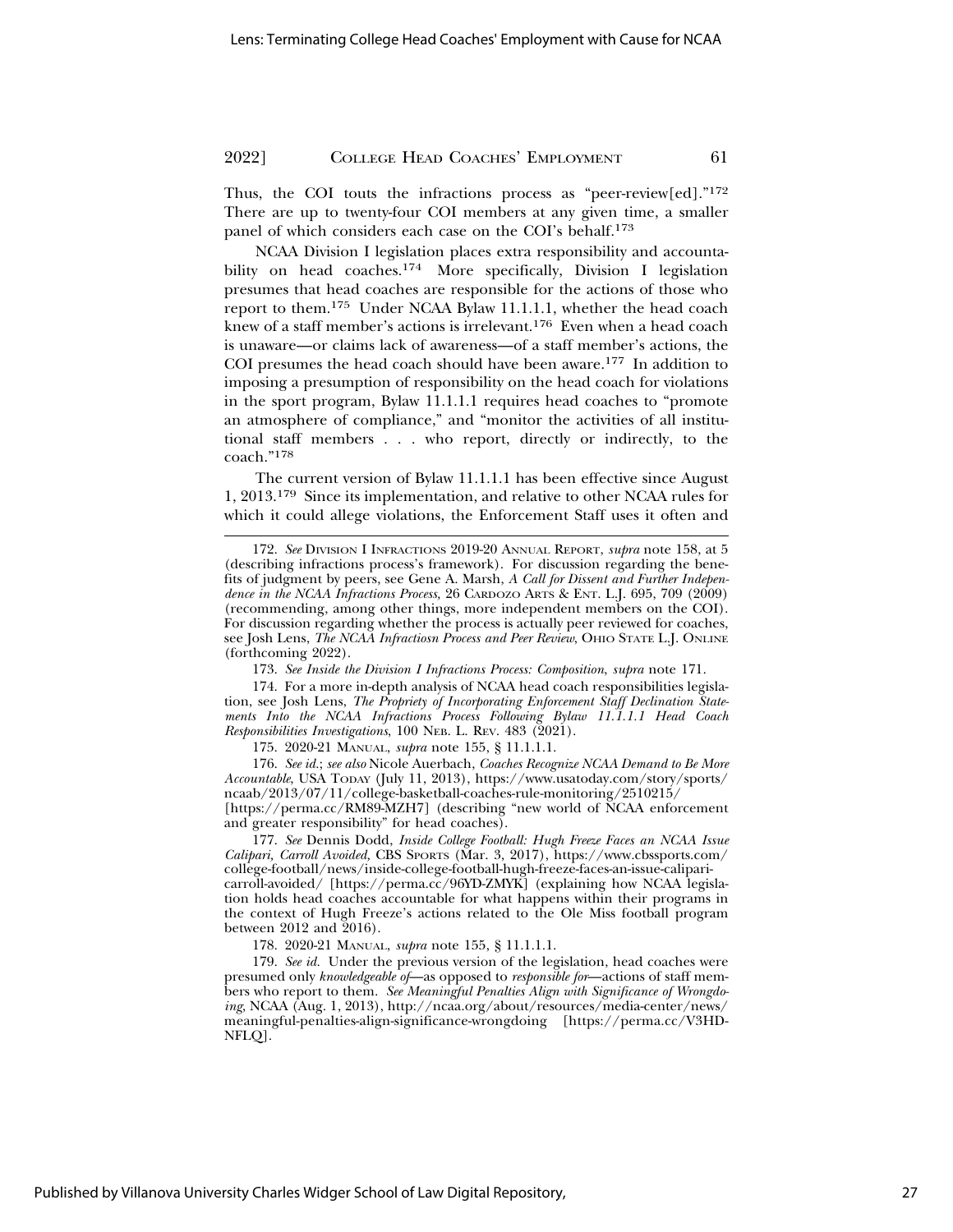Thus, the COI touts the infractions process as "peer-review[ed]."[172] There are up to twenty-four COI members at any given time, a smaller panel of which considers each case on the COI's behalf.[173]

NCAA Division I legislation places extra responsibility and accountability on head coaches.[174] More specifically, Division I legislation presumes that head coaches are responsible for the actions of those who report to them.[175] Under NCAA Bylaw 11.1.1.1, whether the head coach knew of a staff member's actions is irrelevant.[176] Even when a head coach is unaware—or claims lack of awareness—of a staff member's actions, the COI presumes the head coach should have been aware.[177] In addition to imposing a presumption of responsibility on the head coach for violations in the sport program, Bylaw 11.1.1.1 requires head coaches to "promote an atmosphere of compliance," and "monitor the activities of all institutional staff members . . . who report, directly or indirectly, to the coach."[178]

The current version of Bylaw 11.1.1.1 has been effective since August 1, 2013.[179] Since its implementation, and relative to other NCAA rules for which it could allege violations, the Enforcement Staff uses it often and

---

172. *See* DIVISION I INFRACTIONS 2019-20 ANNUAL REPORT, *supra* note 158, at 5 (describing infractions process's framework). For discussion regarding the benefits of judgment by peers, see Gene A. Marsh, *A Call for Dissent and Further Independence in the NCAA Infractions Process*, 26 CARDOZO ARTS & ENT. L.J. 695, 709 (2009) (recommending, among other things, more independent members on the COI). For discussion regarding whether the process is actually peer reviewed for coaches, see Josh Lens, *The NCAA Infractiosn Process and Peer Review*, OHIO STATE L.J. ONLINE (forthcoming 2022).

173. *See Inside the Division I Infractions Process: Composition*, *supra* note 171.

174. For a more in-depth analysis of NCAA head coach responsibilities legislation, see Josh Lens, *The Propriety of Incorporating Enforcement Staff Declination Statements Into the NCAA Infractions Process Following Bylaw 11.1.1.1 Head Coach Responsibilities Investigations*, 100 NEB. L. REV. 483 (2021).

175. 2020-21 MANUAL, *supra* note 155, § 11.1.1.1.

176. *See id.*; *see also* Nicole Auerbach, *Coaches Recognize NCAA Demand to Be More Accountable*, USA TODAY (July 11, 2013), https://www.usatoday.com/story/sports/ncaab/2013/07/11/college-basketball-coaches-rule-monitoring/2510215/ [https://perma.cc/RM89-MZH7] (describing "new world of NCAA enforcement and greater responsibility" for head coaches).

177. *See* Dennis Dodd, *Inside College Football: Hugh Freeze Faces an NCAA Issue Calipari, Carroll Avoided*, CBS SPORTS (Mar. 3, 2017), https://www.cbssports.com/college-football/news/inside-college-football-hugh-freeze-faces-an-issue-calipari-carroll-avoided/ [https://perma.cc/96YD-ZMYK] (explaining how NCAA legislation holds head coaches accountable for what happens within their programs in the context of Hugh Freeze's actions related to the Ole Miss football program between 2012 and 2016).

178. 2020-21 MANUAL, *supra* note 155, § 11.1.1.1.

179. *See id.* Under the previous version of the legislation, head coaches were presumed only *knowledgeable of*—as opposed to *responsible for*—actions of staff members who report to them. *See Meaningful Penalties Align with Significance of Wrongdoing*, NCAA (Aug. 1, 2013), http://ncaa.org/about/resources/media-center/news/meaningful-penalties-align-significance-wrongdoing [https://perma.cc/V3HD-NFLQ].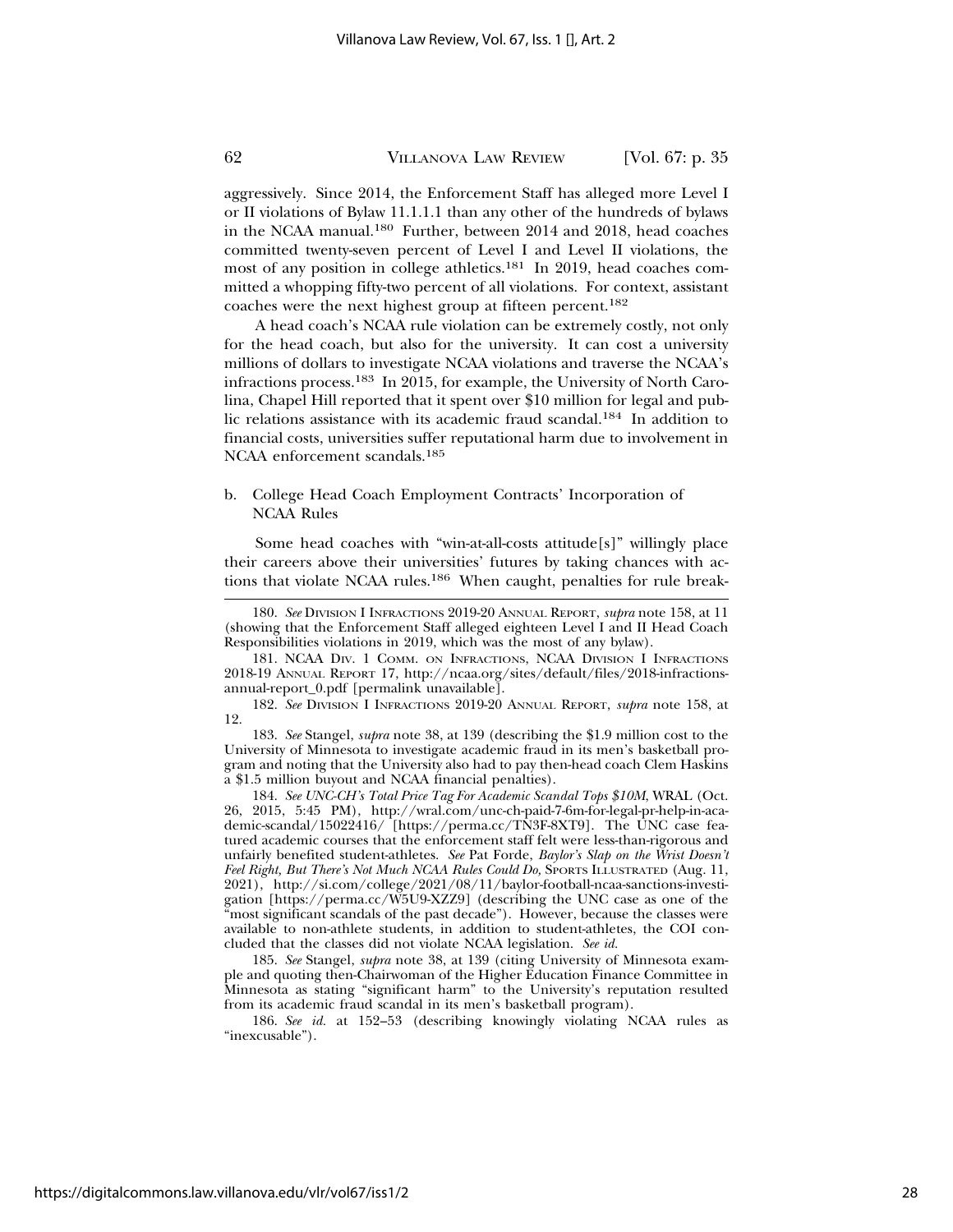aggressively. Since 2014, the Enforcement Staff has alleged more Level I or II violations of Bylaw 11.1.1.1 than any other of the hundreds of bylaws in the NCAA manual.[180] Further, between 2014 and 2018, head coaches committed twenty-seven percent of Level I and Level II violations, the most of any position in college athletics.[181] In 2019, head coaches committed a whopping fifty-two percent of all violations. For context, assistant coaches were the next highest group at fifteen percent.[182]

A head coach's NCAA rule violation can be extremely costly, not only for the head coach, but also for the university. It can cost a university millions of dollars to investigate NCAA violations and traverse the NCAA's infractions process.[183] In 2015, for example, the University of North Carolina, Chapel Hill reported that it spent over $10 million for legal and public relations assistance with its academic fraud scandal.[184] In addition to financial costs, universities suffer reputational harm due to involvement in NCAA enforcement scandals.[185]

b. College Head Coach Employment Contracts' Incorporation of NCAA Rules

Some head coaches with "win-at-all-costs attitude[s]" willingly place their careers above their universities' futures by taking chances with actions that violate NCAA rules.[186] When caught, penalties for rule break-

---

180. *See* Division I Infractions 2019-20 Annual Report, *supra* note 158, at 11 (showing that the Enforcement Staff alleged eighteen Level I and II Head Coach Responsibilities violations in 2019, which was the most of any bylaw).

181. NCAA Div. 1 Comm. on Infractions, NCAA Division I Infractions 2018-19 Annual Report 17, http://ncaa.org/sites/default/files/2018-infractions-annual-report_0.pdf [permalink unavailable].

182. *See* Division I Infractions 2019-20 Annual Report, *supra* note 158, at 12.

183. *See* Stangel, *supra* note 38, at 139 (describing the $1.9 million cost to the University of Minnesota to investigate academic fraud in its men's basketball program and noting that the University also had to pay then-head coach Clem Haskins a $1.5 million buyout and NCAA financial penalties).

184. *See UNC-CH's Total Price Tag For Academic Scandal Tops $10M*, WRAL (Oct. 26, 2015, 5:45 PM), http://wral.com/unc-ch-paid-7-6m-for-legal-pr-help-in-academic-scandal/15022416/ [https://perma.cc/TN3F-8XT9]. The UNC case featured academic courses that the enforcement staff felt were less-than-rigorous and unfairly benefited student-athletes. *See* Pat Forde, *Baylor's Slap on the Wrist Doesn't Feel Right, But There's Not Much NCAA Rules Could Do*, Sports Illustrated (Aug. 11, 2021), http://si.com/college/2021/08/11/baylor-football-ncaa-sanctions-investigation [https://perma.cc/W5U9-XZZ9] (describing the UNC case as one of the "most significant scandals of the past decade"). However, because the classes were available to non-athlete students, in addition to student-athletes, the COI concluded that the classes did not violate NCAA legislation. *See id.*

185. *See* Stangel, *supra* note 38, at 139 (citing University of Minnesota example and quoting then-Chairwoman of the Higher Education Finance Committee in Minnesota as stating "significant harm" to the University's reputation resulted from its academic fraud scandal in its men's basketball program).

186. *See id.* at 152–53 (describing knowingly violating NCAA rules as "inexcusable").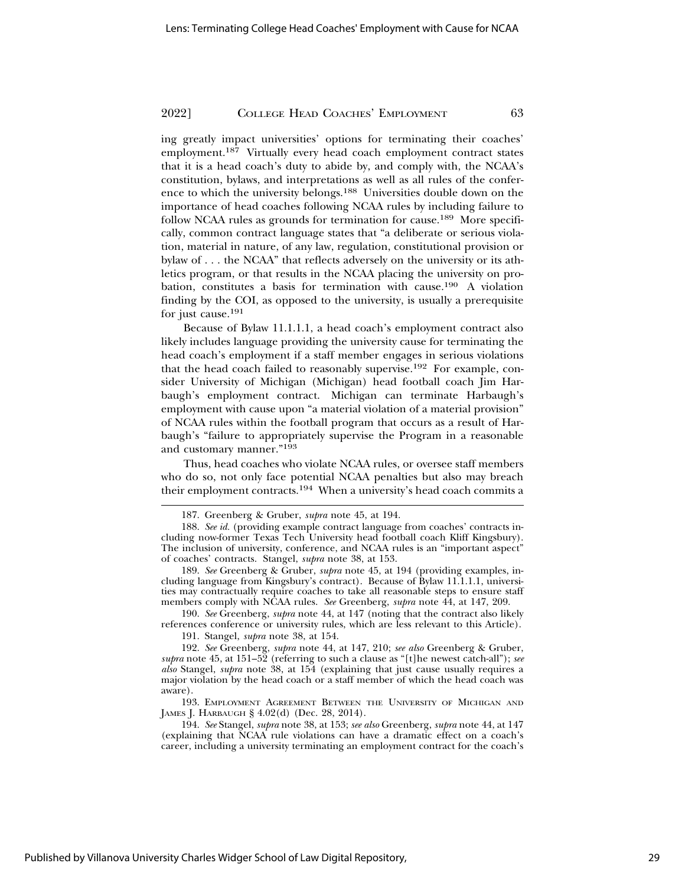ing greatly impact universities' options for terminating their coaches' employment.[187] Virtually every head coach employment contract states that it is a head coach's duty to abide by, and comply with, the NCAA's constitution, bylaws, and interpretations as well as all rules of the conference to which the university belongs.[188] Universities double down on the importance of head coaches following NCAA rules by including failure to follow NCAA rules as grounds for termination for cause.[189] More specifically, common contract language states that "a deliberate or serious violation, material in nature, of any law, regulation, constitutional provision or bylaw of . . . the NCAA" that reflects adversely on the university or its athletics program, or that results in the NCAA placing the university on probation, constitutes a basis for termination with cause.[190] A violation finding by the COI, as opposed to the university, is usually a prerequisite for just cause.[191]

Because of Bylaw 11.1.1.1, a head coach's employment contract also likely includes language providing the university cause for terminating the head coach's employment if a staff member engages in serious violations that the head coach failed to reasonably supervise.[192] For example, consider University of Michigan (Michigan) head football coach Jim Harbaugh's employment contract. Michigan can terminate Harbaugh's employment with cause upon "a material violation of a material provision" of NCAA rules within the football program that occurs as a result of Harbaugh's "failure to appropriately supervise the Program in a reasonable and customary manner."[193]

Thus, head coaches who violate NCAA rules, or oversee staff members who do so, not only face potential NCAA penalties but also may breach their employment contracts.[194] When a university's head coach commits a

---

187. Greenberg & Gruber, *supra* note 45, at 194.

188. *See id.* (providing example contract language from coaches' contracts including now-former Texas Tech University head football coach Kliff Kingsbury). The inclusion of university, conference, and NCAA rules is an "important aspect" of coaches' contracts. Stangel, *supra* note 38, at 153.

189. *See* Greenberg & Gruber, *supra* note 45, at 194 (providing examples, including language from Kingsbury's contract). Because of Bylaw 11.1.1.1, universities may contractually require coaches to take all reasonable steps to ensure staff members comply with NCAA rules. *See* Greenberg, *supra* note 44, at 147, 209.

190. *See* Greenberg, *supra* note 44, at 147 (noting that the contract also likely references conference or university rules, which are less relevant to this Article).

191. Stangel, *supra* note 38, at 154.

192. *See* Greenberg, *supra* note 44, at 147, 210; *see also* Greenberg & Gruber, *supra* note 45, at 151–52 (referring to such a clause as "[t]he newest catch-all"); *see also* Stangel, *supra* note 38, at 154 (explaining that just cause usually requires a major violation by the head coach or a staff member of which the head coach was aware).

193. Employment Agreement Between the University of Michigan and James J. Harbaugh § 4.02(d) (Dec. 28, 2014).

194. *See* Stangel, *supra* note 38, at 153; *see also* Greenberg, *supra* note 44, at 147 (explaining that NCAA rule violations can have a dramatic effect on a coach's career, including a university terminating an employment contract for the coach's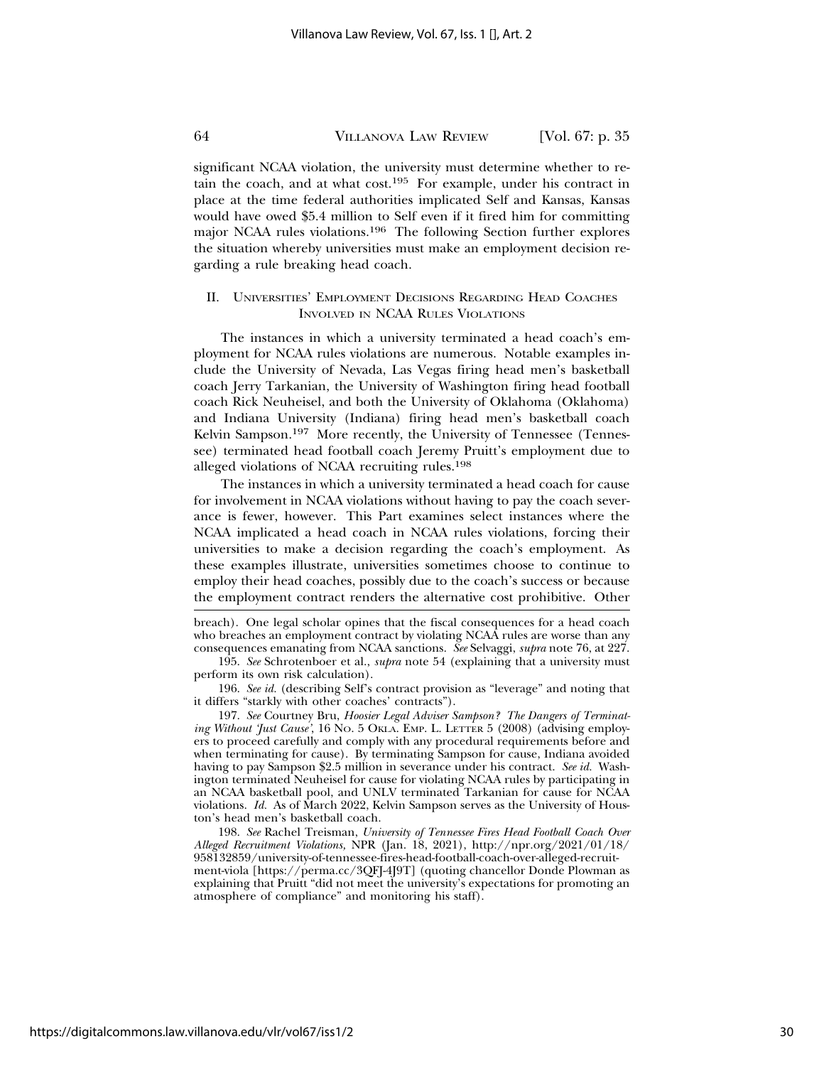significant NCAA violation, the university must determine whether to retain the coach, and at what cost.[195] For example, under his contract in place at the time federal authorities implicated Self and Kansas, Kansas would have owed $5.4 million to Self even if it fired him for committing major NCAA rules violations.[196] The following Section further explores the situation whereby universities must make an employment decision regarding a rule breaking head coach.

## II. Universities' Employment Decisions Regarding Head Coaches Involved in NCAA Rules Violations

The instances in which a university terminated a head coach's employment for NCAA rules violations are numerous. Notable examples include the University of Nevada, Las Vegas firing head men's basketball coach Jerry Tarkanian, the University of Washington firing head football coach Rick Neuheisel, and both the University of Oklahoma (Oklahoma) and Indiana University (Indiana) firing head men's basketball coach Kelvin Sampson.[197] More recently, the University of Tennessee (Tennessee) terminated head football coach Jeremy Pruitt's employment due to alleged violations of NCAA recruiting rules.[198]

The instances in which a university terminated a head coach for cause for involvement in NCAA violations without having to pay the coach severance is fewer, however. This Part examines select instances where the NCAA implicated a head coach in NCAA rules violations, forcing their universities to make a decision regarding the coach's employment. As these examples illustrate, universities sometimes choose to continue to employ their head coaches, possibly due to the coach's success or because the employment contract renders the alternative cost prohibitive. Other

---

breach). One legal scholar opines that the fiscal consequences for a head coach who breaches an employment contract by violating NCAA rules are worse than any consequences emanating from NCAA sanctions. *See* Selvaggi, *supra* note 76, at 227.

195. *See* Schrotenboer et al., *supra* note 54 (explaining that a university must perform its own risk calculation).

196. *See id.* (describing Self's contract provision as "leverage" and noting that it differs "starkly with other coaches' contracts").

197. *See* Courtney Bru, *Hoosier Legal Adviser Sampson? The Dangers of Terminating Without 'Just Cause'*, 16 No. 5 Okla. Emp. L. Letter 5 (2008) (advising employers to proceed carefully and comply with any procedural requirements before and when terminating for cause). By terminating Sampson for cause, Indiana avoided having to pay Sampson $2.5 million in severance under his contract. *See id.* Washington terminated Neuheisel for cause for violating NCAA rules by participating in an NCAA basketball pool, and UNLV terminated Tarkanian for cause for NCAA violations. *Id.* As of March 2022, Kelvin Sampson serves as the University of Houston's head men's basketball coach.

198. *See* Rachel Treisman, *University of Tennessee Fires Head Football Coach Over Alleged Recruitment Violations,* NPR (Jan. 18, 2021), http://npr.org/2021/01/18/958132859/university-of-tennessee-fires-head-football-coach-over-alleged-recruitment-viola [https://perma.cc/3QFJ-4J9T] (quoting chancellor Donde Plowman as explaining that Pruitt "did not meet the university's expectations for promoting an atmosphere of compliance" and monitoring his staff).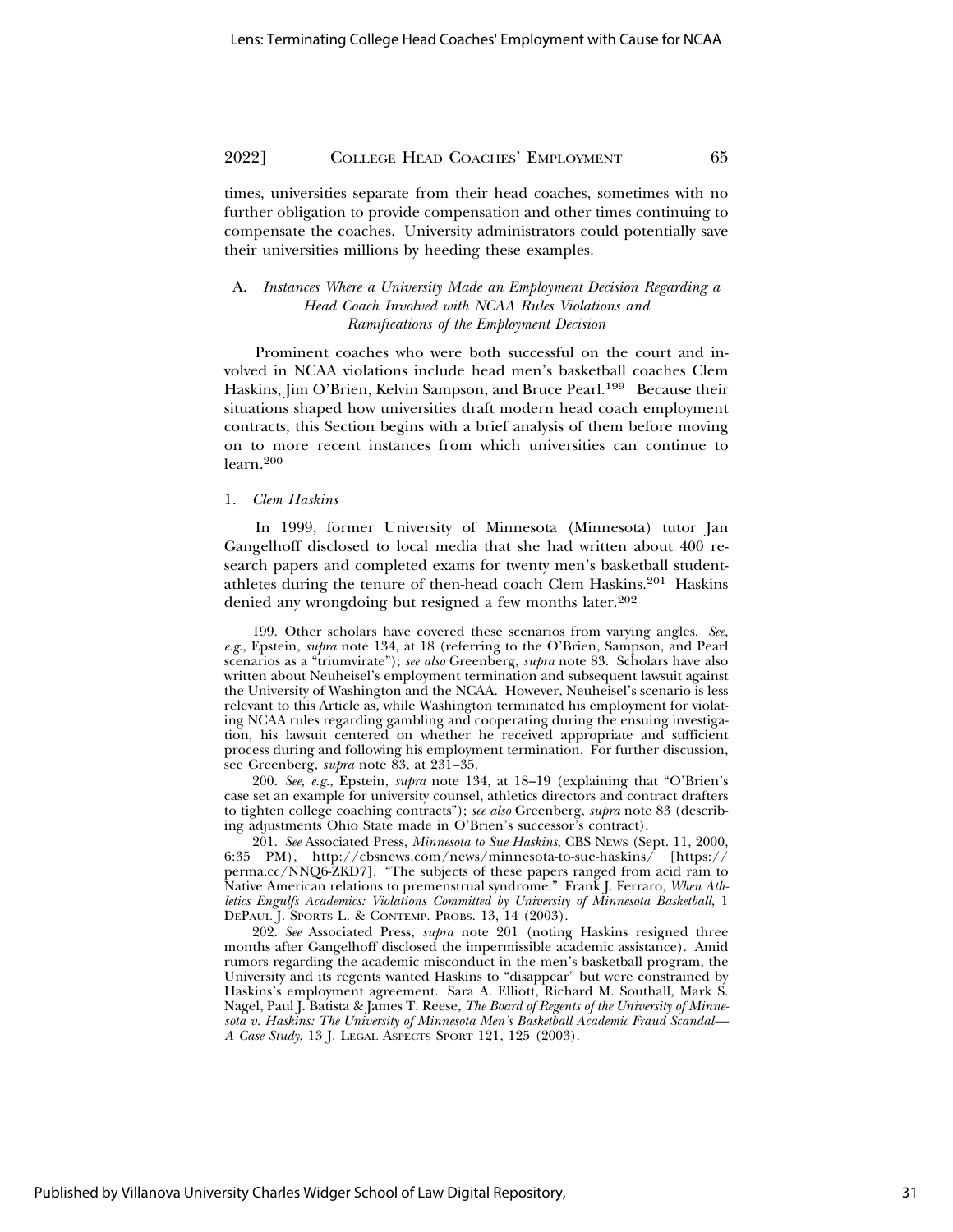times, universities separate from their head coaches, sometimes with no further obligation to provide compensation and other times continuing to compensate the coaches. University administrators could potentially save their universities millions by heeding these examples.

### A. *Instances Where a University Made an Employment Decision Regarding a Head Coach Involved with NCAA Rules Violations and Ramifications of the Employment Decision*

Prominent coaches who were both successful on the court and involved in NCAA violations include head men's basketball coaches Clem Haskins, Jim O'Brien, Kelvin Sampson, and Bruce Pearl.[199] Because their situations shaped how universities draft modern head coach employment contracts, this Section begins with a brief analysis of them before moving on to more recent instances from which universities can continue to learn.[200]

#### 1. *Clem Haskins*

In 1999, former University of Minnesota (Minnesota) tutor Jan Gangelhoff disclosed to local media that she had written about 400 research papers and completed exams for twenty men's basketball student-athletes during the tenure of then-head coach Clem Haskins.[201] Haskins denied any wrongdoing but resigned a few months later.[202]

---

199. Other scholars have covered these scenarios from varying angles. *See, e.g.*, Epstein, *supra* note 134, at 18 (referring to the O'Brien, Sampson, and Pearl scenarios as a "triumvirate"); *see also* Greenberg, *supra* note 83. Scholars have also written about Neuheisel's employment termination and subsequent lawsuit against the University of Washington and the NCAA. However, Neuheisel's scenario is less relevant to this Article as, while Washington terminated his employment for violating NCAA rules regarding gambling and cooperating during the ensuing investigation, his lawsuit centered on whether he received appropriate and sufficient process during and following his employment termination. For further discussion, see Greenberg, *supra* note 83, at 231–35.

200. *See, e.g.*, Epstein, *supra* note 134, at 18–19 (explaining that "O'Brien's case set an example for university counsel, athletics directors and contract drafters to tighten college coaching contracts"); *see also* Greenberg, *supra* note 83 (describing adjustments Ohio State made in O'Brien's successor's contract).

201. *See* Associated Press, *Minnesota to Sue Haskins*, CBS NEWS (Sept. 11, 2000, 6:35 PM), http://cbsnews.com/news/minnesota-to-sue-haskins/ [https://perma.cc/NNQ6-ZKD7]. "The subjects of these papers ranged from acid rain to Native American relations to premenstrual syndrome." Frank J. Ferraro, *When Athletics Engulfs Academics: Violations Committed by University of Minnesota Basketball*, 1 DEPAUL J. SPORTS L. & CONTEMP. PROBS. 13, 14 (2003).

202. *See* Associated Press, *supra* note 201 (noting Haskins resigned three months after Gangelhoff disclosed the impermissible academic assistance). Amid rumors regarding the academic misconduct in the men's basketball program, the University and its regents wanted Haskins to "disappear" but were constrained by Haskins's employment agreement. Sara A. Elliott, Richard M. Southall, Mark S. Nagel, Paul J. Batista & James T. Reese, *The Board of Regents of the University of Minnesota v. Haskins: The University of Minnesota Men's Basketball Academic Fraud Scandal—A Case Study*, 13 J. LEGAL ASPECTS SPORT 121, 125 (2003).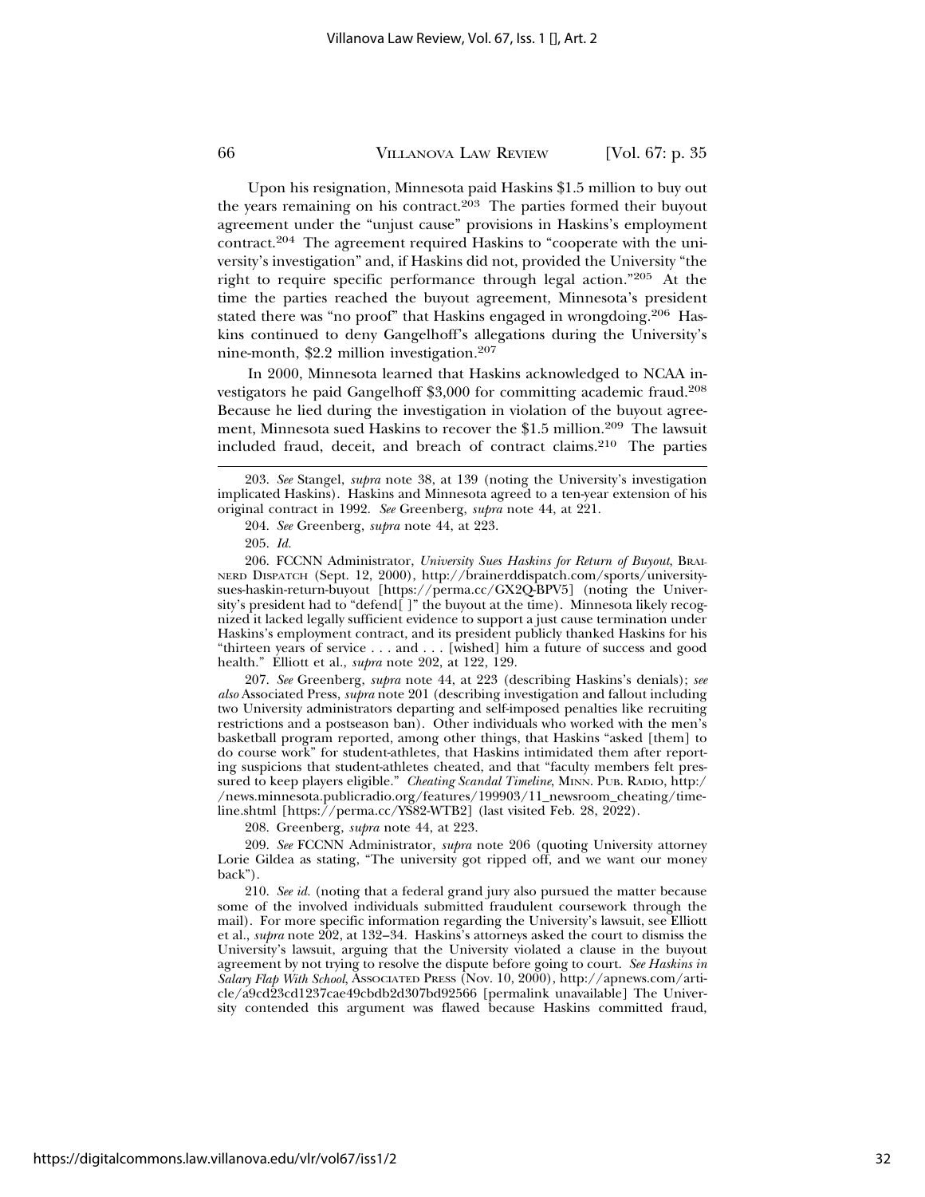Upon his resignation, Minnesota paid Haskins $1.5 million to buy out the years remaining on his contract.[203] The parties formed their buyout agreement under the "unjust cause" provisions in Haskins's employment contract.[204] The agreement required Haskins to "cooperate with the university's investigation" and, if Haskins did not, provided the University "the right to require specific performance through legal action."[205] At the time the parties reached the buyout agreement, Minnesota's president stated there was "no proof" that Haskins engaged in wrongdoing.[206] Haskins continued to deny Gangelhoff's allegations during the University's nine-month, $2.2 million investigation.[207]

In 2000, Minnesota learned that Haskins acknowledged to NCAA investigators he paid Gangelhoff $3,000 for committing academic fraud.[208] Because he lied during the investigation in violation of the buyout agreement, Minnesota sued Haskins to recover the $1.5 million.[209] The lawsuit included fraud, deceit, and breach of contract claims.[210] The parties

---

203. *See* Stangel, *supra* note 38, at 139 (noting the University's investigation implicated Haskins). Haskins and Minnesota agreed to a ten-year extension of his original contract in 1992. *See* Greenberg, *supra* note 44, at 221.

204. *See* Greenberg, *supra* note 44, at 223.

205. *Id.*

206. FCCNN Administrator, *University Sues Haskins for Return of Buyout*, BRAINERD DISPATCH (Sept. 12, 2000), http://brainerddispatch.com/sports/university-sues-haskin-return-buyout [https://perma.cc/GX2Q-BPV5] (noting the University's president had to "defend[ ]" the buyout at the time). Minnesota likely recognized it lacked legally sufficient evidence to support a just cause termination under Haskins's employment contract, and its president publicly thanked Haskins for his "thirteen years of service . . . and . . . [wished] him a future of success and good health." Elliott et al., *supra* note 202, at 122, 129.

207. *See* Greenberg, *supra* note 44, at 223 (describing Haskins's denials); *see also* Associated Press, *supra* note 201 (describing investigation and fallout including two University administrators departing and self-imposed penalties like recruiting restrictions and a postseason ban). Other individuals who worked with the men's basketball program reported, among other things, that Haskins "asked [them] to do course work" for student-athletes, that Haskins intimidated them after reporting suspicions that student-athletes cheated, and that "faculty members felt pressured to keep players eligible." *Cheating Scandal Timeline*, MINN. PUB. RADIO, http://news.minnesota.publicradio.org/features/199903/11_newsroom_cheating/timeline.shtml [https://perma.cc/YS82-WTB2] (last visited Feb. 28, 2022).

208. Greenberg, *supra* note 44, at 223.

209. *See* FCCNN Administrator, *supra* note 206 (quoting University attorney Lorie Gildea as stating, "The university got ripped off, and we want our money back").

210. *See id.* (noting that a federal grand jury also pursued the matter because some of the involved individuals submitted fraudulent coursework through the mail). For more specific information regarding the University's lawsuit, see Elliott et al., *supra* note 202, at 132–34. Haskins's attorneys asked the court to dismiss the University's lawsuit, arguing that the University violated a clause in the buyout agreement by not trying to resolve the dispute before going to court. *See Haskins in Salary Flap With School*, ASSOCIATED PRESS (Nov. 10, 2000), http://apnews.com/article/a9cd23cd1237cae49cbdb2d307bd92566 [permalink unavailable] The University contended this argument was flawed because Haskins committed fraud,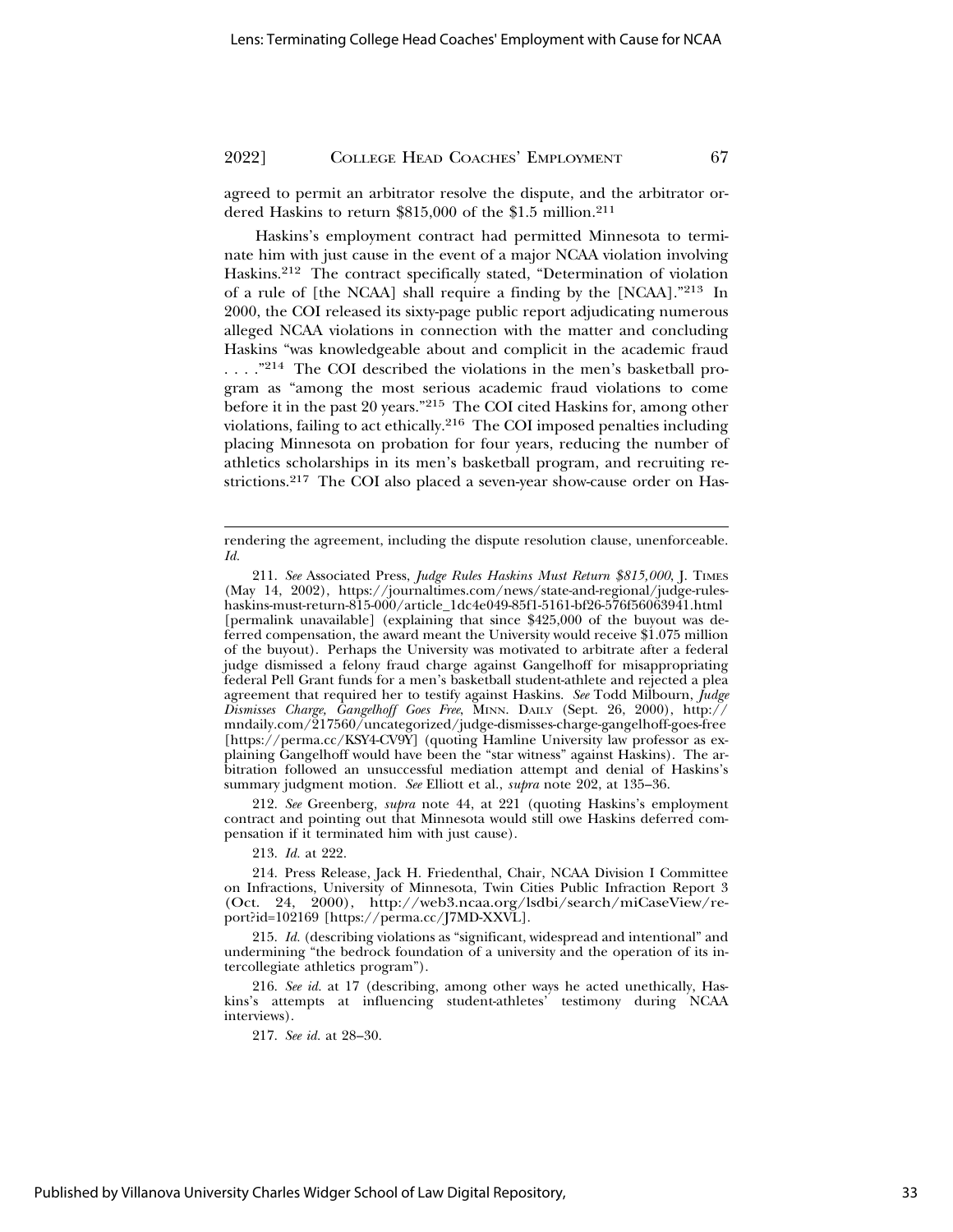agreed to permit an arbitrator resolve the dispute, and the arbitrator ordered Haskins to return $815,000 of the $1.5 million.[211]

Haskins's employment contract had permitted Minnesota to terminate him with just cause in the event of a major NCAA violation involving Haskins.[212] The contract specifically stated, "Determination of violation of a rule of [the NCAA] shall require a finding by the [NCAA]."[213] In 2000, the COI released its sixty-page public report adjudicating numerous alleged NCAA violations in connection with the matter and concluding Haskins "was knowledgeable about and complicit in the academic fraud . . . ."[214] The COI described the violations in the men's basketball program as "among the most serious academic fraud violations to come before it in the past 20 years."[215] The COI cited Haskins for, among other violations, failing to act ethically.[216] The COI imposed penalties including placing Minnesota on probation for four years, reducing the number of athletics scholarships in its men's basketball program, and recruiting restrictions.[217] The COI also placed a seven-year show-cause order on Has-

---

rendering the agreement, including the dispute resolution clause, unenforceable. *Id.*

211. *See* Associated Press, *Judge Rules Haskins Must Return $815,000*, J. TIMES (May 14, 2002), https://journaltimes.com/news/state-and-regional/judge-rules-haskins-must-return-815-000/article_1dc4e049-85f1-5161-bf26-576f56063941.html [permalink unavailable] (explaining that since $425,000 of the buyout was deferred compensation, the award meant the University would receive $1.075 million of the buyout). Perhaps the University was motivated to arbitrate after a federal judge dismissed a felony fraud charge against Gangelhoff for misappropriating federal Pell Grant funds for a men's basketball student-athlete and rejected a plea agreement that required her to testify against Haskins. *See* Todd Milbourn, *Judge Dismisses Charge, Gangelhoff Goes Free*, MINN. DAILY (Sept. 26, 2000), http://mndaily.com/217560/uncategorized/judge-dismisses-charge-gangelhoff-goes-free [https://perma.cc/KSY4-CV9Y] (quoting Hamline University law professor as explaining Gangelhoff would have been the "star witness" against Haskins). The arbitration followed an unsuccessful mediation attempt and denial of Haskins's summary judgment motion. *See* Elliott et al., *supra* note 202, at 135–36.

212. *See* Greenberg, *supra* note 44, at 221 (quoting Haskins's employment contract and pointing out that Minnesota would still owe Haskins deferred compensation if it terminated him with just cause).

213. *Id.* at 222.

214. Press Release, Jack H. Friedenthal, Chair, NCAA Division I Committee on Infractions, University of Minnesota, Twin Cities Public Infraction Report 3 (Oct. 24, 2000), http://web3.ncaa.org/lsdbi/search/miCaseView/report?id=102169 [https://perma.cc/J7MD-XXVL].

215. *Id.* (describing violations as "significant, widespread and intentional" and undermining "the bedrock foundation of a university and the operation of its intercollegiate athletics program").

216. *See id.* at 17 (describing, among other ways he acted unethically, Haskins's attempts at influencing student-athletes' testimony during NCAA interviews).

217. *See id.* at 28–30.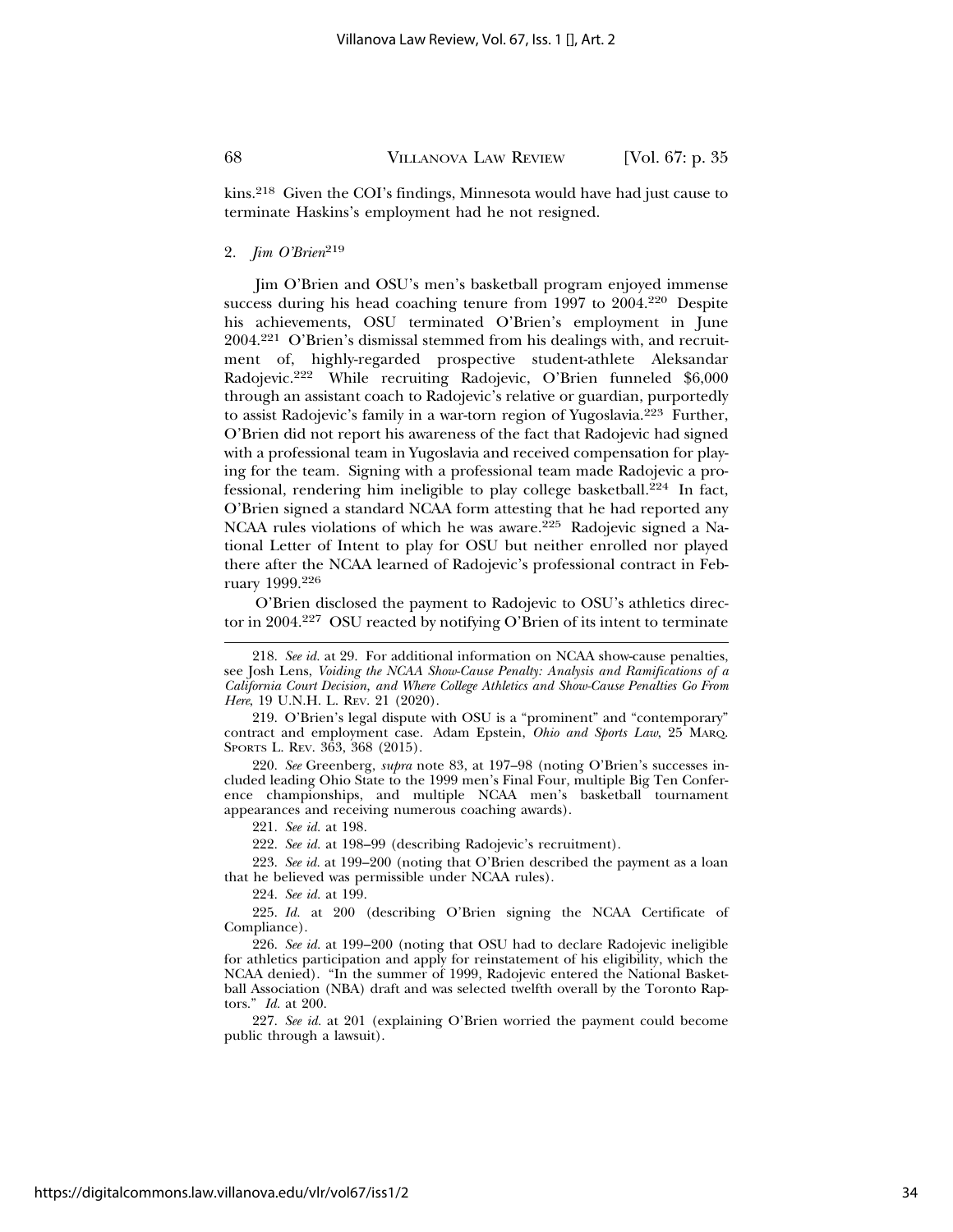kins.[218] Given the COI's findings, Minnesota would have had just cause to terminate Haskins's employment had he not resigned.

### 2. *Jim O'Brien*[219]

Jim O'Brien and OSU's men's basketball program enjoyed immense success during his head coaching tenure from 1997 to 2004.[220] Despite his achievements, OSU terminated O'Brien's employment in June 2004.[221] O'Brien's dismissal stemmed from his dealings with, and recruitment of, highly-regarded prospective student-athlete Aleksandar Radojevic.[222] While recruiting Radojevic, O'Brien funneled $6,000 through an assistant coach to Radojevic's relative or guardian, purportedly to assist Radojevic's family in a war-torn region of Yugoslavia.[223] Further, O'Brien did not report his awareness of the fact that Radojevic had signed with a professional team in Yugoslavia and received compensation for playing for the team. Signing with a professional team made Radojevic a professional, rendering him ineligible to play college basketball.[224] In fact, O'Brien signed a standard NCAA form attesting that he had reported any NCAA rules violations of which he was aware.[225] Radojevic signed a National Letter of Intent to play for OSU but neither enrolled nor played there after the NCAA learned of Radojevic's professional contract in February 1999.[226]

O'Brien disclosed the payment to Radojevic to OSU's athletics director in 2004.[227] OSU reacted by notifying O'Brien of its intent to terminate

---

218. *See id.* at 29. For additional information on NCAA show-cause penalties, see Josh Lens, *Voiding the NCAA Show-Cause Penalty: Analysis and Ramifications of a California Court Decision, and Where College Athletics and Show-Cause Penalties Go From Here*, 19 U.N.H. L. Rev. 21 (2020).

219. O'Brien's legal dispute with OSU is a "prominent" and "contemporary" contract and employment case. Adam Epstein, *Ohio and Sports Law*, 25 Marq. Sports L. Rev. 363, 368 (2015).

220. *See* Greenberg, *supra* note 83, at 197–98 (noting O'Brien's successes included leading Ohio State to the 1999 men's Final Four, multiple Big Ten Conference championships, and multiple NCAA men's basketball tournament appearances and receiving numerous coaching awards).

221. *See id.* at 198.

222. *See id.* at 198–99 (describing Radojevic's recruitment).

223. *See id.* at 199–200 (noting that O'Brien described the payment as a loan that he believed was permissible under NCAA rules).

224. *See id.* at 199.

225. *Id.* at 200 (describing O'Brien signing the NCAA Certificate of Compliance).

226. *See id.* at 199–200 (noting that OSU had to declare Radojevic ineligible for athletics participation and apply for reinstatement of his eligibility, which the NCAA denied). "In the summer of 1999, Radojevic entered the National Basketball Association (NBA) draft and was selected twelfth overall by the Toronto Raptors." *Id.* at 200.

227. *See id.* at 201 (explaining O'Brien worried the payment could become public through a lawsuit).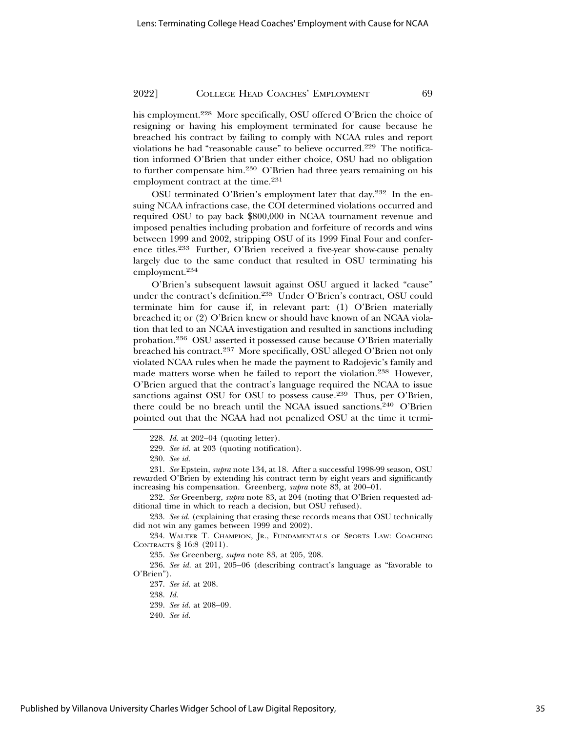his employment.[228] More specifically, OSU offered O'Brien the choice of resigning or having his employment terminated for cause because he breached his contract by failing to comply with NCAA rules and report violations he had "reasonable cause" to believe occurred.[229] The notification informed O'Brien that under either choice, OSU had no obligation to further compensate him.[230] O'Brien had three years remaining on his employment contract at the time.[231]

OSU terminated O'Brien's employment later that day.[232] In the ensuing NCAA infractions case, the COI determined violations occurred and required OSU to pay back $800,000 in NCAA tournament revenue and imposed penalties including probation and forfeiture of records and wins between 1999 and 2002, stripping OSU of its 1999 Final Four and conference titles.[233] Further, O'Brien received a five-year show-cause penalty largely due to the same conduct that resulted in OSU terminating his employment.[234]

O'Brien's subsequent lawsuit against OSU argued it lacked "cause" under the contract's definition.[235] Under O'Brien's contract, OSU could terminate him for cause if, in relevant part: (1) O'Brien materially breached it; or (2) O'Brien knew or should have known of an NCAA violation that led to an NCAA investigation and resulted in sanctions including probation.[236] OSU asserted it possessed cause because O'Brien materially breached his contract.[237] More specifically, OSU alleged O'Brien not only violated NCAA rules when he made the payment to Radojevic's family and made matters worse when he failed to report the violation.[238] However, O'Brien argued that the contract's language required the NCAA to issue sanctions against OSU for OSU to possess cause.[239] Thus, per O'Brien, there could be no breach until the NCAA issued sanctions.[240] O'Brien pointed out that the NCAA had not penalized OSU at the time it termi-

---

228. *Id.* at 202–04 (quoting letter).

229. *See id.* at 203 (quoting notification).

230. *See id.*

231. *See* Epstein, *supra* note 134, at 18. After a successful 1998-99 season, OSU rewarded O'Brien by extending his contract term by eight years and significantly increasing his compensation. Greenberg, *supra* note 83, at 200–01.

232. *See* Greenberg, *supra* note 83, at 204 (noting that O'Brien requested additional time in which to reach a decision, but OSU refused).

233. *See id.* (explaining that erasing these records means that OSU technically did not win any games between 1999 and 2002).

234. Walter T. Champion, Jr., Fundamentals of Sports Law: Coaching Contracts § 16:8 (2011).

235. *See* Greenberg, *supra* note 83, at 205, 208.

236. *See id.* at 201, 205–06 (describing contract's language as "favorable to O'Brien").

237. *See id.* at 208.

238. *Id.*

239. *See id.* at 208–09.

240. *See id.*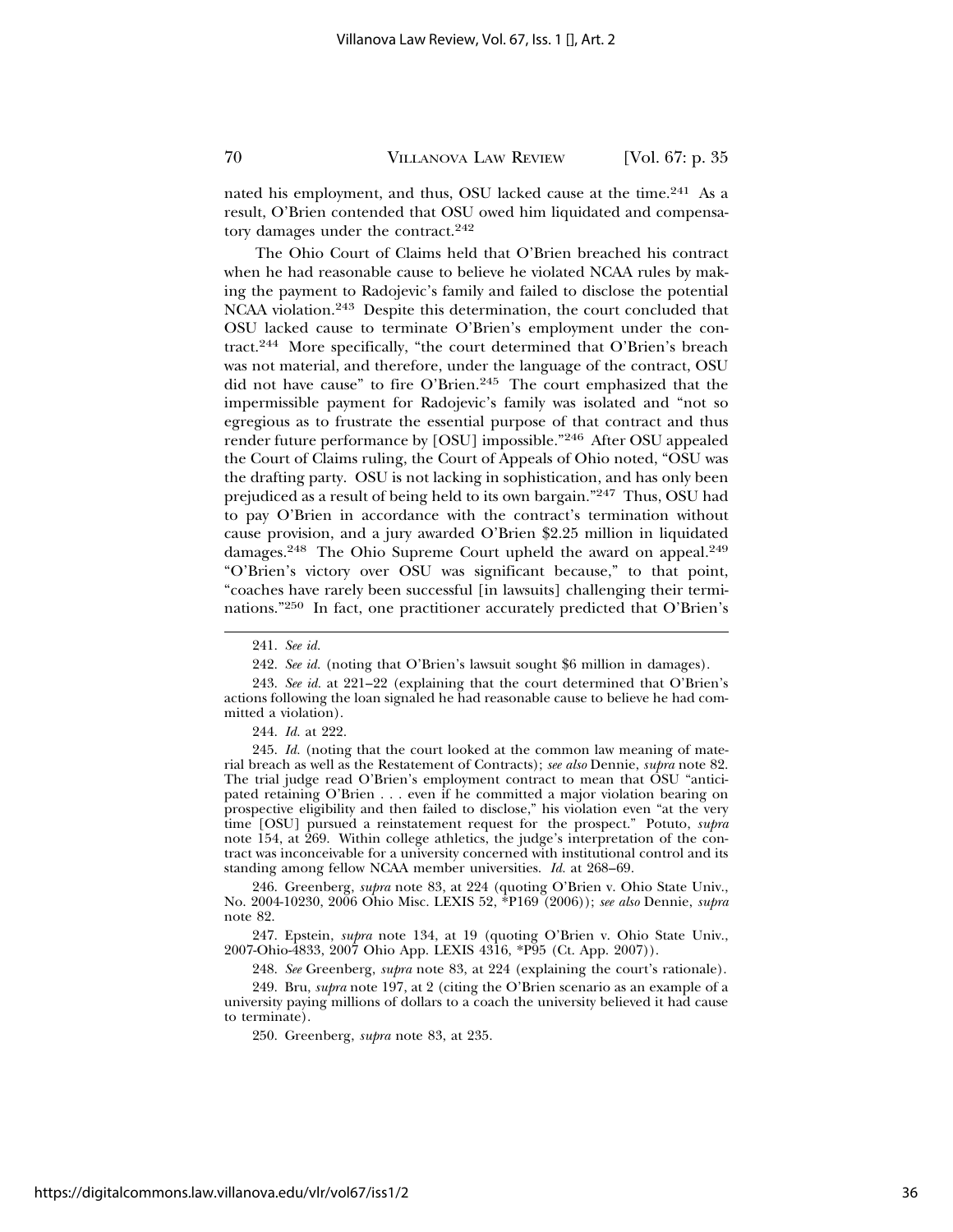nated his employment, and thus, OSU lacked cause at the time.[241] As a result, O'Brien contended that OSU owed him liquidated and compensatory damages under the contract.[242]

The Ohio Court of Claims held that O'Brien breached his contract when he had reasonable cause to believe he violated NCAA rules by making the payment to Radojevic's family and failed to disclose the potential NCAA violation.[243] Despite this determination, the court concluded that OSU lacked cause to terminate O'Brien's employment under the contract.[244] More specifically, "the court determined that O'Brien's breach was not material, and therefore, under the language of the contract, OSU did not have cause" to fire O'Brien.[245] The court emphasized that the impermissible payment for Radojevic's family was isolated and "not so egregious as to frustrate the essential purpose of that contract and thus render future performance by [OSU] impossible."[246] After OSU appealed the Court of Claims ruling, the Court of Appeals of Ohio noted, "OSU was the drafting party. OSU is not lacking in sophistication, and has only been prejudiced as a result of being held to its own bargain."[247] Thus, OSU had to pay O'Brien in accordance with the contract's termination without cause provision, and a jury awarded O'Brien $2.25 million in liquidated damages.[248] The Ohio Supreme Court upheld the award on appeal.[249] "O'Brien's victory over OSU was significant because," to that point, "coaches have rarely been successful [in lawsuits] challenging their terminations."[250] In fact, one practitioner accurately predicted that O'Brien's

---

241. *See id.*

242. *See id.* (noting that O'Brien's lawsuit sought $6 million in damages).

243. *See id.* at 221–22 (explaining that the court determined that O'Brien's actions following the loan signaled he had reasonable cause to believe he had committed a violation).

244. *Id.* at 222.

245. *Id.* (noting that the court looked at the common law meaning of material breach as well as the Restatement of Contracts); *see also* Dennie, *supra* note 82. The trial judge read O'Brien's employment contract to mean that OSU "anticipated retaining O'Brien . . . even if he committed a major violation bearing on prospective eligibility and then failed to disclose," his violation even "at the very time [OSU] pursued a reinstatement request for the prospect." Potuto, *supra* note 154, at 269. Within college athletics, the judge's interpretation of the contract was inconceivable for a university concerned with institutional control and its standing among fellow NCAA member universities. *Id.* at 268–69.

246. Greenberg, *supra* note 83, at 224 (quoting O'Brien v. Ohio State Univ., No. 2004-10230, 2006 Ohio Misc. LEXIS 52, *P169 (2006)); *see also* Dennie, *supra* note 82.

247. Epstein, *supra* note 134, at 19 (quoting O'Brien v. Ohio State Univ., 2007-Ohio-4833, 2007 Ohio App. LEXIS 4316, *P95 (Ct. App. 2007)).

248. *See* Greenberg, *supra* note 83, at 224 (explaining the court's rationale).

249. Bru, *supra* note 197, at 2 (citing the O'Brien scenario as an example of a university paying millions of dollars to a coach the university believed it had cause to terminate).

250. Greenberg, *supra* note 83, at 235.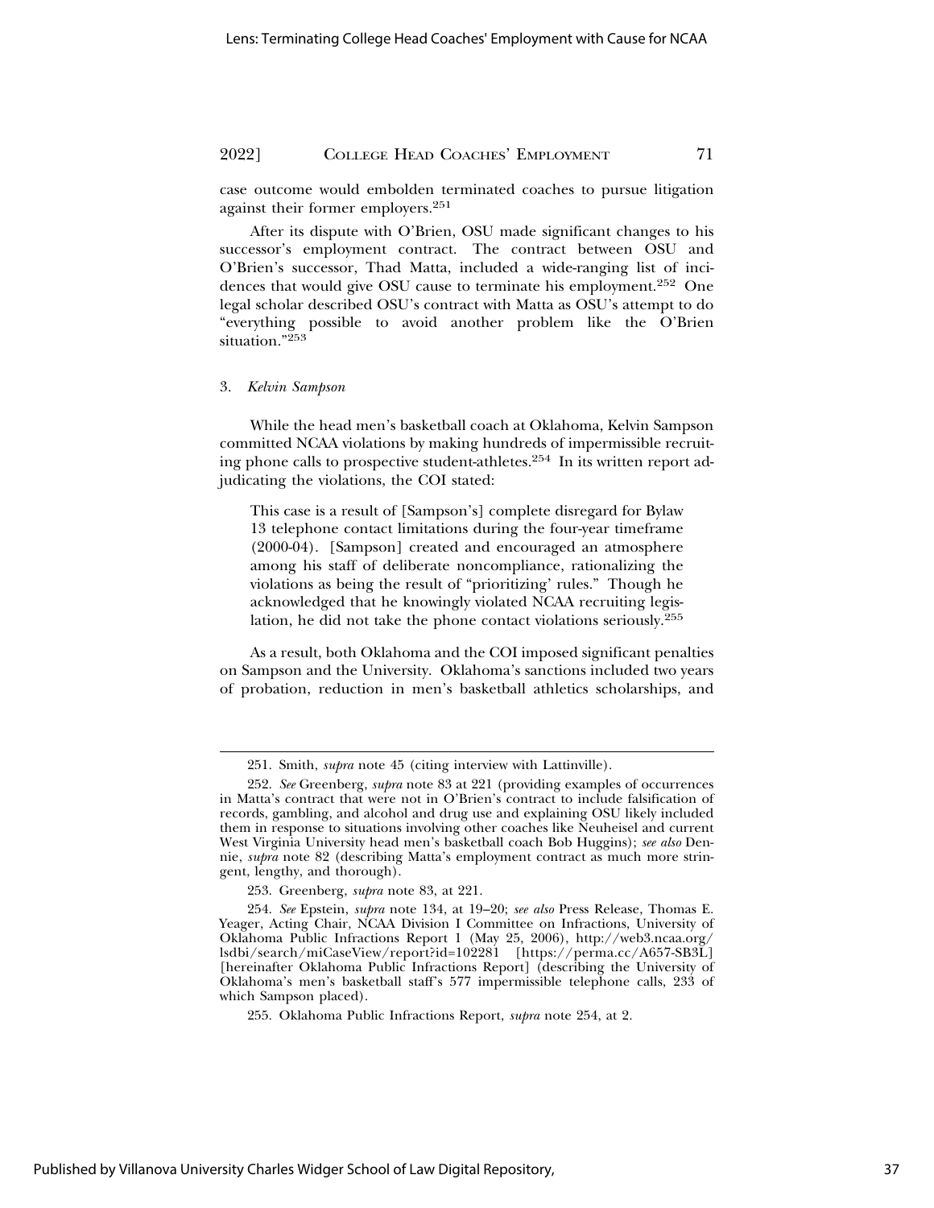case outcome would embolden terminated coaches to pursue litigation against their former employers.[251]

After its dispute with O'Brien, OSU made significant changes to his successor's employment contract. The contract between OSU and O'Brien's successor, Thad Matta, included a wide-ranging list of incidences that would give OSU cause to terminate his employment.[252] One legal scholar described OSU's contract with Matta as OSU's attempt to do "everything possible to avoid another problem like the O'Brien situation."[253]

### 3. *Kelvin Sampson*

While the head men's basketball coach at Oklahoma, Kelvin Sampson committed NCAA violations by making hundreds of impermissible recruiting phone calls to prospective student-athletes.[254] In its written report adjudicating the violations, the COI stated:

> This case is a result of [Sampson's] complete disregard for Bylaw 13 telephone contact limitations during the four-year timeframe (2000-04). [Sampson] created and encouraged an atmosphere among his staff of deliberate noncompliance, rationalizing the violations as being the result of "prioritizing' rules." Though he acknowledged that he knowingly violated NCAA recruiting legislation, he did not take the phone contact violations seriously.[255]

As a result, both Oklahoma and the COI imposed significant penalties on Sampson and the University. Oklahoma's sanctions included two years of probation, reduction in men's basketball athletics scholarships, and

---

251. Smith, *supra* note 45 (citing interview with Lattinville).

252. *See* Greenberg, *supra* note 83 at 221 (providing examples of occurrences in Matta's contract that were not in O'Brien's contract to include falsification of records, gambling, and alcohol and drug use and explaining OSU likely included them in response to situations involving other coaches like Neuheisel and current West Virginia University head men's basketball coach Bob Huggins); *see also* Dennie, *supra* note 82 (describing Matta's employment contract as much more stringent, lengthy, and thorough).

253. Greenberg, *supra* note 83, at 221.

254. *See* Epstein, *supra* note 134, at 19–20; *see also* Press Release, Thomas E. Yeager, Acting Chair, NCAA Division I Committee on Infractions, University of Oklahoma Public Infractions Report 1 (May 25, 2006), http://web3.ncaa.org/lsdbi/search/miCaseView/report?id=102281 [https://perma.cc/A657-SB3L] [hereinafter Oklahoma Public Infractions Report] (describing the University of Oklahoma's men's basketball staff's 577 impermissible telephone calls, 233 of which Sampson placed).

255. Oklahoma Public Infractions Report, *supra* note 254, at 2.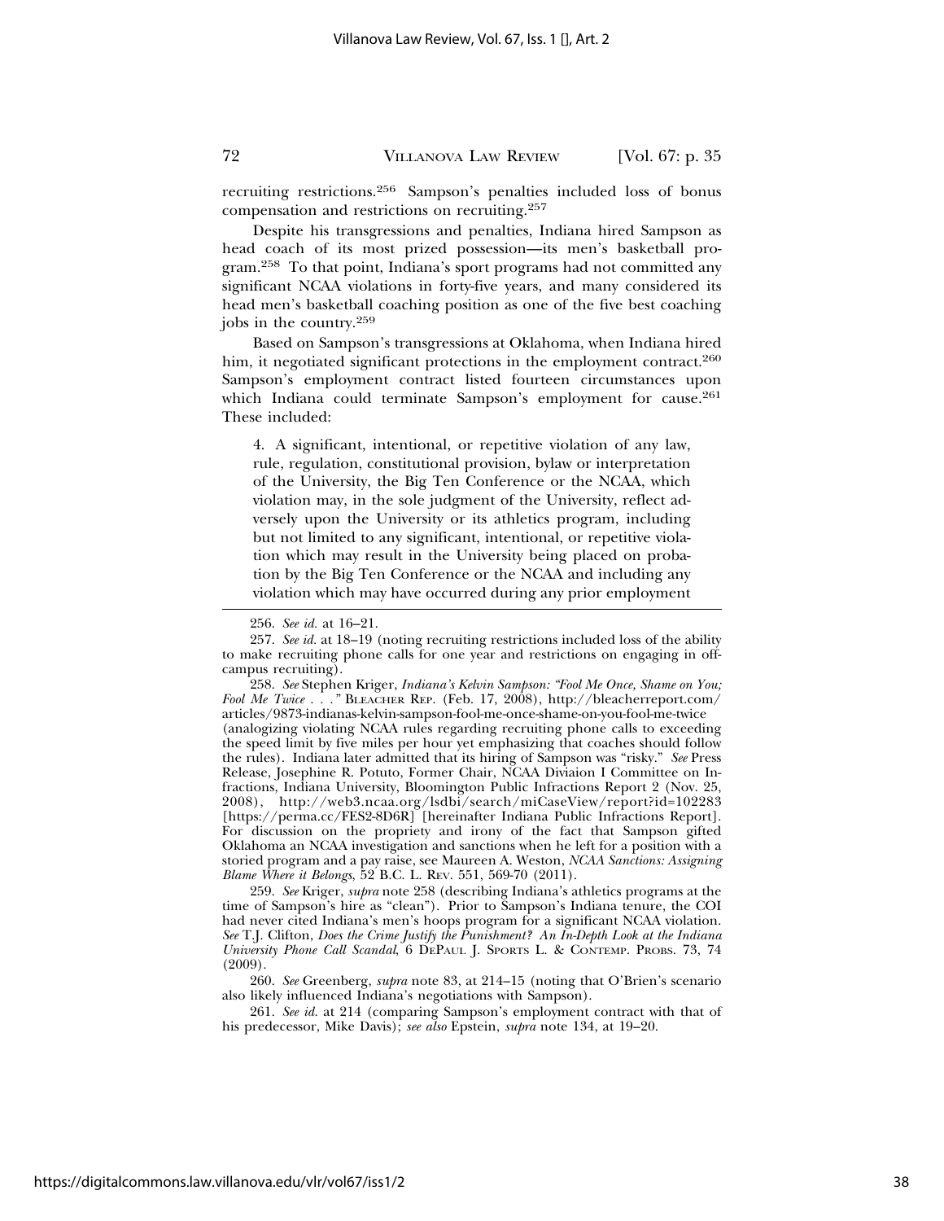recruiting restrictions.[256] Sampson's penalties included loss of bonus compensation and restrictions on recruiting.[257]

Despite his transgressions and penalties, Indiana hired Sampson as head coach of its most prized possession—its men's basketball program.[258] To that point, Indiana's sport programs had not committed any significant NCAA violations in forty-five years, and many considered its head men's basketball coaching position as one of the five best coaching jobs in the country.[259]

Based on Sampson's transgressions at Oklahoma, when Indiana hired him, it negotiated significant protections in the employment contract.[260] Sampson's employment contract listed fourteen circumstances upon which Indiana could terminate Sampson's employment for cause.[261] These included:

> 4. A significant, intentional, or repetitive violation of any law, rule, regulation, constitutional provision, bylaw or interpretation of the University, the Big Ten Conference or the NCAA, which violation may, in the sole judgment of the University, reflect adversely upon the University or its athletics program, including but not limited to any significant, intentional, or repetitive violation which may result in the University being placed on probation by the Big Ten Conference or the NCAA and including any violation which may have occurred during any prior employment

---

256. *See id.* at 16–21.

257. *See id.* at 18–19 (noting recruiting restrictions included loss of the ability to make recruiting phone calls for one year and restrictions on engaging in off-campus recruiting).

258. *See* Stephen Kriger, *Indiana's Kelvin Sampson: "Fool Me Once, Shame on You; Fool Me Twice . . ."* BLEACHER REP. (Feb. 17, 2008), http://bleacherreport.com/articles/9873-indianas-kelvin-sampson-fool-me-once-shame-on-you-fool-me-twice (analogizing violating NCAA rules regarding recruiting phone calls to exceeding the speed limit by five miles per hour yet emphasizing that coaches should follow the rules). Indiana later admitted that its hiring of Sampson was "risky." *See* Press Release, Josephine R. Potuto, Former Chair, NCAA Diviaion I Committee on Infractions, Indiana University, Bloomington Public Infractions Report 2 (Nov. 25, 2008), http://web3.ncaa.org/lsdbi/search/miCaseView/report?id=102283 [https://perma.cc/FES2-8D6R] [hereinafter Indiana Public Infractions Report]. For discussion on the propriety and irony of the fact that Sampson gifted Oklahoma an NCAA investigation and sanctions when he left for a position with a storied program and a pay raise, see Maureen A. Weston, *NCAA Sanctions: Assigning Blame Where it Belongs*, 52 B.C. L. REV. 551, 569-70 (2011).

259. *See* Kriger, *supra* note 258 (describing Indiana's athletics programs at the time of Sampson's hire as "clean"). Prior to Sampson's Indiana tenure, the COI had never cited Indiana's men's hoops program for a significant NCAA violation. *See* T.J. Clifton, *Does the Crime Justify the Punishment? An In-Depth Look at the Indiana University Phone Call Scandal*, 6 DEPAUL J. SPORTS L. & CONTEMP. PROBS. 73, 74 (2009).

260. *See* Greenberg, *supra* note 83, at 214–15 (noting that O'Brien's scenario also likely influenced Indiana's negotiations with Sampson).

261. *See id.* at 214 (comparing Sampson's employment contract with that of his predecessor, Mike Davis); *see also* Epstein, *supra* note 134, at 19–20.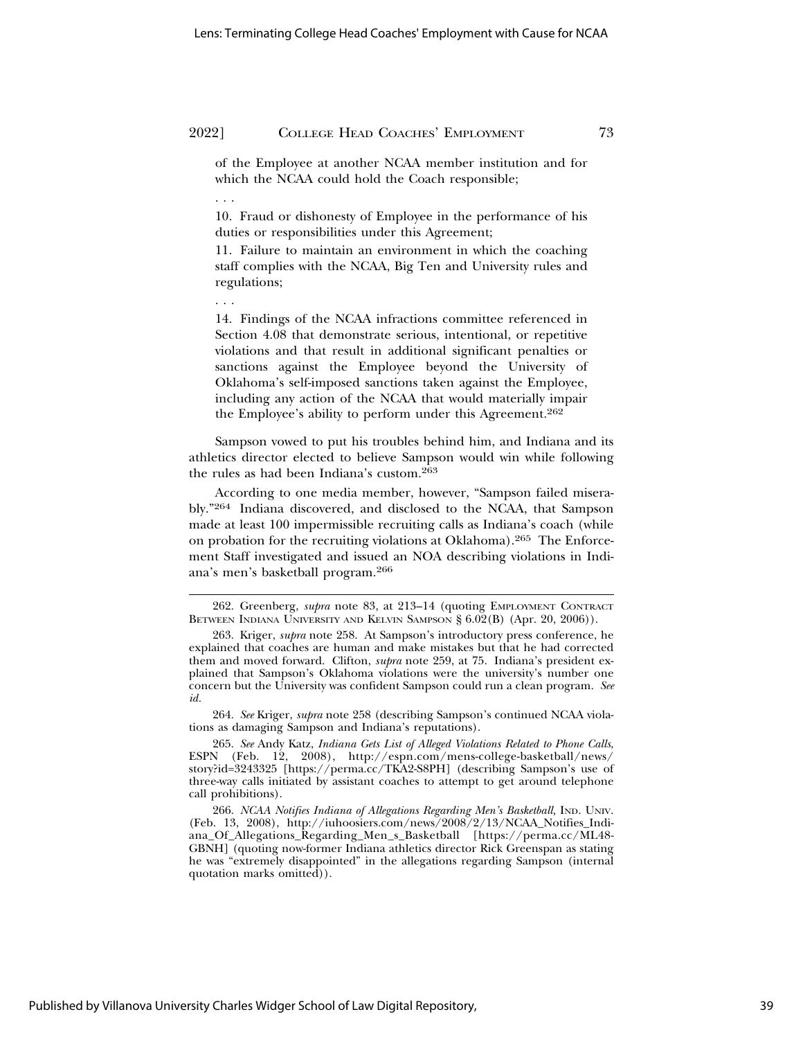of the Employee at another NCAA member institution and for which the NCAA could hold the Coach responsible;

. . .

10. Fraud or dishonesty of Employee in the performance of his duties or responsibilities under this Agreement;

11. Failure to maintain an environment in which the coaching staff complies with the NCAA, Big Ten and University rules and regulations;

. . .

14. Findings of the NCAA infractions committee referenced in Section 4.08 that demonstrate serious, intentional, or repetitive violations and that result in additional significant penalties or sanctions against the Employee beyond the University of Oklahoma's self-imposed sanctions taken against the Employee, including any action of the NCAA that would materially impair the Employee's ability to perform under this Agreement.[262]

Sampson vowed to put his troubles behind him, and Indiana and its athletics director elected to believe Sampson would win while following the rules as had been Indiana's custom.[263]

According to one media member, however, "Sampson failed miserably."[264] Indiana discovered, and disclosed to the NCAA, that Sampson made at least 100 impermissible recruiting calls as Indiana's coach (while on probation for the recruiting violations at Oklahoma).[265] The Enforcement Staff investigated and issued an NOA describing violations in Indiana's men's basketball program.[266]

---

262. Greenberg, *supra* note 83, at 213–14 (quoting EMPLOYMENT CONTRACT BETWEEN INDIANA UNIVERSITY AND KELVIN SAMPSON § 6.02(B) (Apr. 20, 2006)).

263. Kriger, *supra* note 258. At Sampson's introductory press conference, he explained that coaches are human and make mistakes but that he had corrected them and moved forward. Clifton, *supra* note 259, at 75. Indiana's president explained that Sampson's Oklahoma violations were the university's number one concern but the University was confident Sampson could run a clean program. *See id.*

264. *See* Kriger, *supra* note 258 (describing Sampson's continued NCAA violations as damaging Sampson and Indiana's reputations).

265. *See* Andy Katz, *Indiana Gets List of Alleged Violations Related to Phone Calls*, ESPN (Feb. 12, 2008), http://espn.com/mens-college-basketball/news/story?id=3243325 [https://perma.cc/TKA2-S8PH] (describing Sampson's use of three-way calls initiated by assistant coaches to attempt to get around telephone call prohibitions).

266. *NCAA Notifies Indiana of Allegations Regarding Men's Basketball*, IND. UNIV. (Feb. 13, 2008), http://iuhoosiers.com/news/2008/2/13/NCAA_Notifies_Indiana_Of_Allegations_Regarding_Men_s_Basketball [https://perma.cc/ML48-GBNH] (quoting now-former Indiana athletics director Rick Greenspan as stating he was "extremely disappointed" in the allegations regarding Sampson (internal quotation marks omitted)).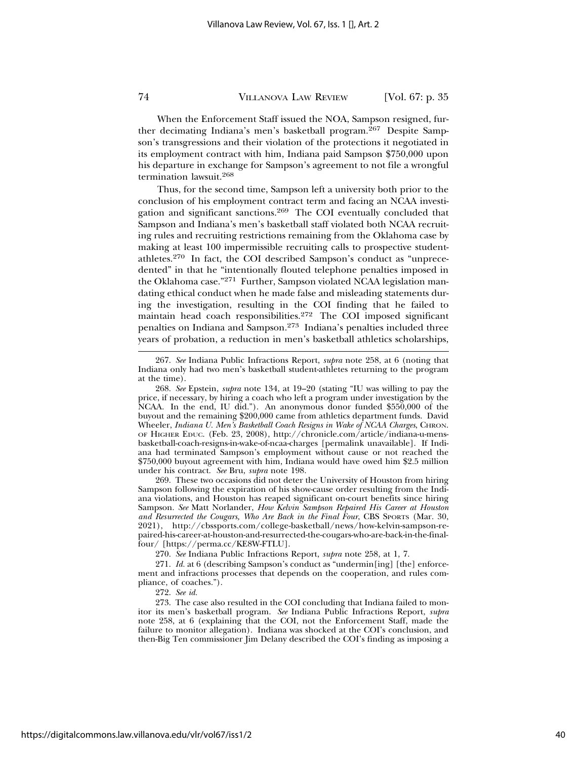When the Enforcement Staff issued the NOA, Sampson resigned, further decimating Indiana's men's basketball program.[267] Despite Sampson's transgressions and their violation of the protections it negotiated in its employment contract with him, Indiana paid Sampson $750,000 upon his departure in exchange for Sampson's agreement to not file a wrongful termination lawsuit.[268]

Thus, for the second time, Sampson left a university both prior to the conclusion of his employment contract term and facing an NCAA investigation and significant sanctions.[269] The COI eventually concluded that Sampson and Indiana's men's basketball staff violated both NCAA recruiting rules and recruiting restrictions remaining from the Oklahoma case by making at least 100 impermissible recruiting calls to prospective student-athletes.[270] In fact, the COI described Sampson's conduct as "unprecedented" in that he "intentionally flouted telephone penalties imposed in the Oklahoma case."[271] Further, Sampson violated NCAA legislation mandating ethical conduct when he made false and misleading statements during the investigation, resulting in the COI finding that he failed to maintain head coach responsibilities.[272] The COI imposed significant penalties on Indiana and Sampson.[273] Indiana's penalties included three years of probation, a reduction in men's basketball athletics scholarships,

---

267. *See* Indiana Public Infractions Report, *supra* note 258, at 6 (noting that Indiana only had two men's basketball student-athletes returning to the program at the time).

268. *See* Epstein, *supra* note 134, at 19–20 (stating "IU was willing to pay the price, if necessary, by hiring a coach who left a program under investigation by the NCAA. In the end, IU did."). An anonymous donor funded $550,000 of the buyout and the remaining $200,000 came from athletics department funds. David Wheeler, *Indiana U. Men's Basketball Coach Resigns in Wake of NCAA Charges*, CHRON. OF HIGHER EDUC. (Feb. 23, 2008), http://chronicle.com/article/indiana-u-mens-basketball-coach-resigns-in-wake-of-ncaa-charges [permalink unavailable]. If Indiana had terminated Sampson's employment without cause or not reached the $750,000 buyout agreement with him, Indiana would have owed him $2.5 million under his contract. *See* Bru, *supra* note 198.

269. These two occasions did not deter the University of Houston from hiring Sampson following the expiration of his show-cause order resulting from the Indiana violations, and Houston has reaped significant on-court benefits since hiring Sampson. *See* Matt Norlander, *How Kelvin Sampson Repaired His Career at Houston and Resurrected the Cougars, Who Are Back in the Final Four*, CBS SPORTS (Mar. 30, 2021), http://cbssports.com/college-basketball/news/how-kelvin-sampson-repaired-his-career-at-houston-and-resurrected-the-cougars-who-are-back-in-the-final-four/ [https://perma.cc/KE8W-FTLU].

270. *See* Indiana Public Infractions Report, *supra* note 258, at 1, 7.

271. *Id.* at 6 (describing Sampson's conduct as "undermin[ing] [the] enforcement and infractions processes that depends on the cooperation, and rules compliance, of coaches.").

272. *See id.*

273. The case also resulted in the COI concluding that Indiana failed to monitor its men's basketball program. *See* Indiana Public Infractions Report, *supra* note 258, at 6 (explaining that the COI, not the Enforcement Staff, made the failure to monitor allegation). Indiana was shocked at the COI's conclusion, and then-Big Ten commissioner Jim Delany described the COI's finding as imposing a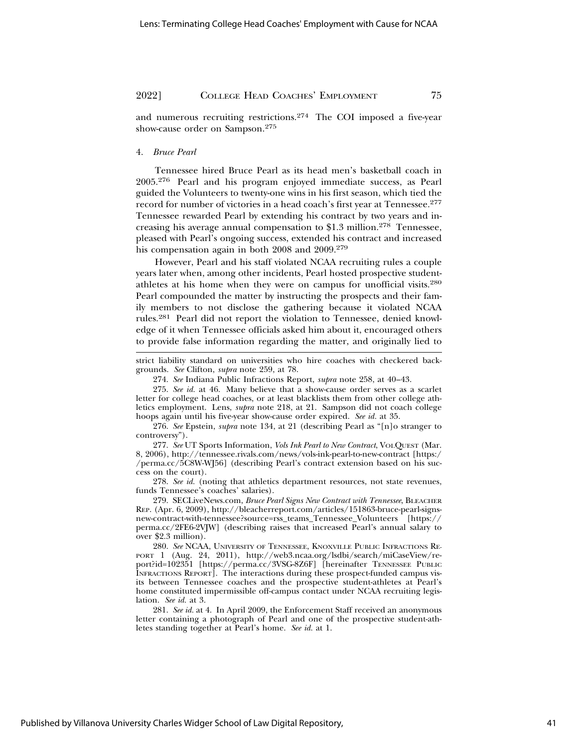and numerous recruiting restrictions.[274] The COI imposed a five-year show-cause order on Sampson.[275]

#### 4. *Bruce Pearl*

Tennessee hired Bruce Pearl as its head men's basketball coach in 2005.[276] Pearl and his program enjoyed immediate success, as Pearl guided the Volunteers to twenty-one wins in his first season, which tied the record for number of victories in a head coach's first year at Tennessee.[277] Tennessee rewarded Pearl by extending his contract by two years and increasing his average annual compensation to $1.3 million.[278] Tennessee, pleased with Pearl's ongoing success, extended his contract and increased his compensation again in both 2008 and 2009.[279]

However, Pearl and his staff violated NCAA recruiting rules a couple years later when, among other incidents, Pearl hosted prospective student-athletes at his home when they were on campus for unofficial visits.[280] Pearl compounded the matter by instructing the prospects and their family members to not disclose the gathering because it violated NCAA rules.[281] Pearl did not report the violation to Tennessee, denied knowledge of it when Tennessee officials asked him about it, encouraged others to provide false information regarding the matter, and originally lied to

---

strict liability standard on universities who hire coaches with checkered backgrounds. *See* Clifton, *supra* note 259, at 78.

274. *See* Indiana Public Infractions Report, *supra* note 258, at 40–43.

275. *See id.* at 46. Many believe that a show-cause order serves as a scarlet letter for college head coaches, or at least blacklists them from other college athletics employment. Lens, *supra* note 218, at 21. Sampson did not coach college hoops again until his five-year show-cause order expired. *See id.* at 35.

276. *See* Epstein, *supra* note 134, at 21 (describing Pearl as "[n]o stranger to controversy").

277. *See* UT Sports Information, *Vols Ink Pearl to New Contract*, VolQuest (Mar. 8, 2006), http://tennessee.rivals.com/news/vols-ink-pearl-to-new-contract [https://perma.cc/5C8W-WJ56] (describing Pearl's contract extension based on his success on the court).

278. *See id.* (noting that athletics department resources, not state revenues, funds Tennessee's coaches' salaries).

279. SECLiveNews.com, *Bruce Pearl Signs New Contract with Tennessee*, Bleacher Rep. (Apr. 6, 2009), http://bleacherreport.com/articles/151863-bruce-pearl-signs-new-contract-with-tennessee?source=rss_teams_Tennessee_Volunteers [https://perma.cc/2FE6-2VJW] (describing raises that increased Pearl's annual salary to over $2.3 million).

280. *See* NCAA, University of Tennessee, Knoxville Public Infractions Report 1 (Aug. 24, 2011), http://web3.ncaa.org/lsdbi/search/miCaseView/report?id=102351 [https://perma.cc/3VSG-8Z6F] [hereinafter Tennessee Public Infractions Report]. The interactions during these prospect-funded campus visits between Tennessee coaches and the prospective student-athletes at Pearl's home constituted impermissible off-campus contact under NCAA recruiting legislation. *See id.* at 3.

281. *See id.* at 4. In April 2009, the Enforcement Staff received an anonymous letter containing a photograph of Pearl and one of the prospective student-athletes standing together at Pearl's home. *See id.* at 1.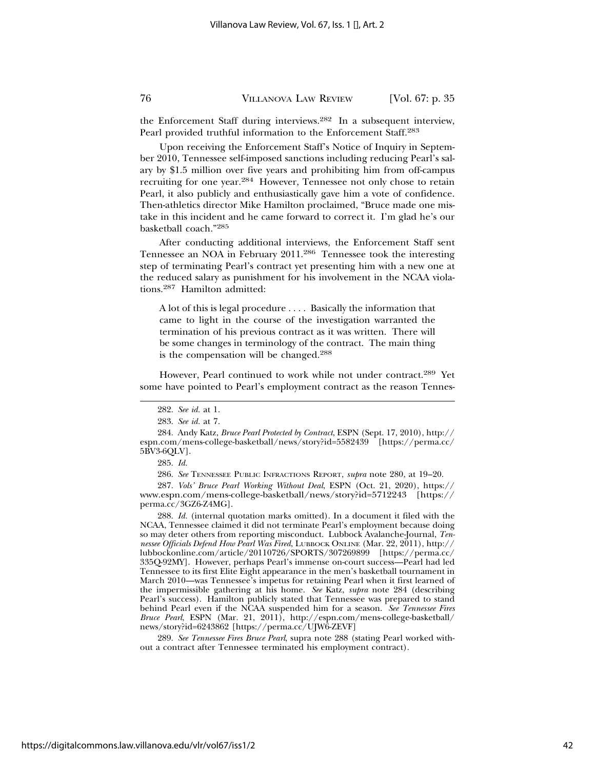the Enforcement Staff during interviews.[282] In a subsequent interview, Pearl provided truthful information to the Enforcement Staff.[283]

Upon receiving the Enforcement Staff's Notice of Inquiry in September 2010, Tennessee self-imposed sanctions including reducing Pearl's salary by $1.5 million over five years and prohibiting him from off-campus recruiting for one year.[284] However, Tennessee not only chose to retain Pearl, it also publicly and enthusiastically gave him a vote of confidence. Then-athletics director Mike Hamilton proclaimed, "Bruce made one mistake in this incident and he came forward to correct it. I'm glad he's our basketball coach."[285]

After conducting additional interviews, the Enforcement Staff sent Tennessee an NOA in February 2011.[286] Tennessee took the interesting step of terminating Pearl's contract yet presenting him with a new one at the reduced salary as punishment for his involvement in the NCAA violations.[287] Hamilton admitted:

> A lot of this is legal procedure . . . . Basically the information that came to light in the course of the investigation warranted the termination of his previous contract as it was written. There will be some changes in terminology of the contract. The main thing is the compensation will be changed.[288]

However, Pearl continued to work while not under contract.[289] Yet some have pointed to Pearl's employment contract as the reason Tennes-

---

282. *See id.* at 1.

283. *See id.* at 7.

284. Andy Katz, *Bruce Pearl Protected by Contract*, ESPN (Sept. 17, 2010), http://espn.com/mens-college-basketball/news/story?id=5582439 [https://perma.cc/5BV3-6QLV].

285. *Id.*

286. *See* TENNESSEE PUBLIC INFRACTIONS REPORT, *supra* note 280, at 19–20.

287. *Vols' Bruce Pearl Working Without Deal*, ESPN (Oct. 21, 2020), https://www.espn.com/mens-college-basketball/news/story?id=5712243 [https://perma.cc/3GZ6-Z4MG].

288. *Id.* (internal quotation marks omitted). In a document it filed with the NCAA, Tennessee claimed it did not terminate Pearl's employment because doing so may deter others from reporting misconduct. Lubbock Avalanche-Journal, *Tennessee Officials Defend How Pearl Was Fired*, LUBBOCK ONLINE (Mar. 22, 2011), http://lubbockonline.com/article/20110726/SPORTS/307269899 [https://perma.cc/335Q-92MY]. However, perhaps Pearl's immense on-court success—Pearl had led Tennessee to its first Elite Eight appearance in the men's basketball tournament in March 2010—was Tennessee's impetus for retaining Pearl when it first learned of the impermissible gathering at his home. *See* Katz, *supra* note 284 (describing Pearl's success). Hamilton publicly stated that Tennessee was prepared to stand behind Pearl even if the NCAA suspended him for a season. *See Tennessee Fires Bruce Pearl*, ESPN (Mar. 21, 2011), http://espn.com/mens-college-basketball/news/story?id=6243862 [https://perma.cc/UJW6-ZEVF]

289. *See Tennessee Fires Bruce Pearl*, supra note 288 (stating Pearl worked without a contract after Tennessee terminated his employment contract).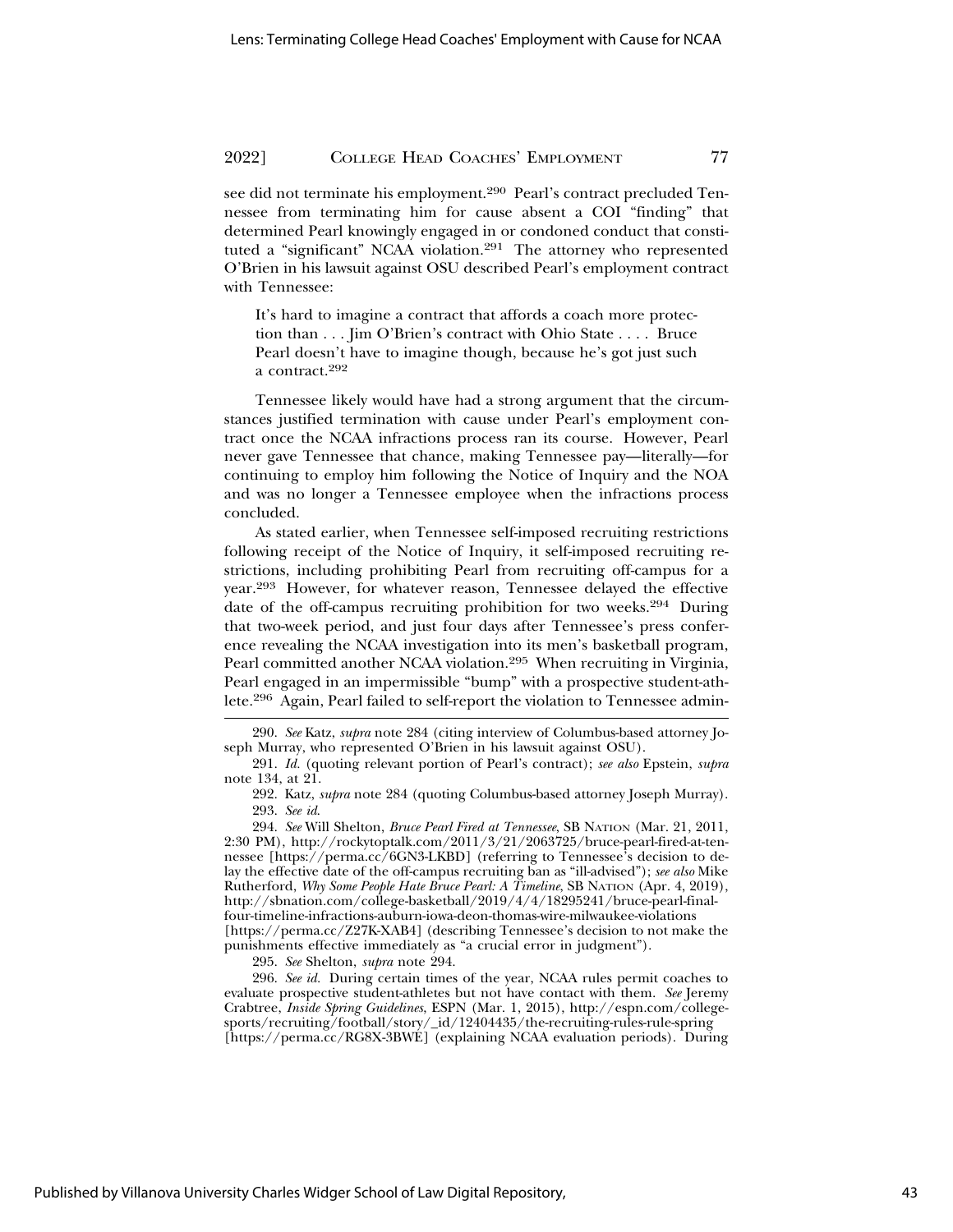see did not terminate his employment.[290] Pearl's contract precluded Tennessee from terminating him for cause absent a COI "finding" that determined Pearl knowingly engaged in or condoned conduct that constituted a "significant" NCAA violation.[291] The attorney who represented O'Brien in his lawsuit against OSU described Pearl's employment contract with Tennessee:

> It's hard to imagine a contract that affords a coach more protection than . . . Jim O'Brien's contract with Ohio State . . . . Bruce Pearl doesn't have to imagine though, because he's got just such a contract.[292]

Tennessee likely would have had a strong argument that the circumstances justified termination with cause under Pearl's employment contract once the NCAA infractions process ran its course. However, Pearl never gave Tennessee that chance, making Tennessee pay—literally—for continuing to employ him following the Notice of Inquiry and the NOA and was no longer a Tennessee employee when the infractions process concluded.

As stated earlier, when Tennessee self-imposed recruiting restrictions following receipt of the Notice of Inquiry, it self-imposed recruiting restrictions, including prohibiting Pearl from recruiting off-campus for a year.[293] However, for whatever reason, Tennessee delayed the effective date of the off-campus recruiting prohibition for two weeks.[294] During that two-week period, and just four days after Tennessee's press conference revealing the NCAA investigation into its men's basketball program, Pearl committed another NCAA violation.[295] When recruiting in Virginia, Pearl engaged in an impermissible "bump" with a prospective student-athlete.[296] Again, Pearl failed to self-report the violation to Tennessee admin-

---

290. *See* Katz, *supra* note 284 (citing interview of Columbus-based attorney Joseph Murray, who represented O'Brien in his lawsuit against OSU).

291. *Id.* (quoting relevant portion of Pearl's contract); *see also* Epstein, *supra* note 134, at 21.

292. Katz, *supra* note 284 (quoting Columbus-based attorney Joseph Murray).

293. *See id.*

294. *See* Will Shelton, *Bruce Pearl Fired at Tennessee*, SB NATION (Mar. 21, 2011, 2:30 PM), http://rockytoptalk.com/2011/3/21/2063725/bruce-pearl-fired-at-tennessee [https://perma.cc/6GN3-LKBD] (referring to Tennessee's decision to delay the effective date of the off-campus recruiting ban as "ill-advised"); *see also* Mike Rutherford, *Why Some People Hate Bruce Pearl: A Timeline*, SB NATION (Apr. 4, 2019), http://sbnation.com/college-basketball/2019/4/4/18295241/bruce-pearl-final-four-timeline-infractions-auburn-iowa-deon-thomas-wire-milwaukee-violations [https://perma.cc/Z27K-XAB4] (describing Tennessee's decision to not make the punishments effective immediately as "a crucial error in judgment").

295. *See* Shelton, *supra* note 294.

296. *See id.* During certain times of the year, NCAA rules permit coaches to evaluate prospective student-athletes but not have contact with them. *See* Jeremy Crabtree, *Inside Spring Guidelines*, ESPN (Mar. 1, 2015), http://espn.com/college-sports/recruiting/football/story/_id/12404435/the-recruiting-rules-rule-spring [https://perma.cc/RG8X-3BWE] (explaining NCAA evaluation periods). During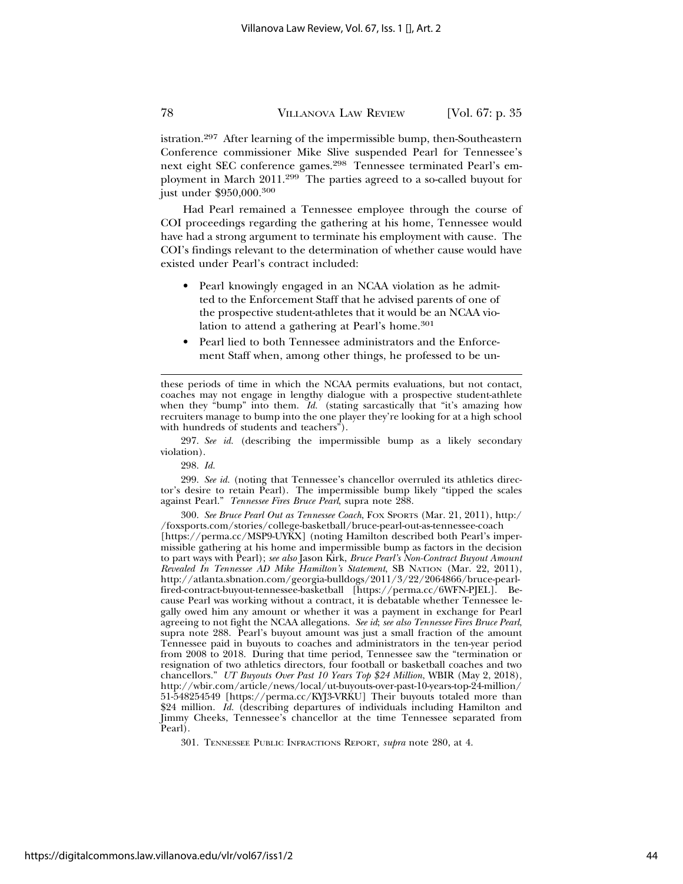istration.[297] After learning of the impermissible bump, then-Southeastern Conference commissioner Mike Slive suspended Pearl for Tennessee's next eight SEC conference games.[298] Tennessee terminated Pearl's employment in March 2011.[299] The parties agreed to a so-called buyout for just under $950,000.[300]

Had Pearl remained a Tennessee employee through the course of COI proceedings regarding the gathering at his home, Tennessee would have had a strong argument to terminate his employment with cause. The COI's findings relevant to the determination of whether cause would have existed under Pearl's contract included:

- Pearl knowingly engaged in an NCAA violation as he admitted to the Enforcement Staff that he advised parents of one of the prospective student-athletes that it would be an NCAA violation to attend a gathering at Pearl's home.[301]
- Pearl lied to both Tennessee administrators and the Enforcement Staff when, among other things, he professed to be un-

---

these periods of time in which the NCAA permits evaluations, but not contact, coaches may not engage in lengthy dialogue with a prospective student-athlete when they "bump" into them. *Id.* (stating sarcastically that "it's amazing how recruiters manage to bump into the one player they're looking for at a high school with hundreds of students and teachers").

297. *See id.* (describing the impermissible bump as a likely secondary violation).

298. *Id.*

299. *See id.* (noting that Tennessee's chancellor overruled its athletics director's desire to retain Pearl). The impermissible bump likely "tipped the scales against Pearl." *Tennessee Fires Bruce Pearl*, supra note 288.

300. *See Bruce Pearl Out as Tennessee Coach*, FOX SPORTS (Mar. 21, 2011), http://foxsports.com/stories/college-basketball/bruce-pearl-out-as-tennessee-coach [https://perma.cc/MSP9-UYKX] (noting Hamilton described both Pearl's impermissible gathering at his home and impermissible bump as factors in the decision to part ways with Pearl); *see also* Jason Kirk, *Bruce Pearl's Non-Contract Buyout Amount Revealed In Tennessee AD Mike Hamilton's Statement*, SB NATION (Mar. 22, 2011), http://atlanta.sbnation.com/georgia-bulldogs/2011/3/22/2064866/bruce-pearl-fired-contract-buyout-tennessee-basketball [https://perma.cc/6WFN-PJEL]. Because Pearl was working without a contract, it is debatable whether Tennessee legally owed him any amount or whether it was a payment in exchange for Pearl agreeing to not fight the NCAA allegations. *See id*; *see also Tennessee Fires Bruce Pearl*, supra note 288. Pearl's buyout amount was just a small fraction of the amount Tennessee paid in buyouts to coaches and administrators in the ten-year period from 2008 to 2018. During that time period, Tennessee saw the "termination or resignation of two athletics directors, four football or basketball coaches and two chancellors." *UT Buyouts Over Past 10 Years Top $24 Million*, WBIR (May 2, 2018), http://wbir.com/article/news/local/ut-buyouts-over-past-10-years-top-24-million/51-548254549 [https://perma.cc/KYJ3-VRKU] Their buyouts totaled more than $24 million. *Id.* (describing departures of individuals including Hamilton and Jimmy Cheeks, Tennessee's chancellor at the time Tennessee separated from Pearl).

301. TENNESSEE PUBLIC INFRACTIONS REPORT, *supra* note 280, at 4.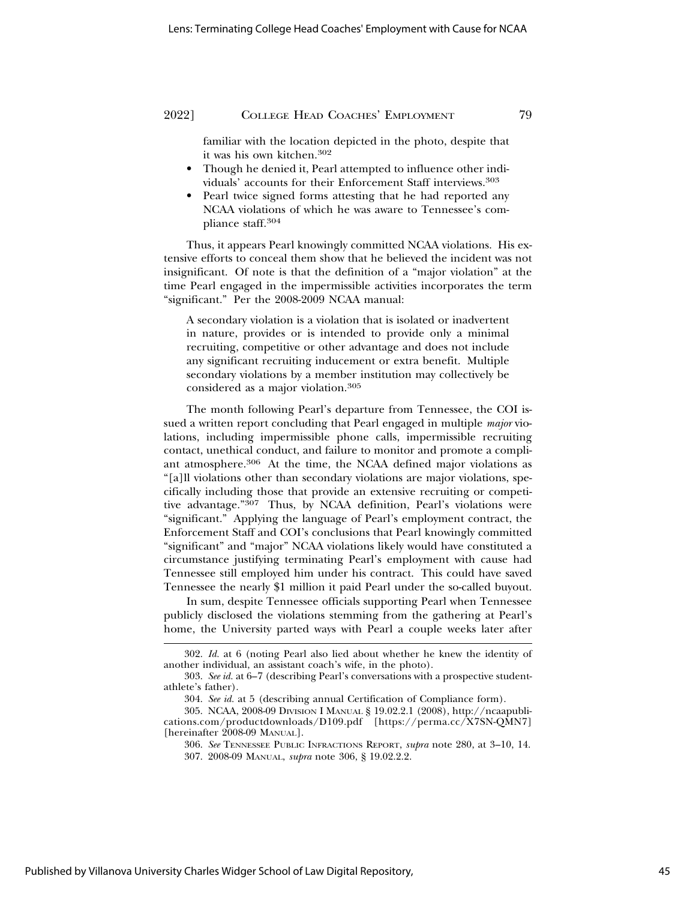familiar with the location depicted in the photo, despite that it was his own kitchen.[302]

- Though he denied it, Pearl attempted to influence other individuals' accounts for their Enforcement Staff interviews.[303]
- Pearl twice signed forms attesting that he had reported any NCAA violations of which he was aware to Tennessee's compliance staff.[304]

Thus, it appears Pearl knowingly committed NCAA violations. His extensive efforts to conceal them show that he believed the incident was not insignificant. Of note is that the definition of a "major violation" at the time Pearl engaged in the impermissible activities incorporates the term "significant." Per the 2008-2009 NCAA manual:

> A secondary violation is a violation that is isolated or inadvertent in nature, provides or is intended to provide only a minimal recruiting, competitive or other advantage and does not include any significant recruiting inducement or extra benefit. Multiple secondary violations by a member institution may collectively be considered as a major violation.[305]

The month following Pearl's departure from Tennessee, the COI issued a written report concluding that Pearl engaged in multiple *major* violations, including impermissible phone calls, impermissible recruiting contact, unethical conduct, and failure to monitor and promote a compliant atmosphere.[306] At the time, the NCAA defined major violations as "[a]ll violations other than secondary violations are major violations, specifically including those that provide an extensive recruiting or competitive advantage."[307] Thus, by NCAA definition, Pearl's violations were "significant." Applying the language of Pearl's employment contract, the Enforcement Staff and COI's conclusions that Pearl knowingly committed "significant" and "major" NCAA violations likely would have constituted a circumstance justifying terminating Pearl's employment with cause had Tennessee still employed him under his contract. This could have saved Tennessee the nearly $1 million it paid Pearl under the so-called buyout.

In sum, despite Tennessee officials supporting Pearl when Tennessee publicly disclosed the violations stemming from the gathering at Pearl's home, the University parted ways with Pearl a couple weeks later after

---

302. *Id.* at 6 (noting Pearl also lied about whether he knew the identity of another individual, an assistant coach's wife, in the photo).

303. *See id.* at 6–7 (describing Pearl's conversations with a prospective student-athlete's father).

304. *See id.* at 5 (describing annual Certification of Compliance form).

305. NCAA, 2008-09 DIVISION I MANUAL § 19.02.2.1 (2008), http://ncaapublications.com/productdownloads/D109.pdf [https://perma.cc/X7SN-QMN7] [hereinafter 2008-09 MANUAL].

306. *See* TENNESSEE PUBLIC INFRACTIONS REPORT, *supra* note 280, at 3–10, 14.

307. 2008-09 MANUAL, *supra* note 306, § 19.02.2.2.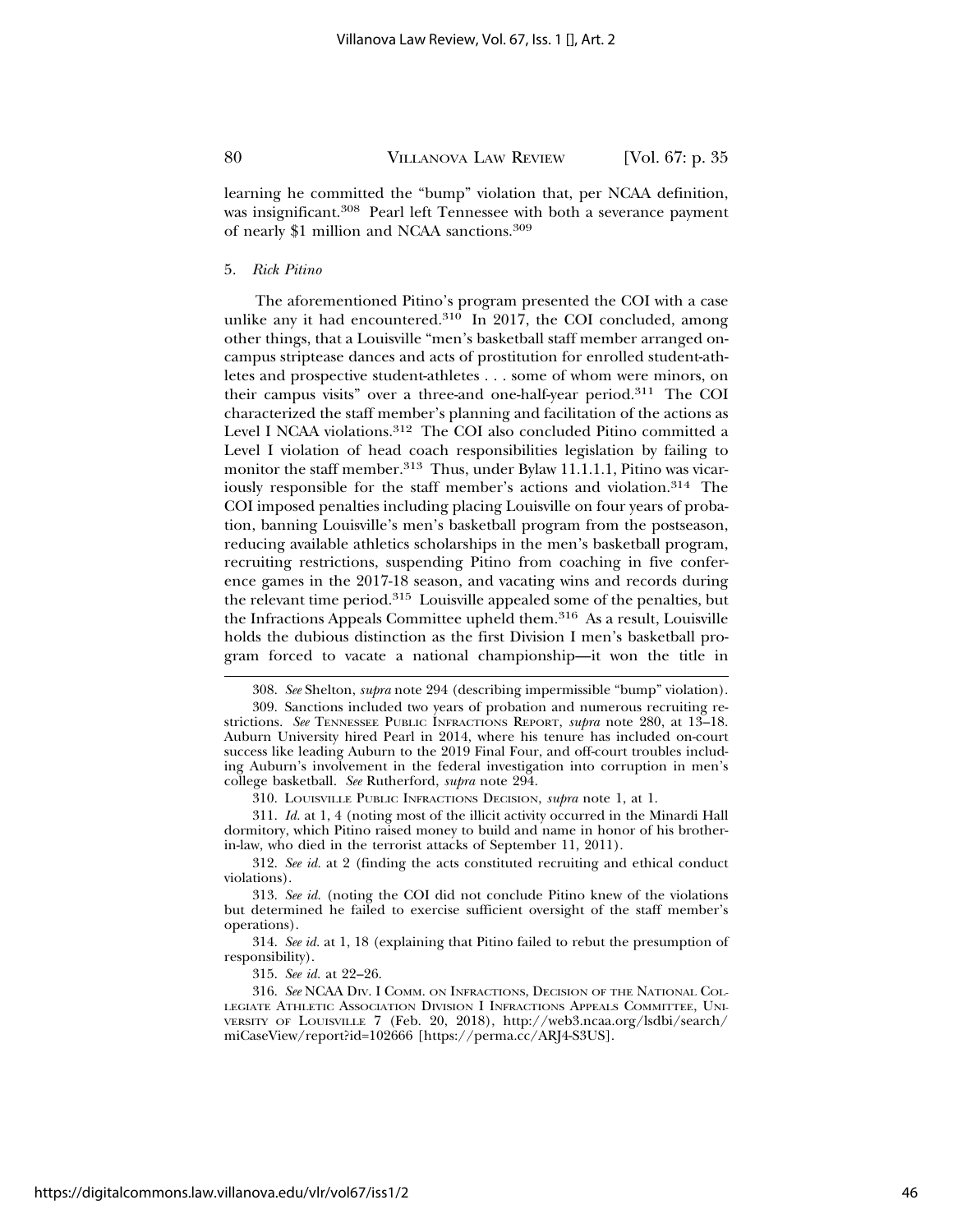learning he committed the "bump" violation that, per NCAA definition, was insignificant.[308] Pearl left Tennessee with both a severance payment of nearly $1 million and NCAA sanctions.[309]

5. *Rick Pitino*

The aforementioned Pitino's program presented the COI with a case unlike any it had encountered.[310] In 2017, the COI concluded, among other things, that a Louisville "men's basketball staff member arranged on-campus striptease dances and acts of prostitution for enrolled student-athletes and prospective student-athletes . . . some of whom were minors, on their campus visits" over a three-and one-half-year period.[311] The COI characterized the staff member's planning and facilitation of the actions as Level I NCAA violations.[312] The COI also concluded Pitino committed a Level I violation of head coach responsibilities legislation by failing to monitor the staff member.[313] Thus, under Bylaw 11.1.1.1, Pitino was vicariously responsible for the staff member's actions and violation.[314] The COI imposed penalties including placing Louisville on four years of probation, banning Louisville's men's basketball program from the postseason, reducing available athletics scholarships in the men's basketball program, recruiting restrictions, suspending Pitino from coaching in five conference games in the 2017-18 season, and vacating wins and records during the relevant time period.[315] Louisville appealed some of the penalties, but the Infractions Appeals Committee upheld them.[316] As a result, Louisville holds the dubious distinction as the first Division I men's basketball program forced to vacate a national championship—it won the title in

---

308. *See* Shelton, *supra* note 294 (describing impermissible "bump" violation).

309. Sanctions included two years of probation and numerous recruiting restrictions. *See* TENNESSEE PUBLIC INFRACTIONS REPORT, *supra* note 280, at 13–18. Auburn University hired Pearl in 2014, where his tenure has included on-court success like leading Auburn to the 2019 Final Four, and off-court troubles including Auburn's involvement in the federal investigation into corruption in men's college basketball. *See* Rutherford, *supra* note 294.

310. LOUISVILLE PUBLIC INFRACTIONS DECISION, *supra* note 1, at 1.

311. *Id.* at 1, 4 (noting most of the illicit activity occurred in the Minardi Hall dormitory, which Pitino raised money to build and name in honor of his brother-in-law, who died in the terrorist attacks of September 11, 2011).

312. *See id.* at 2 (finding the acts constituted recruiting and ethical conduct violations).

313. *See id.* (noting the COI did not conclude Pitino knew of the violations but determined he failed to exercise sufficient oversight of the staff member's operations).

314. *See id.* at 1, 18 (explaining that Pitino failed to rebut the presumption of responsibility).

315. *See id.* at 22–26.

316. *See* NCAA DIV. I COMM. ON INFRACTIONS, DECISION OF THE NATIONAL COLLEGIATE ATHLETIC ASSOCIATION DIVISION I INFRACTIONS APPEALS COMMITTEE, UNIVERSITY OF LOUISVILLE 7 (Feb. 20, 2018), http://web3.ncaa.org/lsdbi/search/miCaseView/report?id=102666 [https://perma.cc/ARJ4-S3US].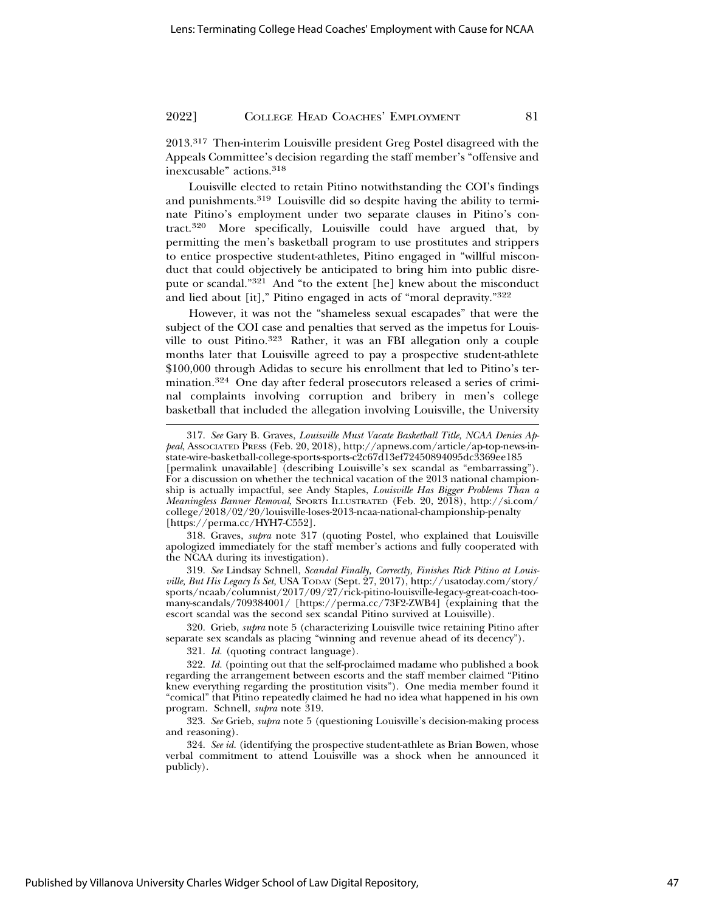2013.[317] Then-interim Louisville president Greg Postel disagreed with the Appeals Committee's decision regarding the staff member's "offensive and inexcusable" actions.[318]

Louisville elected to retain Pitino notwithstanding the COI's findings and punishments.[319] Louisville did so despite having the ability to terminate Pitino's employment under two separate clauses in Pitino's contract.[320] More specifically, Louisville could have argued that, by permitting the men's basketball program to use prostitutes and strippers to entice prospective student-athletes, Pitino engaged in "willful misconduct that could objectively be anticipated to bring him into public disrepute or scandal."[321] And "to the extent [he] knew about the misconduct and lied about [it]," Pitino engaged in acts of "moral depravity."[322]

However, it was not the "shameless sexual escapades" that were the subject of the COI case and penalties that served as the impetus for Louisville to oust Pitino.[323] Rather, it was an FBI allegation only a couple months later that Louisville agreed to pay a prospective student-athlete $100,000 through Adidas to secure his enrollment that led to Pitino's termination.[324] One day after federal prosecutors released a series of criminal complaints involving corruption and bribery in men's college basketball that included the allegation involving Louisville, the University

---

317. *See* Gary B. Graves, *Louisville Must Vacate Basketball Title, NCAA Denies Appeal*, ASSOCIATED PRESS (Feb. 20, 2018), http://apnews.com/article/ap-top-news-in-state-wire-basketball-college-sports-sports-c2c67d13ef72450894095dc3369ee185 [permalink unavailable] (describing Louisville's sex scandal as "embarrassing"). For a discussion on whether the technical vacation of the 2013 national championship is actually impactful, see Andy Staples, *Louisville Has Bigger Problems Than a Meaningless Banner Removal*, SPORTS ILLUSTRATED (Feb. 20, 2018), http://si.com/college/2018/02/20/louisville-loses-2013-ncaa-national-championship-penalty [https://perma.cc/HYH7-C552].

318. Graves, *supra* note 317 (quoting Postel, who explained that Louisville apologized immediately for the staff member's actions and fully cooperated with the NCAA during its investigation).

319. *See* Lindsay Schnell, *Scandal Finally, Correctly, Finishes Rick Pitino at Louisville, But His Legacy Is Set,* USA TODAY (Sept. 27, 2017), http://usatoday.com/story/sports/ncaab/columnist/2017/09/27/rick-pitino-louisville-legacy-great-coach-too-many-scandals/709384001/ [https://perma.cc/73F2-ZWB4] (explaining that the escort scandal was the second sex scandal Pitino survived at Louisville).

320. Grieb, *supra* note 5 (characterizing Louisville twice retaining Pitino after separate sex scandals as placing "winning and revenue ahead of its decency").

321. *Id.* (quoting contract language).

322. *Id.* (pointing out that the self-proclaimed madame who published a book regarding the arrangement between escorts and the staff member claimed "Pitino knew everything regarding the prostitution visits"). One media member found it "comical" that Pitino repeatedly claimed he had no idea what happened in his own program. Schnell, *supra* note 319.

323. *See* Grieb, *supra* note 5 (questioning Louisville's decision-making process and reasoning).

324. *See id.* (identifying the prospective student-athlete as Brian Bowen, whose verbal commitment to attend Louisville was a shock when he announced it publicly).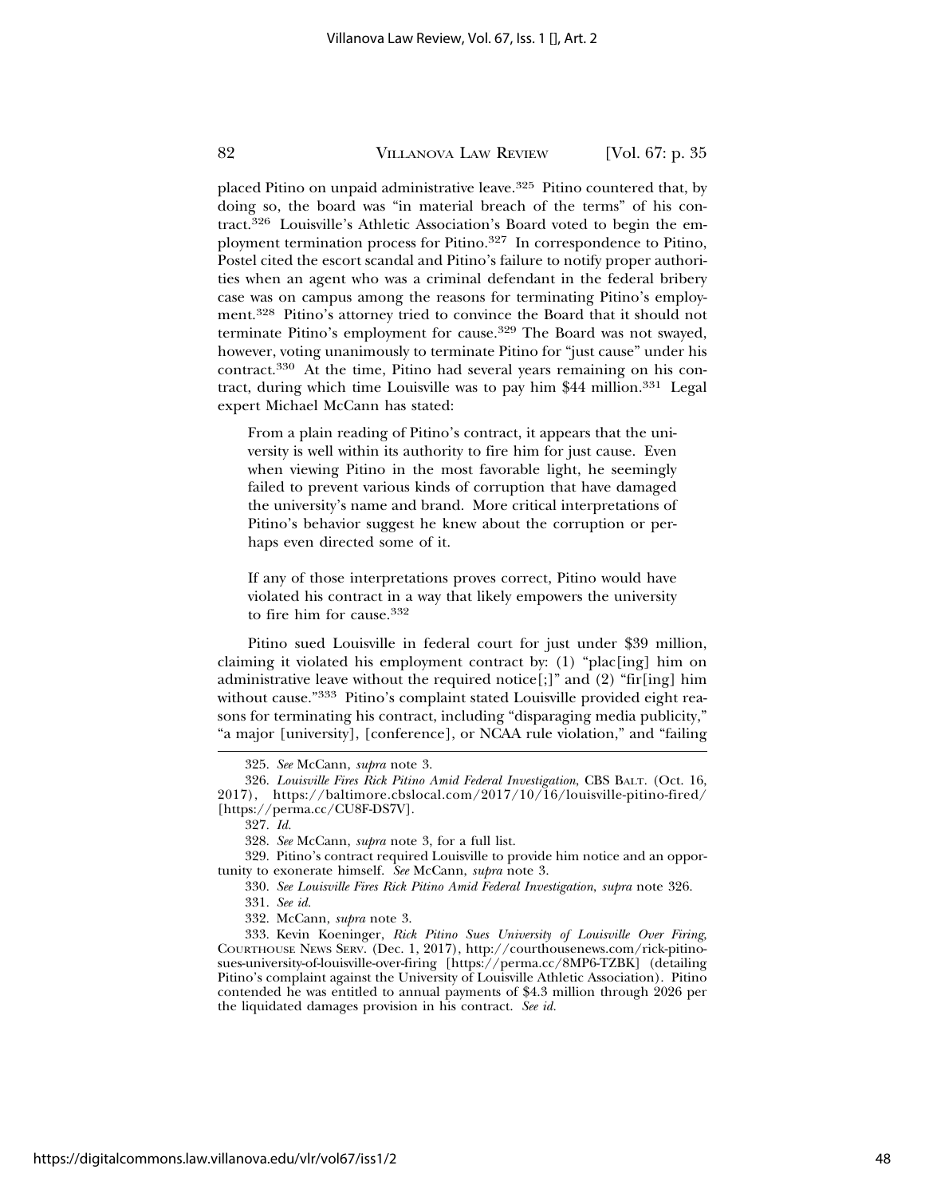placed Pitino on unpaid administrative leave.[325] Pitino countered that, by doing so, the board was "in material breach of the terms" of his contract.[326] Louisville's Athletic Association's Board voted to begin the employment termination process for Pitino.[327] In correspondence to Pitino, Postel cited the escort scandal and Pitino's failure to notify proper authorities when an agent who was a criminal defendant in the federal bribery case was on campus among the reasons for terminating Pitino's employment.[328] Pitino's attorney tried to convince the Board that it should not terminate Pitino's employment for cause.[329] The Board was not swayed, however, voting unanimously to terminate Pitino for "just cause" under his contract.[330] At the time, Pitino had several years remaining on his contract, during which time Louisville was to pay him $44 million.[331] Legal expert Michael McCann has stated:

> From a plain reading of Pitino's contract, it appears that the university is well within its authority to fire him for just cause. Even when viewing Pitino in the most favorable light, he seemingly failed to prevent various kinds of corruption that have damaged the university's name and brand. More critical interpretations of Pitino's behavior suggest he knew about the corruption or perhaps even directed some of it.
>
> If any of those interpretations proves correct, Pitino would have violated his contract in a way that likely empowers the university to fire him for cause.[332]

Pitino sued Louisville in federal court for just under $39 million, claiming it violated his employment contract by: (1) "plac[ing] him on administrative leave without the required notice[;]" and (2) "fir[ing] him without cause."[333] Pitino's complaint stated Louisville provided eight reasons for terminating his contract, including "disparaging media publicity," "a major [university], [conference], or NCAA rule violation," and "failing

---

325. *See* McCann, *supra* note 3.

326. *Louisville Fires Rick Pitino Amid Federal Investigation*, CBS BALT. (Oct. 16, 2017), https://baltimore.cbslocal.com/2017/10/16/louisville-pitino-fired/ [https://perma.cc/CU8F-DS7V].

327. *Id.*

328. *See* McCann, *supra* note 3, for a full list.

329. Pitino's contract required Louisville to provide him notice and an opportunity to exonerate himself. *See* McCann, *supra* note 3.

330. *See Louisville Fires Rick Pitino Amid Federal Investigation*, *supra* note 326.

331. *See id.*

332. McCann, *supra* note 3.

333. Kevin Koeninger, *Rick Pitino Sues University of Louisville Over Firing*, COURTHOUSE NEWS SERV. (Dec. 1, 2017), http://courthousenews.com/rick-pitino-sues-university-of-louisville-over-firing [https://perma.cc/8MP6-TZBK] (detailing Pitino's complaint against the University of Louisville Athletic Association). Pitino contended he was entitled to annual payments of $4.3 million through 2026 per the liquidated damages provision in his contract. *See id.*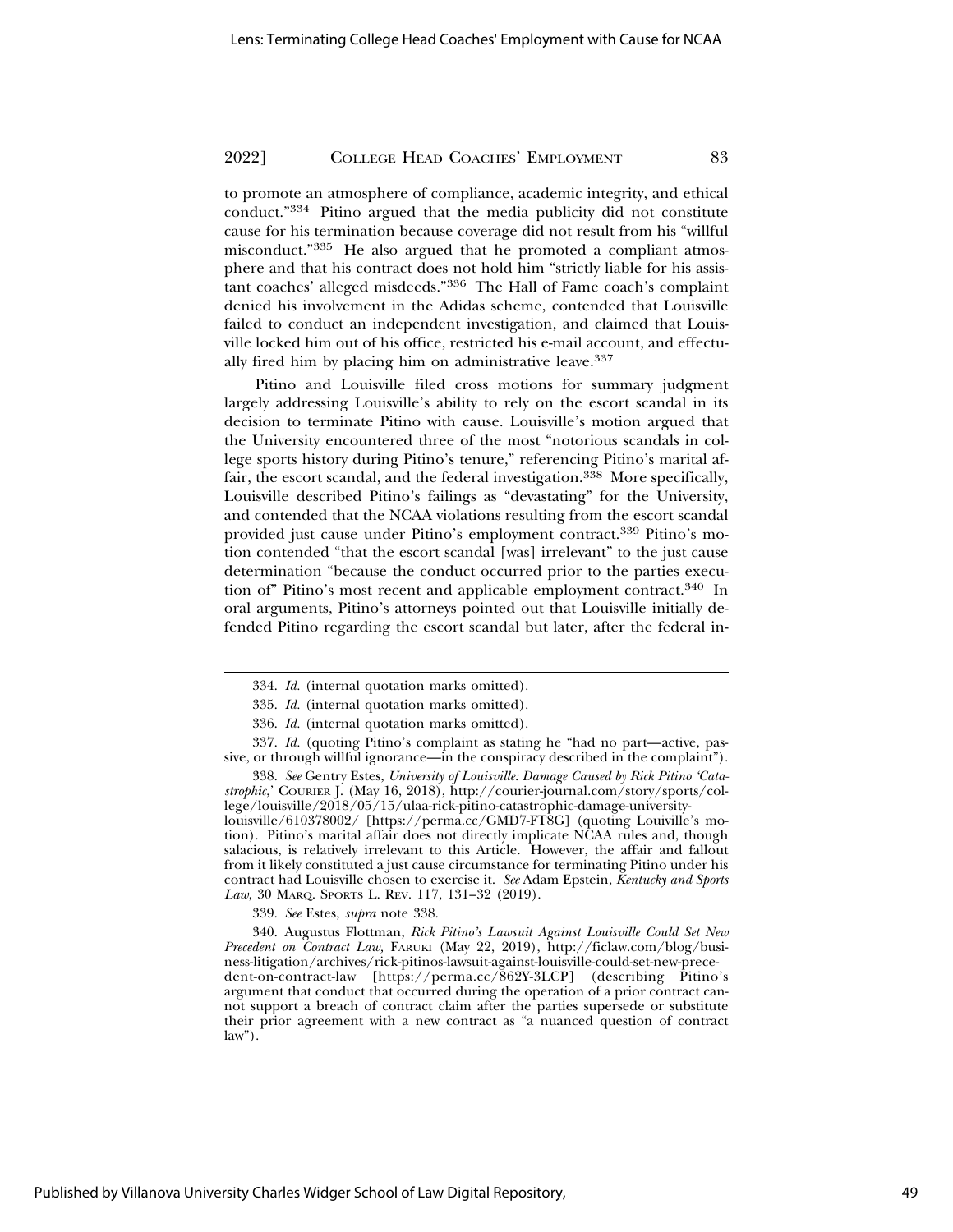to promote an atmosphere of compliance, academic integrity, and ethical conduct."[334] Pitino argued that the media publicity did not constitute cause for his termination because coverage did not result from his "willful misconduct."[335] He also argued that he promoted a compliant atmosphere and that his contract does not hold him "strictly liable for his assistant coaches' alleged misdeeds."[336] The Hall of Fame coach's complaint denied his involvement in the Adidas scheme, contended that Louisville failed to conduct an independent investigation, and claimed that Louisville locked him out of his office, restricted his e-mail account, and effectually fired him by placing him on administrative leave.[337]

Pitino and Louisville filed cross motions for summary judgment largely addressing Louisville's ability to rely on the escort scandal in its decision to terminate Pitino with cause. Louisville's motion argued that the University encountered three of the most "notorious scandals in college sports history during Pitino's tenure," referencing Pitino's marital affair, the escort scandal, and the federal investigation.[338] More specifically, Louisville described Pitino's failings as "devastating" for the University, and contended that the NCAA violations resulting from the escort scandal provided just cause under Pitino's employment contract.[339] Pitino's motion contended "that the escort scandal [was] irrelevant" to the just cause determination "because the conduct occurred prior to the parties execution of" Pitino's most recent and applicable employment contract.[340] In oral arguments, Pitino's attorneys pointed out that Louisville initially defended Pitino regarding the escort scandal but later, after the federal in-

---

334. *Id.* (internal quotation marks omitted).

335. *Id.* (internal quotation marks omitted).

336. *Id.* (internal quotation marks omitted).

337. *Id.* (quoting Pitino's complaint as stating he "had no part—active, passive, or through willful ignorance—in the conspiracy described in the complaint").

338. *See* Gentry Estes, *University of Louisville: Damage Caused by Rick Pitino 'Catastrophic*,' COURIER J. (May 16, 2018), http://courier-journal.com/story/sports/college/louisville/2018/05/15/ulaa-rick-pitino-catastrophic-damage-university-louisville/610378002/ [https://perma.cc/GMD7-FT8G] (quoting Louiville's motion). Pitino's marital affair does not directly implicate NCAA rules and, though salacious, is relatively irrelevant to this Article. However, the affair and fallout from it likely constituted a just cause circumstance for terminating Pitino under his contract had Louisville chosen to exercise it. *See* Adam Epstein, *Kentucky and Sports Law*, 30 MARQ. SPORTS L. REV. 117, 131–32 (2019).

339. *See* Estes, *supra* note 338.

340. Augustus Flottman, *Rick Pitino's Lawsuit Against Louisville Could Set New Precedent on Contract Law,* FARUKI (May 22, 2019), http://ficlaw.com/blog/business-litigation/archives/rick-pitinos-lawsuit-against-louisville-could-set-new-precedent-on-contract-law [https://perma.cc/862Y-3LCP] (describing Pitino's argument that conduct that occurred during the operation of a prior contract cannot support a breach of contract claim after the parties supersede or substitute their prior agreement with a new contract as "a nuanced question of contract law").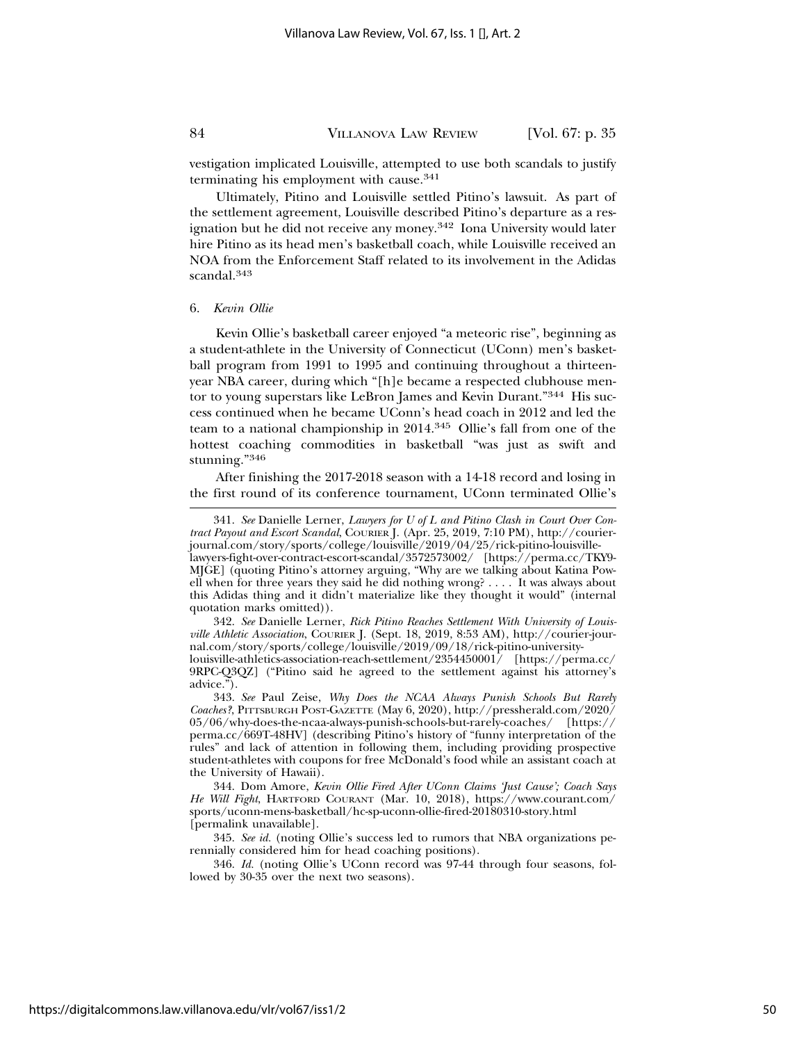vestigation implicated Louisville, attempted to use both scandals to justify terminating his employment with cause.[341]

Ultimately, Pitino and Louisville settled Pitino's lawsuit. As part of the settlement agreement, Louisville described Pitino's departure as a resignation but he did not receive any money.[342] Iona University would later hire Pitino as its head men's basketball coach, while Louisville received an NOA from the Enforcement Staff related to its involvement in the Adidas scandal.[343]

### 6. *Kevin Ollie*

Kevin Ollie's basketball career enjoyed "a meteoric rise", beginning as a student-athlete in the University of Connecticut (UConn) men's basketball program from 1991 to 1995 and continuing throughout a thirteen-year NBA career, during which "[h]e became a respected clubhouse mentor to young superstars like LeBron James and Kevin Durant."[344] His success continued when he became UConn's head coach in 2012 and led the team to a national championship in 2014.[345] Ollie's fall from one of the hottest coaching commodities in basketball "was just as swift and stunning."[346]

After finishing the 2017-2018 season with a 14-18 record and losing in the first round of its conference tournament, UConn terminated Ollie's

---

341. *See* Danielle Lerner, *Lawyers for U of L and Pitino Clash in Court Over Contract Payout and Escort Scandal*, COURIER J. (Apr. 25, 2019, 7:10 PM), http://courier-journal.com/story/sports/college/louisville/2019/04/25/rick-pitino-louisville-lawyers-fight-over-contract-escort-scandal/3572573002/ [https://perma.cc/TKY9-MJGE] (quoting Pitino's attorney arguing, "Why are we talking about Katina Powell when for three years they said he did nothing wrong? . . . . It was always about this Adidas thing and it didn't materialize like they thought it would" (internal quotation marks omitted)).

342. *See* Danielle Lerner, *Rick Pitino Reaches Settlement With University of Louisville Athletic Association*, COURIER J. (Sept. 18, 2019, 8:53 AM), http://courier-journal.com/story/sports/college/louisville/2019/09/18/rick-pitino-university-louisville-athletics-association-reach-settlement/2354450001/ [https://perma.cc/9RPC-Q3QZ] ("Pitino said he agreed to the settlement against his attorney's advice.").

343. *See* Paul Zeise, *Why Does the NCAA Always Punish Schools But Rarely Coaches?*, PITTSBURGH POST-GAZETTE (May 6, 2020), http://pressherald.com/2020/05/06/why-does-the-ncaa-always-punish-schools-but-rarely-coaches/ [https://perma.cc/669T-48HV] (describing Pitino's history of "funny interpretation of the rules" and lack of attention in following them, including providing prospective student-athletes with coupons for free McDonald's food while an assistant coach at the University of Hawaii).

344. Dom Amore, *Kevin Ollie Fired After UConn Claims 'Just Cause'; Coach Says He Will Fight*, HARTFORD COURANT (Mar. 10, 2018), https://www.courant.com/sports/uconn-mens-basketball/hc-sp-uconn-ollie-fired-20180310-story.html [permalink unavailable].

345. *See id.* (noting Ollie's success led to rumors that NBA organizations perennially considered him for head coaching positions).

346. *Id.* (noting Ollie's UConn record was 97-44 through four seasons, followed by 30-35 over the next two seasons).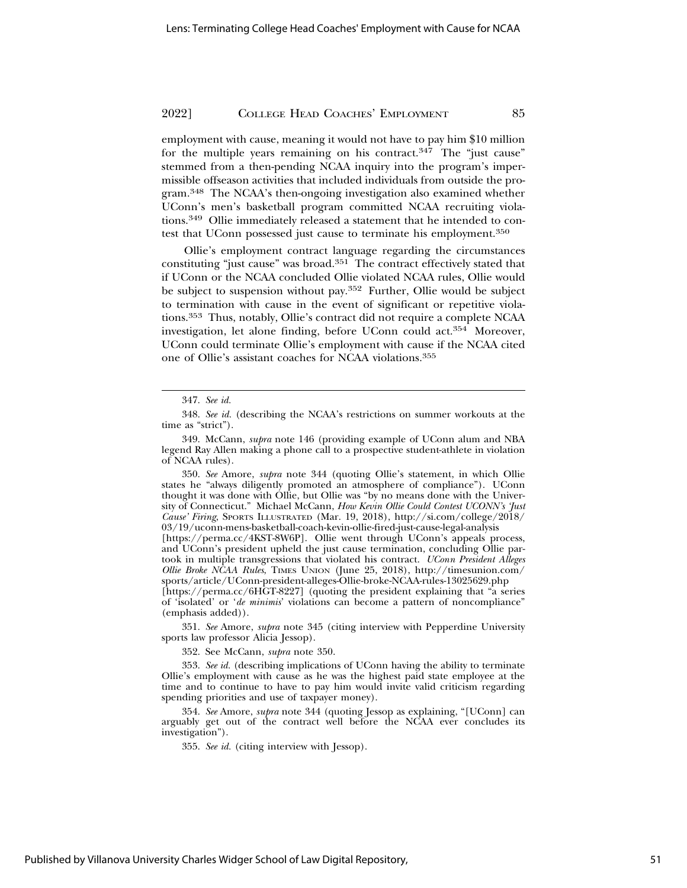employment with cause, meaning it would not have to pay him $10 million for the multiple years remaining on his contract.[347] The "just cause" stemmed from a then-pending NCAA inquiry into the program's impermissible offseason activities that included individuals from outside the program.[348] The NCAA's then-ongoing investigation also examined whether UConn's men's basketball program committed NCAA recruiting violations.[349] Ollie immediately released a statement that he intended to contest that UConn possessed just cause to terminate his employment.[350]

Ollie's employment contract language regarding the circumstances constituting "just cause" was broad.[351] The contract effectively stated that if UConn or the NCAA concluded Ollie violated NCAA rules, Ollie would be subject to suspension without pay.[352] Further, Ollie would be subject to termination with cause in the event of significant or repetitive violations.[353] Thus, notably, Ollie's contract did not require a complete NCAA investigation, let alone finding, before UConn could act.[354] Moreover, UConn could terminate Ollie's employment with cause if the NCAA cited one of Ollie's assistant coaches for NCAA violations.[355]

---

347. *See id.*

348. *See id.* (describing the NCAA's restrictions on summer workouts at the time as "strict").

349. McCann, *supra* note 146 (providing example of UConn alum and NBA legend Ray Allen making a phone call to a prospective student-athlete in violation of NCAA rules).

350. *See* Amore, *supra* note 344 (quoting Ollie's statement, in which Ollie states he "always diligently promoted an atmosphere of compliance"). UConn thought it was done with Ollie, but Ollie was "by no means done with the University of Connecticut." Michael McCann, *How Kevin Ollie Could Contest UCONN's 'Just Cause' Firing*, SPORTS ILLUSTRATED (Mar. 19, 2018), http://si.com/college/2018/03/19/uconn-mens-basketball-coach-kevin-ollie-fired-just-cause-legal-analysis [https://perma.cc/4KST-8W6P]. Ollie went through UConn's appeals process, and UConn's president upheld the just cause termination, concluding Ollie partook in multiple transgressions that violated his contract. *UConn President Alleges Ollie Broke NCAA Rules*, TIMES UNION (June 25, 2018), http://timesunion.com/sports/article/UConn-president-alleges-Ollie-broke-NCAA-rules-13025629.php [https://perma.cc/6HGT-8227] (quoting the president explaining that "a series of 'isolated' or '*de minimis*' violations can become a pattern of noncompliance" (emphasis added)).

351. *See* Amore, *supra* note 345 (citing interview with Pepperdine University sports law professor Alicia Jessop).

352. See McCann, *supra* note 350.

353. *See id.* (describing implications of UConn having the ability to terminate Ollie's employment with cause as he was the highest paid state employee at the time and to continue to have to pay him would invite valid criticism regarding spending priorities and use of taxpayer money).

354. *See* Amore, *supra* note 344 (quoting Jessop as explaining, "[UConn] can arguably get out of the contract well before the NCAA ever concludes its investigation").

355. *See id.* (citing interview with Jessop).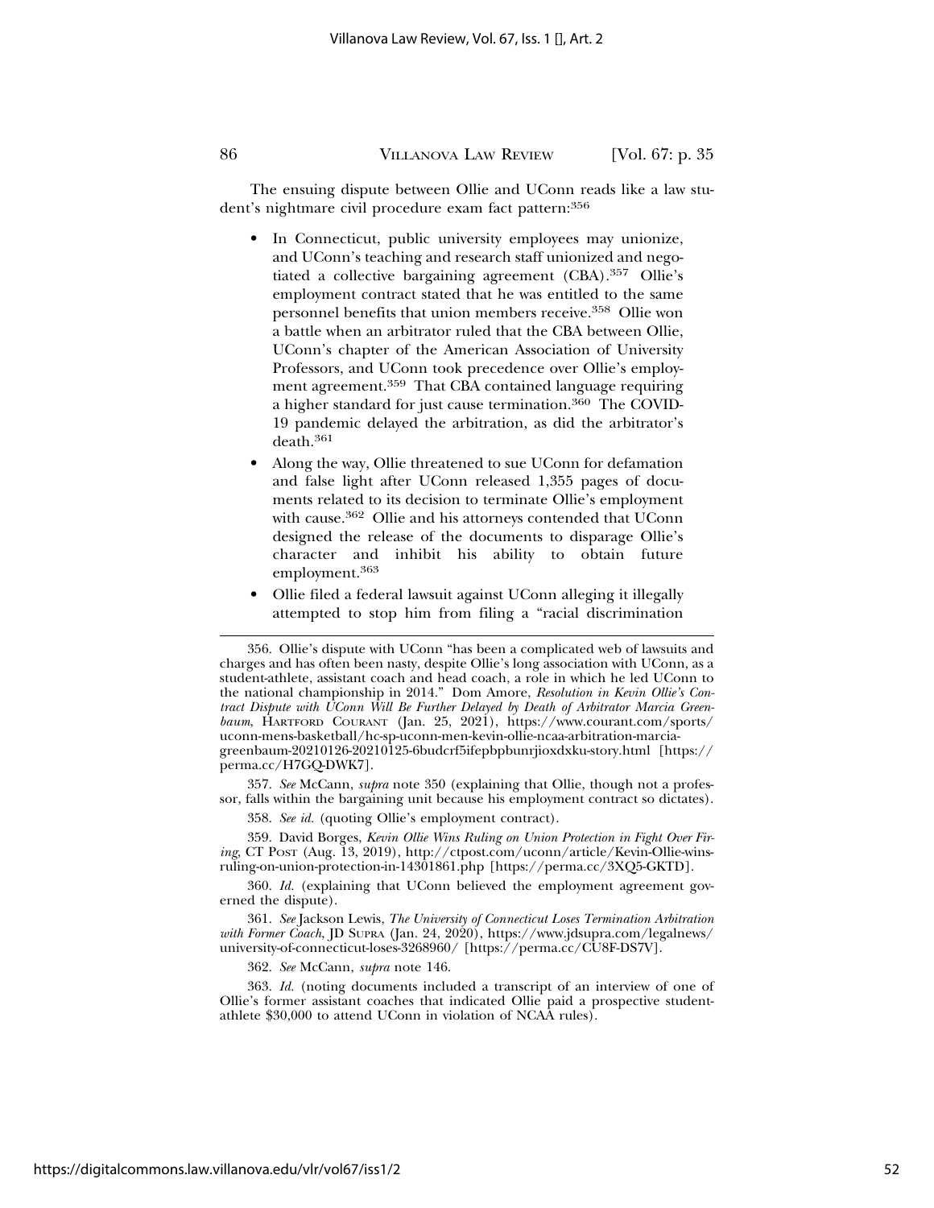The ensuing dispute between Ollie and UConn reads like a law student's nightmare civil procedure exam fact pattern:[356]

- In Connecticut, public university employees may unionize, and UConn's teaching and research staff unionized and negotiated a collective bargaining agreement (CBA).[357] Ollie's employment contract stated that he was entitled to the same personnel benefits that union members receive.[358] Ollie won a battle when an arbitrator ruled that the CBA between Ollie, UConn's chapter of the American Association of University Professors, and UConn took precedence over Ollie's employment agreement.[359] That CBA contained language requiring a higher standard for just cause termination.[360] The COVID-19 pandemic delayed the arbitration, as did the arbitrator's death.[361]
- Along the way, Ollie threatened to sue UConn for defamation and false light after UConn released 1,355 pages of documents related to its decision to terminate Ollie's employment with cause.[362] Ollie and his attorneys contended that UConn designed the release of the documents to disparage Ollie's character and inhibit his ability to obtain future employment.[363]
- Ollie filed a federal lawsuit against UConn alleging it illegally attempted to stop him from filing a "racial discrimination

---

356. Ollie's dispute with UConn "has been a complicated web of lawsuits and charges and has often been nasty, despite Ollie's long association with UConn, as a student-athlete, assistant coach and head coach, a role in which he led UConn to the national championship in 2014." Dom Amore, *Resolution in Kevin Ollie's Contract Dispute with UConn Will Be Further Delayed by Death of Arbitrator Marcia Greenbaum*, HARTFORD COURANT (Jan. 25, 2021), https://www.courant.com/sports/uconn-mens-basketball/hc-sp-uconn-men-kevin-ollie-ncaa-arbitration-marcia-greenbaum-20210126-20210125-6budcrf5ifepbpbunrjioxdxku-story.html [https://perma.cc/H7GQ-DWK7].

357. *See* McCann, *supra* note 350 (explaining that Ollie, though not a professor, falls within the bargaining unit because his employment contract so dictates).

358. *See id.* (quoting Ollie's employment contract).

359. David Borges, *Kevin Ollie Wins Ruling on Union Protection in Fight Over Firing*, CT POST (Aug. 13, 2019), http://ctpost.com/uconn/article/Kevin-Ollie-wins-ruling-on-union-protection-in-14301861.php [https://perma.cc/3XQ5-GKTD].

360. *Id.* (explaining that UConn believed the employment agreement governed the dispute).

361. *See* Jackson Lewis, *The University of Connecticut Loses Termination Arbitration with Former Coach*, JD SUPRA (Jan. 24, 2020), https://www.jdsupra.com/legalnews/university-of-connecticut-loses-3268960/ [https://perma.cc/CU8F-DS7V].

362. *See* McCann, *supra* note 146.

363. *Id.* (noting documents included a transcript of an interview of one of Ollie's former assistant coaches that indicated Ollie paid a prospective student-athlete $30,000 to attend UConn in violation of NCAA rules).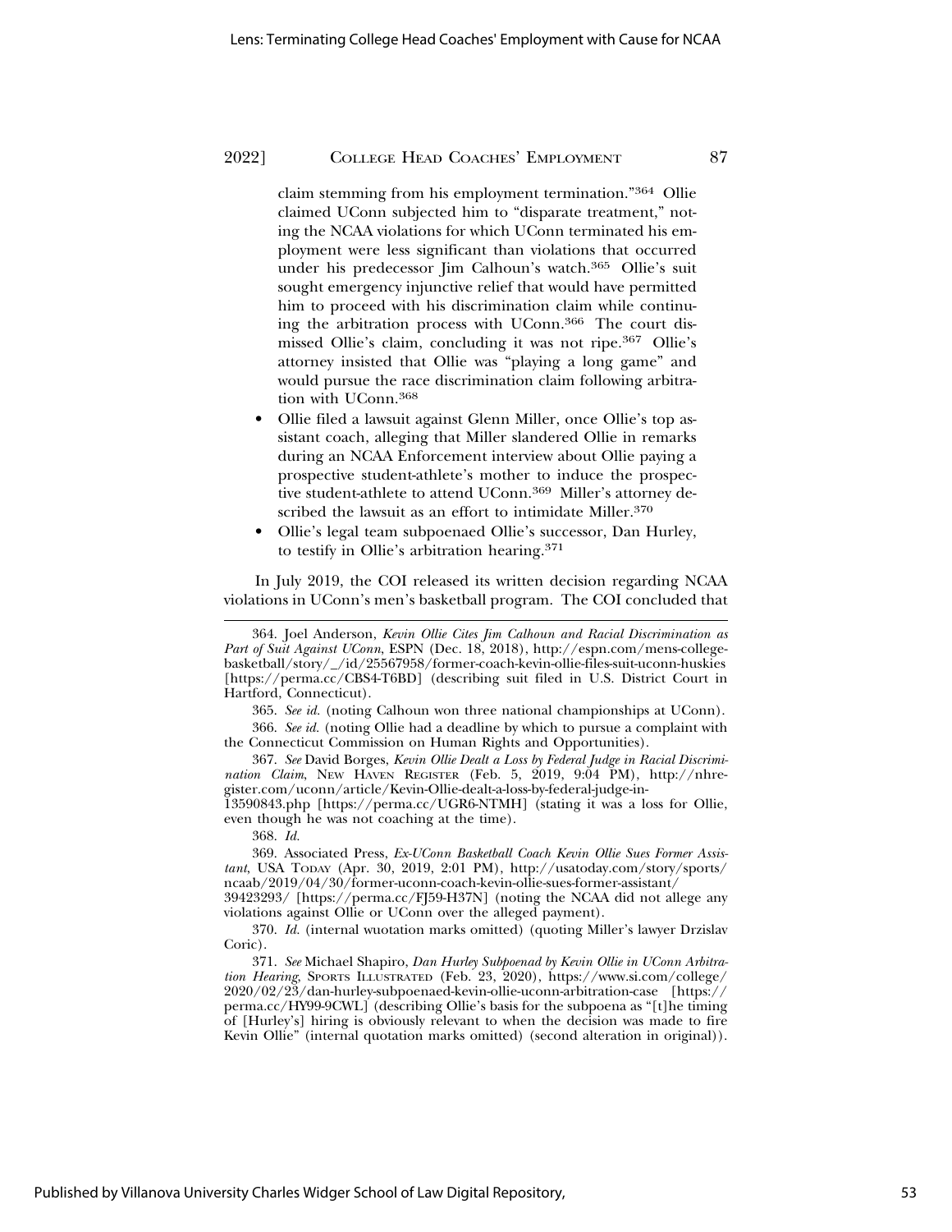claim stemming from his employment termination."[364] Ollie claimed UConn subjected him to "disparate treatment," noting the NCAA violations for which UConn terminated his employment were less significant than violations that occurred under his predecessor Jim Calhoun's watch.[365] Ollie's suit sought emergency injunctive relief that would have permitted him to proceed with his discrimination claim while continuing the arbitration process with UConn.[366] The court dismissed Ollie's claim, concluding it was not ripe.[367] Ollie's attorney insisted that Ollie was "playing a long game" and would pursue the race discrimination claim following arbitration with UConn.[368]

- Ollie filed a lawsuit against Glenn Miller, once Ollie's top assistant coach, alleging that Miller slandered Ollie in remarks during an NCAA Enforcement interview about Ollie paying a prospective student-athlete's mother to induce the prospective student-athlete to attend UConn.[369] Miller's attorney described the lawsuit as an effort to intimidate Miller.[370]
- Ollie's legal team subpoenaed Ollie's successor, Dan Hurley, to testify in Ollie's arbitration hearing.[371]

In July 2019, the COI released its written decision regarding NCAA violations in UConn's men's basketball program. The COI concluded that

---

364. Joel Anderson, *Kevin Ollie Cites Jim Calhoun and Racial Discrimination as Part of Suit Against UConn*, ESPN (Dec. 18, 2018), http://espn.com/mens-college-basketball/story/_/id/25567958/former-coach-kevin-ollie-files-suit-uconn-huskies [https://perma.cc/CBS4-T6BD] (describing suit filed in U.S. District Court in Hartford, Connecticut).

365. *See id.* (noting Calhoun won three national championships at UConn).

366. *See id.* (noting Ollie had a deadline by which to pursue a complaint with the Connecticut Commission on Human Rights and Opportunities).

367. *See* David Borges, *Kevin Ollie Dealt a Loss by Federal Judge in Racial Discrimination Claim*, NEW HAVEN REGISTER (Feb. 5, 2019, 9:04 PM), http://nhregister.com/uconn/article/Kevin-Ollie-dealt-a-loss-by-federal-judge-in-13590843.php [https://perma.cc/UGR6-NTMH] (stating it was a loss for Ollie, even though he was not coaching at the time).

368. *Id.*

369. Associated Press, *Ex-UConn Basketball Coach Kevin Ollie Sues Former Assistant*, USA TODAY (Apr. 30, 2019, 2:01 PM), http://usatoday.com/story/sports/ncaab/2019/04/30/former-uconn-coach-kevin-ollie-sues-former-assistant/39423293/ [https://perma.cc/FJ59-H37N] (noting the NCAA did not allege any violations against Ollie or UConn over the alleged payment).

370. *Id.* (internal wuotation marks omitted) (quoting Miller's lawyer Drzislav Coric).

371. *See* Michael Shapiro, *Dan Hurley Subpoenad by Kevin Ollie in UConn Arbitration Hearing*, SPORTS ILLUSTRATED (Feb. 23, 2020), https://www.si.com/college/2020/02/23/dan-hurley-subpoenaed-kevin-ollie-uconn-arbitration-case [https://perma.cc/HY99-9CWL] (describing Ollie's basis for the subpoena as "[t]he timing of [Hurley's] hiring is obviously relevant to when the decision was made to fire Kevin Ollie" (internal quotation marks omitted) (second alteration in original)).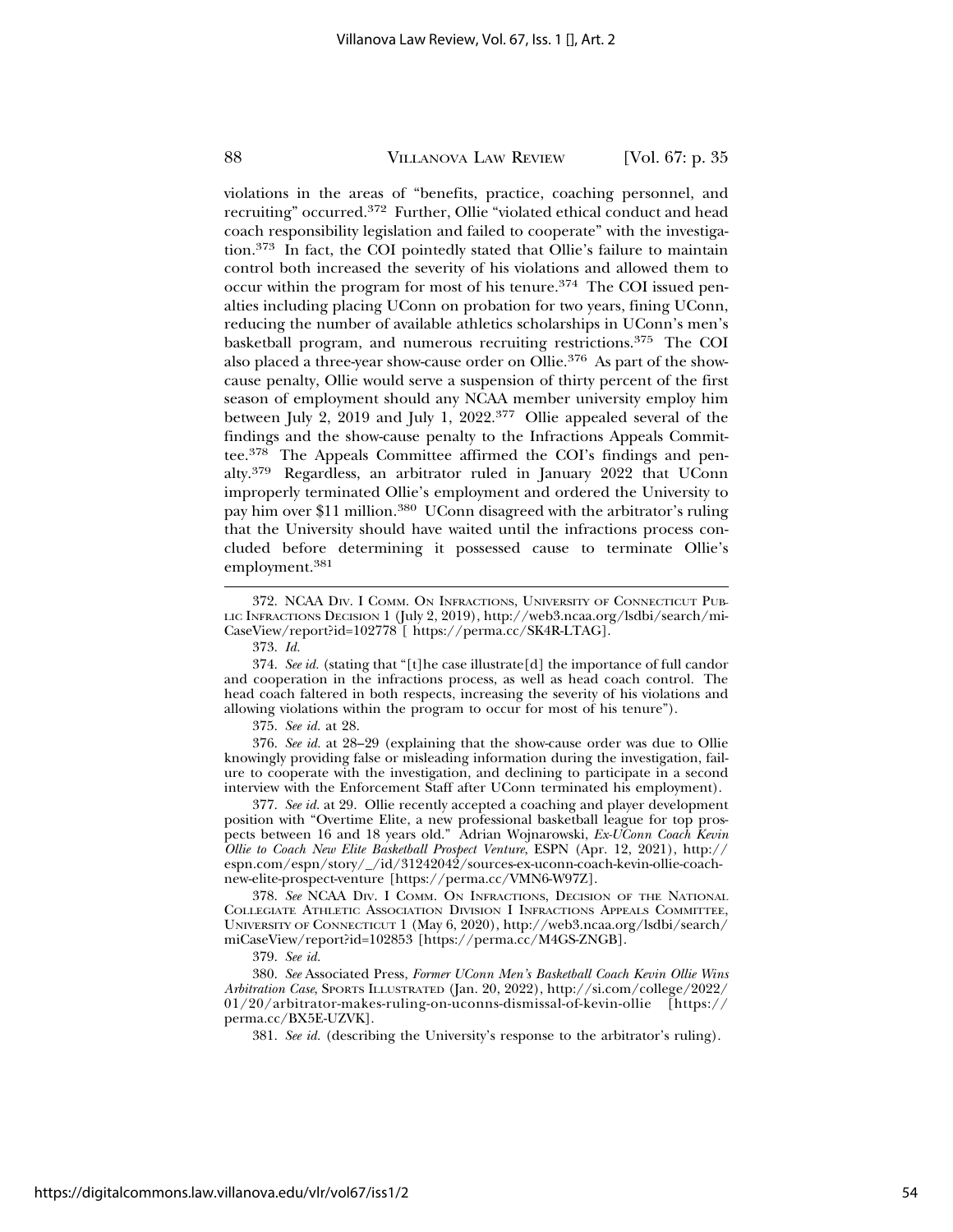violations in the areas of "benefits, practice, coaching personnel, and recruiting" occurred.[372] Further, Ollie "violated ethical conduct and head coach responsibility legislation and failed to cooperate" with the investigation.[373] In fact, the COI pointedly stated that Ollie's failure to maintain control both increased the severity of his violations and allowed them to occur within the program for most of his tenure.[374] The COI issued penalties including placing UConn on probation for two years, fining UConn, reducing the number of available athletics scholarships in UConn's men's basketball program, and numerous recruiting restrictions.[375] The COI also placed a three-year show-cause order on Ollie.[376] As part of the show-cause penalty, Ollie would serve a suspension of thirty percent of the first season of employment should any NCAA member university employ him between July 2, 2019 and July 1, 2022.[377] Ollie appealed several of the findings and the show-cause penalty to the Infractions Appeals Committee.[378] The Appeals Committee affirmed the COI's findings and penalty.[379] Regardless, an arbitrator ruled in January 2022 that UConn improperly terminated Ollie's employment and ordered the University to pay him over $11 million.[380] UConn disagreed with the arbitrator's ruling that the University should have waited until the infractions process concluded before determining it possessed cause to terminate Ollie's employment.[381]

---

372. NCAA Div. I Comm. on Infractions, University of Connecticut Public Infractions Decision 1 (July 2, 2019), http://web3.ncaa.org/lsdbi/search/miCaseView/report?id=102778 [ https://perma.cc/SK4R-LTAG].

373. *Id.*

374. *See id.* (stating that "[t]he case illustrate[d] the importance of full candor and cooperation in the infractions process, as well as head coach control. The head coach faltered in both respects, increasing the severity of his violations and allowing violations within the program to occur for most of his tenure").

375. *See id.* at 28.

376. *See id.* at 28–29 (explaining that the show-cause order was due to Ollie knowingly providing false or misleading information during the investigation, failure to cooperate with the investigation, and declining to participate in a second interview with the Enforcement Staff after UConn terminated his employment).

377. *See id.* at 29. Ollie recently accepted a coaching and player development position with "Overtime Elite, a new professional basketball league for top prospects between 16 and 18 years old." Adrian Wojnarowski, *Ex-UConn Coach Kevin Ollie to Coach New Elite Basketball Prospect Venture*, ESPN (Apr. 12, 2021), http://espn.com/espn/story/_/id/31242042/sources-ex-uconn-coach-kevin-ollie-coach-new-elite-prospect-venture [https://perma.cc/VMN6-W97Z].

378. *See* NCAA Div. I Comm. on Infractions, Decision of the National Collegiate Athletic Association Division I Infractions Appeals Committee, University of Connecticut 1 (May 6, 2020), http://web3.ncaa.org/lsdbi/search/miCaseView/report?id=102853 [https://perma.cc/M4GS-ZNGB].

379. *See id.*

380. *See* Associated Press, *Former UConn Men's Basketball Coach Kevin Ollie Wins Arbitration Case*, Sports Illustrated (Jan. 20, 2022), http://si.com/college/2022/01/20/arbitrator-makes-ruling-on-uconns-dismissal-of-kevin-ollie [https://perma.cc/BX5E-UZVK].

381. *See id.* (describing the University's response to the arbitrator's ruling).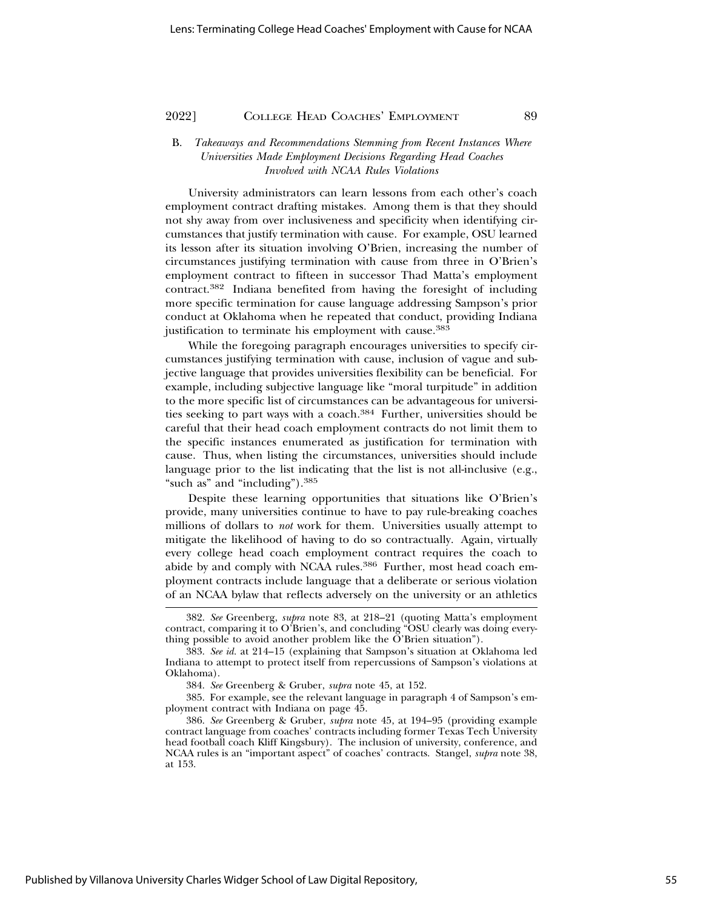### B. *Takeaways and Recommendations Stemming from Recent Instances Where Universities Made Employment Decisions Regarding Head Coaches Involved with NCAA Rules Violations*

University administrators can learn lessons from each other's coach employment contract drafting mistakes. Among them is that they should not shy away from over inclusiveness and specificity when identifying circumstances that justify termination with cause. For example, OSU learned its lesson after its situation involving O'Brien, increasing the number of circumstances justifying termination with cause from three in O'Brien's employment contract to fifteen in successor Thad Matta's employment contract.[382] Indiana benefited from having the foresight of including more specific termination for cause language addressing Sampson's prior conduct at Oklahoma when he repeated that conduct, providing Indiana justification to terminate his employment with cause.[383]

While the foregoing paragraph encourages universities to specify circumstances justifying termination with cause, inclusion of vague and subjective language that provides universities flexibility can be beneficial. For example, including subjective language like "moral turpitude" in addition to the more specific list of circumstances can be advantageous for universities seeking to part ways with a coach.[384] Further, universities should be careful that their head coach employment contracts do not limit them to the specific instances enumerated as justification for termination with cause. Thus, when listing the circumstances, universities should include language prior to the list indicating that the list is not all-inclusive (e.g., "such as" and "including").[385]

Despite these learning opportunities that situations like O'Brien's provide, many universities continue to have to pay rule-breaking coaches millions of dollars to *not* work for them. Universities usually attempt to mitigate the likelihood of having to do so contractually. Again, virtually every college head coach employment contract requires the coach to abide by and comply with NCAA rules.[386] Further, most head coach employment contracts include language that a deliberate or serious violation of an NCAA bylaw that reflects adversely on the university or an athletics

---

382. *See* Greenberg, *supra* note 83, at 218–21 (quoting Matta's employment contract, comparing it to O'Brien's, and concluding "OSU clearly was doing everything possible to avoid another problem like the O'Brien situation").

383. *See id.* at 214–15 (explaining that Sampson's situation at Oklahoma led Indiana to attempt to protect itself from repercussions of Sampson's violations at Oklahoma).

384. *See* Greenberg & Gruber, *supra* note 45, at 152.

385. For example, see the relevant language in paragraph 4 of Sampson's employment contract with Indiana on page 45.

386. *See* Greenberg & Gruber, *supra* note 45, at 194–95 (providing example contract language from coaches' contracts including former Texas Tech University head football coach Kliff Kingsbury). The inclusion of university, conference, and NCAA rules is an "important aspect" of coaches' contracts. Stangel, *supra* note 38, at 153.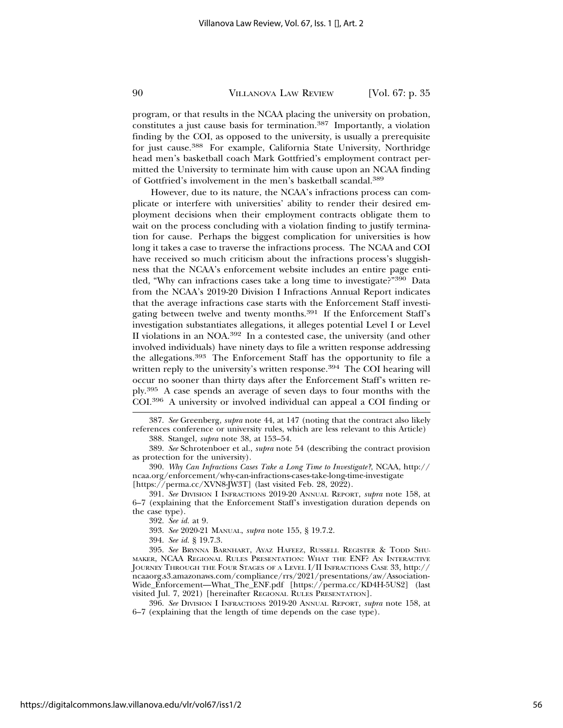program, or that results in the NCAA placing the university on probation, constitutes a just cause basis for termination.[387] Importantly, a violation finding by the COI, as opposed to the university, is usually a prerequisite for just cause.[388] For example, California State University, Northridge head men's basketball coach Mark Gottfried's employment contract permitted the University to terminate him with cause upon an NCAA finding of Gottfried's involvement in the men's basketball scandal.[389]

However, due to its nature, the NCAA's infractions process can complicate or interfere with universities' ability to render their desired employment decisions when their employment contracts obligate them to wait on the process concluding with a violation finding to justify termination for cause. Perhaps the biggest complication for universities is how long it takes a case to traverse the infractions process. The NCAA and COI have received so much criticism about the infractions process's sluggishness that the NCAA's enforcement website includes an entire page entitled, "Why can infractions cases take a long time to investigate?"[390] Data from the NCAA's 2019-20 Division I Infractions Annual Report indicates that the average infractions case starts with the Enforcement Staff investigating between twelve and twenty months.[391] If the Enforcement Staff's investigation substantiates allegations, it alleges potential Level I or Level II violations in an NOA.[392] In a contested case, the university (and other involved individuals) have ninety days to file a written response addressing the allegations.[393] The Enforcement Staff has the opportunity to file a written reply to the university's written response.[394] The COI hearing will occur no sooner than thirty days after the Enforcement Staff's written reply.[395] A case spends an average of seven days to four months with the COI.[396] A university or involved individual can appeal a COI finding or

387. *See* Greenberg, *supra* note 44, at 147 (noting that the contract also likely references conference or university rules, which are less relevant to this Article)

388. Stangel, *supra* note 38, at 153–54.

389. *See* Schrotenboer et al., *supra* note 54 (describing the contract provision as protection for the university).

390. *Why Can Infractions Cases Take a Long Time to Investigate?*, NCAA, http://ncaa.org/enforcement/why-can-infractions-cases-take-long-time-investigate [https://perma.cc/XVN8-JW3T] (last visited Feb. 28, 2022).

391. *See* Division I Infractions 2019-20 Annual Report, *supra* note 158, at 6–7 (explaining that the Enforcement Staff's investigation duration depends on the case type).

392. *See id.* at 9.

393. *See* 2020-21 Manual, *supra* note 155, § 19.7.2.

394. *See id.* § 19.7.3.

395. *See* Brynna Barnhart, Ayaz Hafeez, Russell Register & Todd Shumaker, NCAA Regional Rules Presentation: What the ENF? An Interactive Journey Through the Four Stages of a Level I/II Infractions Case 33, http://ncaaorg.s3.amazonaws.com/compliance/rrs/2021/presentations/aw/Association-Wide_Enforcement—What_The_ENF.pdf [https://perma.cc/KD4H-5US2] (last visited Jul. 7, 2021) [hereinafter Regional Rules Presentation].

396. *See* Division I Infractions 2019-20 Annual Report, *supra* note 158, at 6–7 (explaining that the length of time depends on the case type).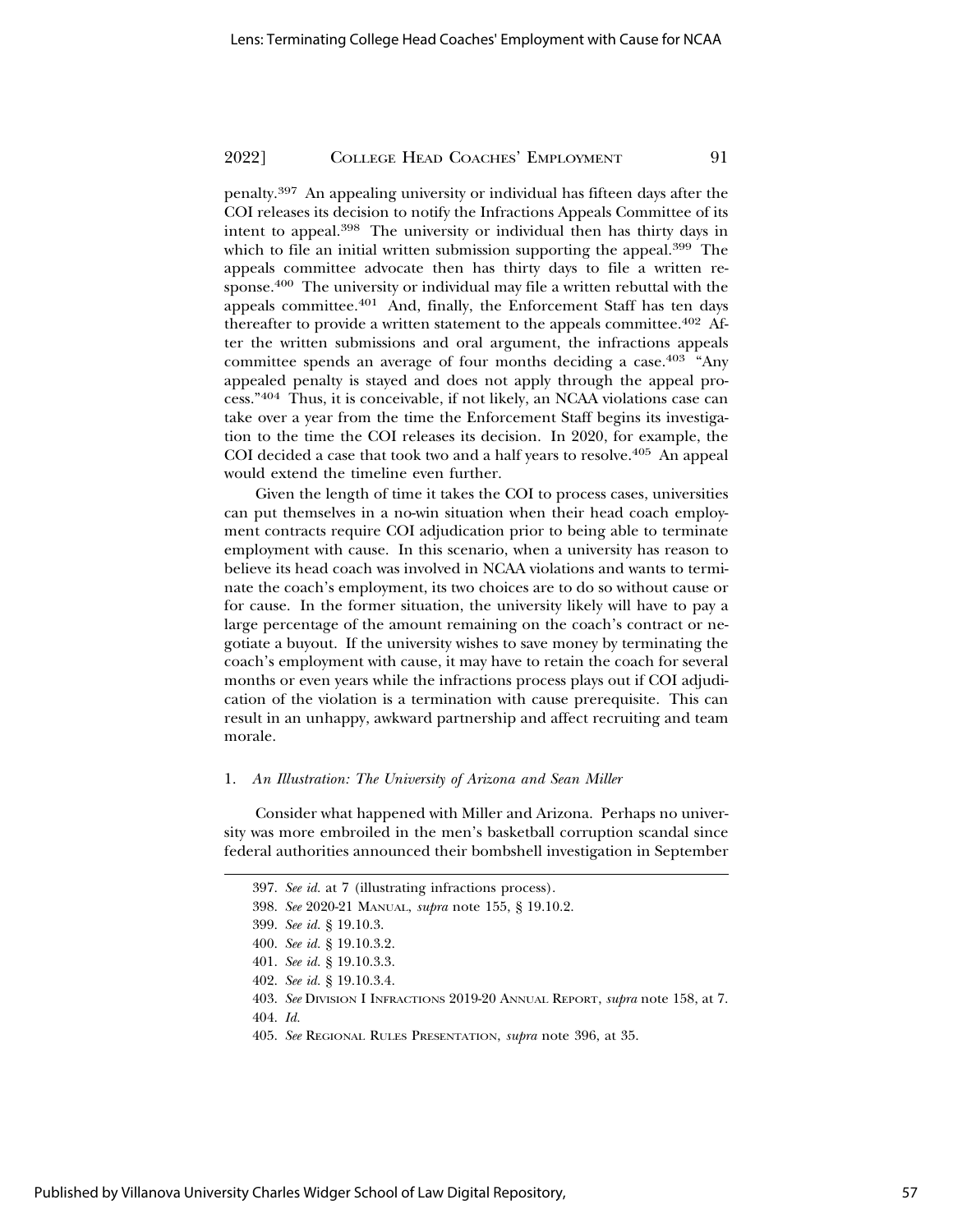penalty.[397] An appealing university or individual has fifteen days after the COI releases its decision to notify the Infractions Appeals Committee of its intent to appeal.[398] The university or individual then has thirty days in which to file an initial written submission supporting the appeal.[399] The appeals committee advocate then has thirty days to file a written response.[400] The university or individual may file a written rebuttal with the appeals committee.[401] And, finally, the Enforcement Staff has ten days thereafter to provide a written statement to the appeals committee.[402] After the written submissions and oral argument, the infractions appeals committee spends an average of four months deciding a case.[403] "Any appealed penalty is stayed and does not apply through the appeal process."[404] Thus, it is conceivable, if not likely, an NCAA violations case can take over a year from the time the Enforcement Staff begins its investigation to the time the COI releases its decision. In 2020, for example, the COI decided a case that took two and a half years to resolve.[405] An appeal would extend the timeline even further.

Given the length of time it takes the COI to process cases, universities can put themselves in a no-win situation when their head coach employment contracts require COI adjudication prior to being able to terminate employment with cause. In this scenario, when a university has reason to believe its head coach was involved in NCAA violations and wants to terminate the coach's employment, its two choices are to do so without cause or for cause. In the former situation, the university likely will have to pay a large percentage of the amount remaining on the coach's contract or negotiate a buyout. If the university wishes to save money by terminating the coach's employment with cause, it may have to retain the coach for several months or even years while the infractions process plays out if COI adjudication of the violation is a termination with cause prerequisite. This can result in an unhappy, awkward partnership and affect recruiting and team morale.

#### 1. *An Illustration: The University of Arizona and Sean Miller*

Consider what happened with Miller and Arizona. Perhaps no university was more embroiled in the men's basketball corruption scandal since federal authorities announced their bombshell investigation in September

---

397. *See id.* at 7 (illustrating infractions process).

398. *See* 2020-21 MANUAL, *supra* note 155, § 19.10.2.

399. *See id.* § 19.10.3.

400. *See id.* § 19.10.3.2.

401. *See id.* § 19.10.3.3.

402. *See id.* § 19.10.3.4.

403. *See* DIVISION I INFRACTIONS 2019-20 ANNUAL REPORT, *supra* note 158, at 7.

404. *Id.*

405. *See* REGIONAL RULES PRESENTATION, *supra* note 396, at 35.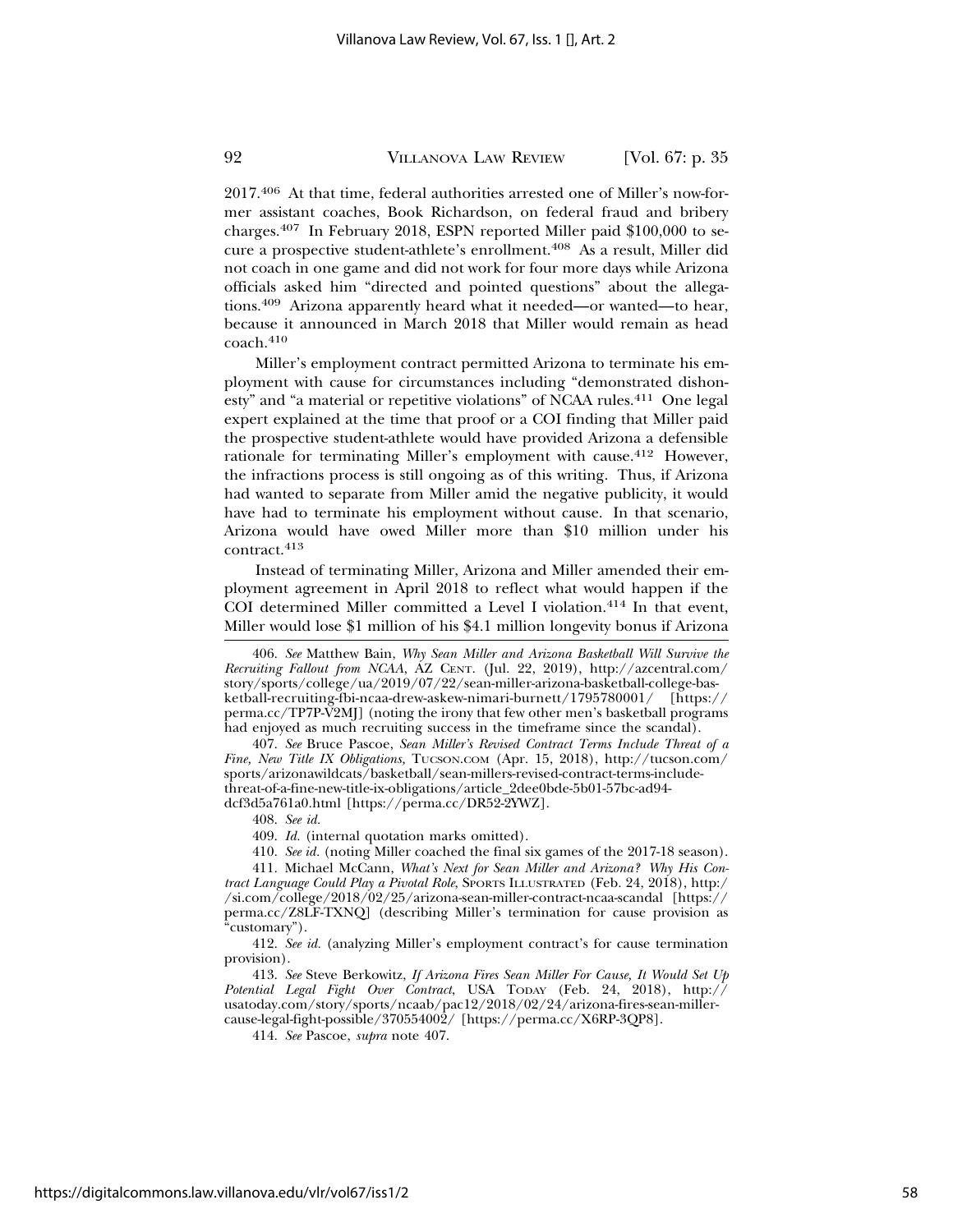2017.[406] At that time, federal authorities arrested one of Miller's now-former assistant coaches, Book Richardson, on federal fraud and bribery charges.[407] In February 2018, ESPN reported Miller paid $100,000 to secure a prospective student-athlete's enrollment.[408] As a result, Miller did not coach in one game and did not work for four more days while Arizona officials asked him "directed and pointed questions" about the allegations.[409] Arizona apparently heard what it needed—or wanted—to hear, because it announced in March 2018 that Miller would remain as head coach.[410]

Miller's employment contract permitted Arizona to terminate his employment with cause for circumstances including "demonstrated dishonesty" and "a material or repetitive violations" of NCAA rules.[411] One legal expert explained at the time that proof or a COI finding that Miller paid the prospective student-athlete would have provided Arizona a defensible rationale for terminating Miller's employment with cause.[412] However, the infractions process is still ongoing as of this writing. Thus, if Arizona had wanted to separate from Miller amid the negative publicity, it would have had to terminate his employment without cause. In that scenario, Arizona would have owed Miller more than $10 million under his contract.[413]

Instead of terminating Miller, Arizona and Miller amended their employment agreement in April 2018 to reflect what would happen if the COI determined Miller committed a Level I violation.[414] In that event, Miller would lose $1 million of his $4.1 million longevity bonus if Arizona

---

406. *See* Matthew Bain, *Why Sean Miller and Arizona Basketball Will Survive the Recruiting Fallout from NCAA*, AZ CENT. (Jul. 22, 2019), http://azcentral.com/story/sports/college/ua/2019/07/22/sean-miller-arizona-basketball-college-basketball-recruiting-fbi-ncaa-drew-askew-nimari-burnett/1795780001/ [https://perma.cc/TP7P-V2MJ] (noting the irony that few other men's basketball programs had enjoyed as much recruiting success in the timeframe since the scandal).

407. *See* Bruce Pascoe, *Sean Miller's Revised Contract Terms Include Threat of a Fine, New Title IX Obligations,* TUCSON.COM (Apr. 15, 2018), http://tucson.com/sports/arizonawildcats/basketball/sean-millers-revised-contract-terms-include-threat-of-a-fine-new-title-ix-obligations/article_2dee0bde-5b01-57bc-ad94-dcf3d5a761a0.html [https://perma.cc/DR52-2YWZ].

408. *See id.*

409. *Id.* (internal quotation marks omitted).

410. *See id.* (noting Miller coached the final six games of the 2017-18 season).

411. Michael McCann, *What's Next for Sean Miller and Arizona? Why His Contract Language Could Play a Pivotal Role*, SPORTS ILLUSTRATED (Feb. 24, 2018), http://si.com/college/2018/02/25/arizona-sean-miller-contract-ncaa-scandal [https://perma.cc/Z8LF-TXNQ] (describing Miller's termination for cause provision as "customary").

412. *See id.* (analyzing Miller's employment contract's for cause termination provision).

413. *See* Steve Berkowitz, *If Arizona Fires Sean Miller For Cause, It Would Set Up Potential Legal Fight Over Contract*, USA TODAY (Feb. 24, 2018), http://usatoday.com/story/sports/ncaab/pac12/2018/02/24/arizona-fires-sean-miller-cause-legal-fight-possible/370554002/ [https://perma.cc/X6RP-3QP8].

414. *See* Pascoe, *supra* note 407.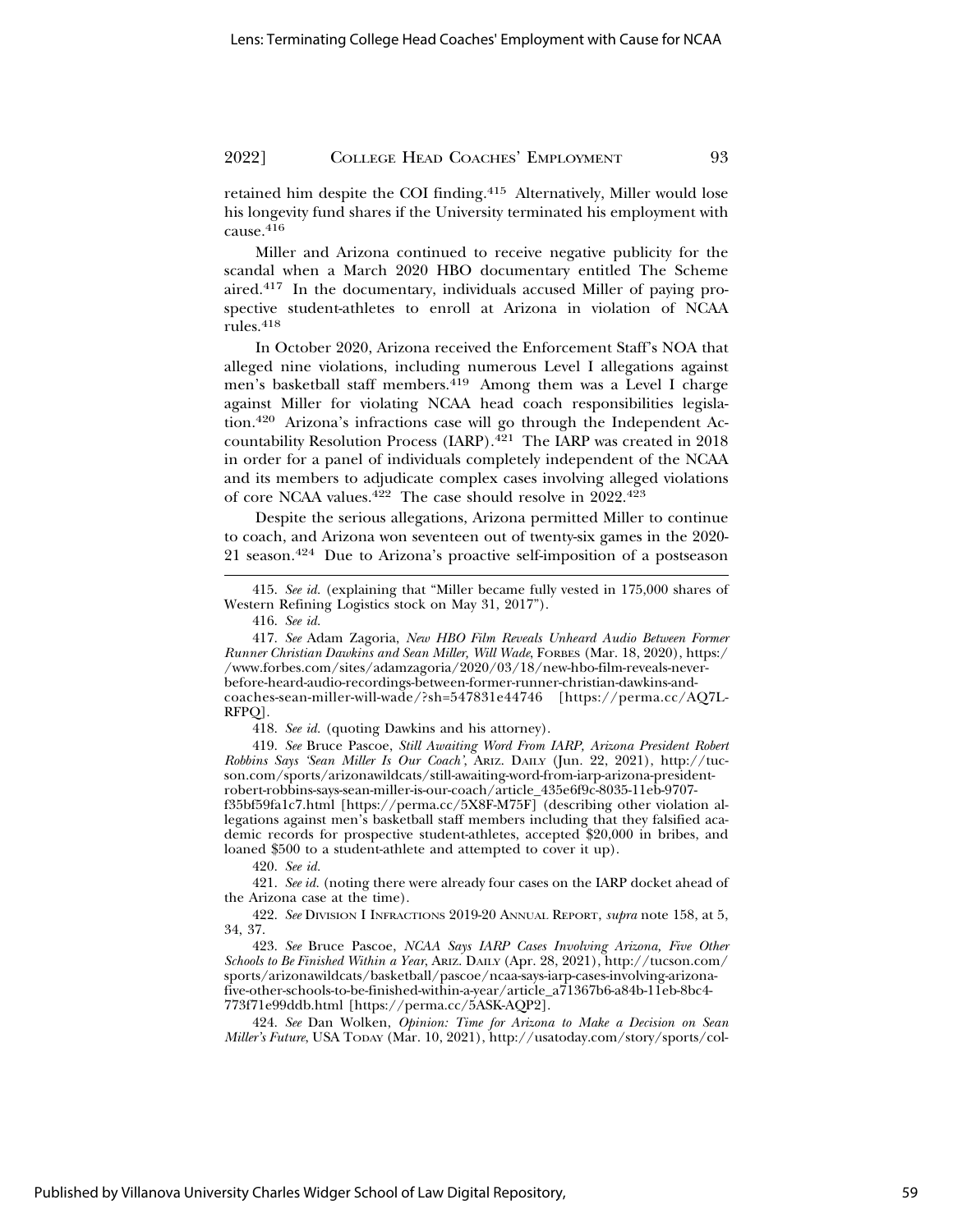retained him despite the COI finding.[415] Alternatively, Miller would lose his longevity fund shares if the University terminated his employment with cause.[416]

Miller and Arizona continued to receive negative publicity for the scandal when a March 2020 HBO documentary entitled The Scheme aired.[417] In the documentary, individuals accused Miller of paying prospective student-athletes to enroll at Arizona in violation of NCAA rules.[418]

In October 2020, Arizona received the Enforcement Staff's NOA that alleged nine violations, including numerous Level I allegations against men's basketball staff members.[419] Among them was a Level I charge against Miller for violating NCAA head coach responsibilities legislation.[420] Arizona's infractions case will go through the Independent Accountability Resolution Process (IARP).[421] The IARP was created in 2018 in order for a panel of individuals completely independent of the NCAA and its members to adjudicate complex cases involving alleged violations of core NCAA values.[422] The case should resolve in 2022.[423]

Despite the serious allegations, Arizona permitted Miller to continue to coach, and Arizona won seventeen out of twenty-six games in the 2020-21 season.[424] Due to Arizona's proactive self-imposition of a postseason

---

415. *See id.* (explaining that "Miller became fully vested in 175,000 shares of Western Refining Logistics stock on May 31, 2017").

416. *See id.*

417. *See* Adam Zagoria, *New HBO Film Reveals Unheard Audio Between Former Runner Christian Dawkins and Sean Miller, Will Wade*, FORBES (Mar. 18, 2020), https://www.forbes.com/sites/adamzagoria/2020/03/18/new-hbo-film-reveals-never-before-heard-audio-recordings-between-former-runner-christian-dawkins-and-coaches-sean-miller-will-wade/?sh=547831e44746 [https://perma.cc/AQ7L-RFPQ].

418. *See id.* (quoting Dawkins and his attorney).

419. *See* Bruce Pascoe, *Still Awaiting Word From IARP, Arizona President Robert Robbins Says 'Sean Miller Is Our Coach'*, ARIZ. DAILY (Jun. 22, 2021), http://tucson.com/sports/arizonawildcats/still-awaiting-word-from-iarp-arizona-president-robert-robbins-says-sean-miller-is-our-coach/article_435e6f9c-8035-11eb-9707-f35bf59fa1c7.html [https://perma.cc/5X8F-M75F] (describing other violation allegations against men's basketball staff members including that they falsified academic records for prospective student-athletes, accepted $20,000 in bribes, and loaned $500 to a student-athlete and attempted to cover it up).

420. *See id.*

421. *See id.* (noting there were already four cases on the IARP docket ahead of the Arizona case at the time).

422. *See* DIVISION I INFRACTIONS 2019-20 ANNUAL REPORT, *supra* note 158, at 5, 34, 37.

423. *See* Bruce Pascoe, *NCAA Says IARP Cases Involving Arizona, Five Other Schools to Be Finished Within a Year*, ARIZ. DAILY (Apr. 28, 2021), http://tucson.com/sports/arizonawildcats/basketball/pascoe/ncaa-says-iarp-cases-involving-arizona-five-other-schools-to-be-finished-within-a-year/article_a71367b6-a84b-11eb-8bc4-773f71e99ddb.html [https://perma.cc/5ASK-AQP2].

424. *See* Dan Wolken, *Opinion: Time for Arizona to Make a Decision on Sean Miller's Future*, USA TODAY (Mar. 10, 2021), http://usatoday.com/story/sports/col-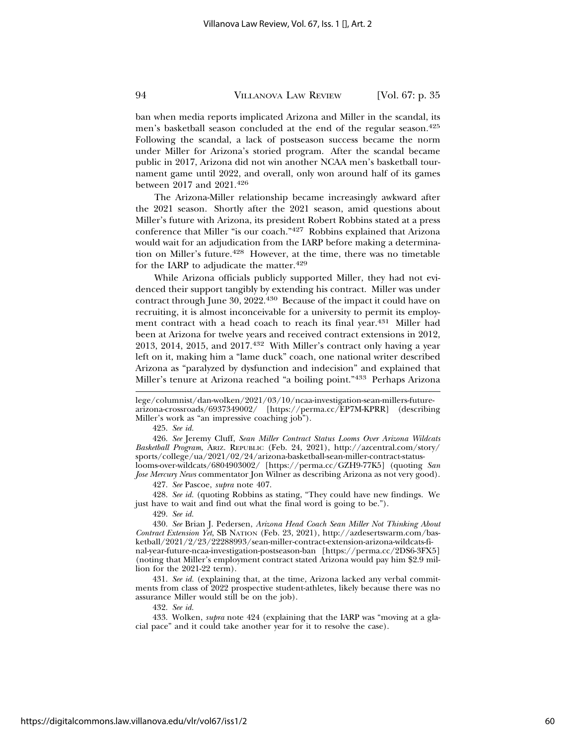ban when media reports implicated Arizona and Miller in the scandal, its men's basketball season concluded at the end of the regular season.[425] Following the scandal, a lack of postseason success became the norm under Miller for Arizona's storied program. After the scandal became public in 2017, Arizona did not win another NCAA men's basketball tournament game until 2022, and overall, only won around half of its games between 2017 and 2021.[426]

The Arizona-Miller relationship became increasingly awkward after the 2021 season. Shortly after the 2021 season, amid questions about Miller's future with Arizona, its president Robert Robbins stated at a press conference that Miller "is our coach."[427] Robbins explained that Arizona would wait for an adjudication from the IARP before making a determination on Miller's future.[428] However, at the time, there was no timetable for the IARP to adjudicate the matter.[429]

While Arizona officials publicly supported Miller, they had not evidenced their support tangibly by extending his contract. Miller was under contract through June 30, 2022.[430] Because of the impact it could have on recruiting, it is almost inconceivable for a university to permit its employment contract with a head coach to reach its final year.[431] Miller had been at Arizona for twelve years and received contract extensions in 2012, 2013, 2014, 2015, and 2017.[432] With Miller's contract only having a year left on it, making him a "lame duck" coach, one national writer described Arizona as "paralyzed by dysfunction and indecision" and explained that Miller's tenure at Arizona reached "a boiling point."[433] Perhaps Arizona

lege/columnist/dan-wolken/2021/03/10/ncaa-investigation-sean-millers-future-arizona-crossroads/6937349002/ [https://perma.cc/EP7M-KPRR] (describing Miller's work as "an impressive coaching job").

425. *See id.*

426. *See* Jeremy Cluff, *Sean Miller Contract Status Looms Over Arizona Wildcats Basketball Program*, ARIZ. REPUBLIC (Feb. 24, 2021), http://azcentral.com/story/sports/college/ua/2021/02/24/arizona-basketball-sean-miller-contract-status-looms-over-wildcats/6804903002/ [https://perma.cc/GZH9-77K5] (quoting *San Jose Mercury News* commentator Jon Wilner as describing Arizona as not very good).

427. *See* Pascoe, *supra* note 407.

428. *See id.* (quoting Robbins as stating, "They could have new findings. We just have to wait and find out what the final word is going to be.").

429. *See id.*

430. *See* Brian J. Pedersen, *Arizona Head Coach Sean Miller Not Thinking About Contract Extension Yet*, SB NATION (Feb. 23, 2021), http://azdesertswarm.com/basketball/2021/2/23/22288993/sean-miller-contract-extension-arizona-wildcats-final-year-future-ncaa-investigation-postseason-ban [https://perma.cc/2DS6-3FX5] (noting that Miller's employment contract stated Arizona would pay him $2.9 million for the 2021-22 term).

431. *See id.* (explaining that, at the time, Arizona lacked any verbal commitments from class of 2022 prospective student-athletes, likely because there was no assurance Miller would still be on the job).

432. *See id.*

433. Wolken, *supra* note 424 (explaining that the IARP was "moving at a glacial pace" and it could take another year for it to resolve the case).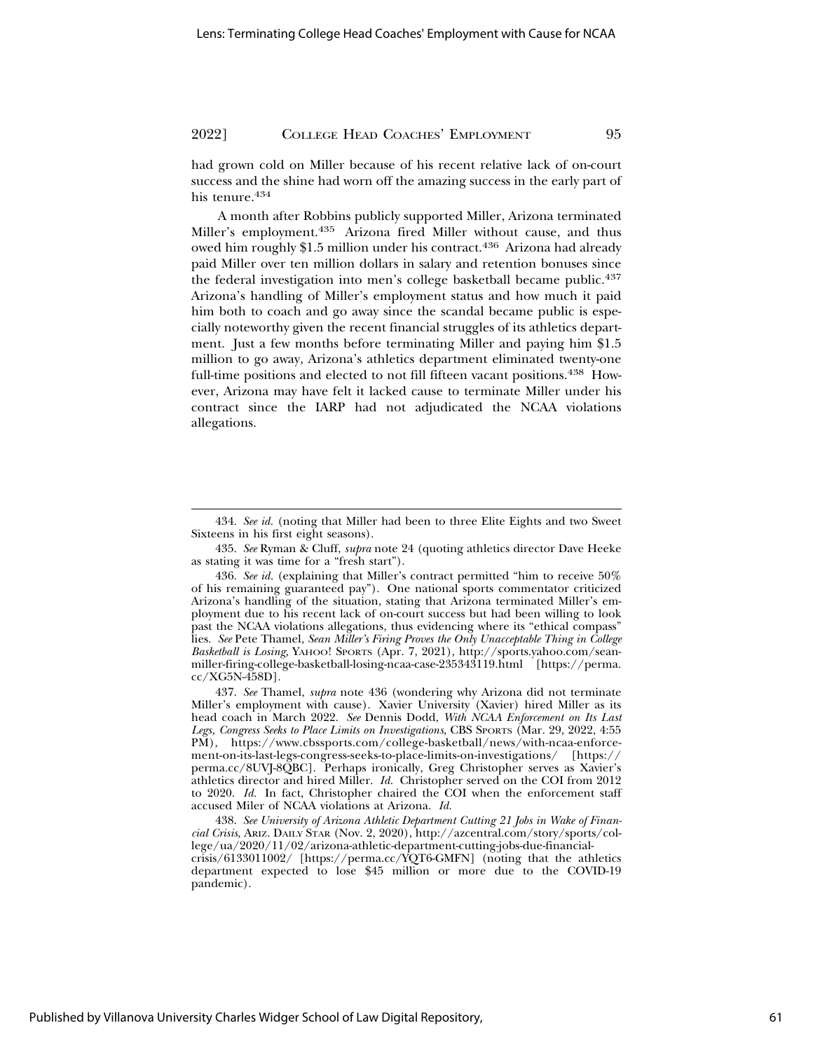had grown cold on Miller because of his recent relative lack of on-court success and the shine had worn off the amazing success in the early part of his tenure.[434]

A month after Robbins publicly supported Miller, Arizona terminated Miller's employment.[435] Arizona fired Miller without cause, and thus owed him roughly $1.5 million under his contract.[436] Arizona had already paid Miller over ten million dollars in salary and retention bonuses since the federal investigation into men's college basketball became public.[437] Arizona's handling of Miller's employment status and how much it paid him both to coach and go away since the scandal became public is especially noteworthy given the recent financial struggles of its athletics department. Just a few months before terminating Miller and paying him $1.5 million to go away, Arizona's athletics department eliminated twenty-one full-time positions and elected to not fill fifteen vacant positions.[438] However, Arizona may have felt it lacked cause to terminate Miller under his contract since the IARP had not adjudicated the NCAA violations allegations.

---

434. *See id.* (noting that Miller had been to three Elite Eights and two Sweet Sixteens in his first eight seasons).

435. *See* Ryman & Cluff, *supra* note 24 (quoting athletics director Dave Heeke as stating it was time for a "fresh start").

436. *See id.* (explaining that Miller's contract permitted "him to receive 50% of his remaining guaranteed pay"). One national sports commentator criticized Arizona's handling of the situation, stating that Arizona terminated Miller's employment due to his recent lack of on-court success but had been willing to look past the NCAA violations allegations, thus evidencing where its "ethical compass" lies. *See* Pete Thamel, *Sean Miller's Firing Proves the Only Unacceptable Thing in College Basketball is Losing*, YAHOO! SPORTS (Apr. 7, 2021), http://sports.yahoo.com/sean-miller-firing-college-basketball-losing-ncaa-case-235343119.html [https://perma.cc/XG5N-458D].

437. *See* Thamel, *supra* note 436 (wondering why Arizona did not terminate Miller's employment with cause). Xavier University (Xavier) hired Miller as its head coach in March 2022. *See* Dennis Dodd, *With NCAA Enforcement on Its Last Legs, Congress Seeks to Place Limits on Investigations*, CBS SPORTS (Mar. 29, 2022, 4:55 PM), https://www.cbssports.com/college-basketball/news/with-ncaa-enforcement-on-its-last-legs-congress-seeks-to-place-limits-on-investigations/ [https://perma.cc/8UVJ-8QBC]. Perhaps ironically, Greg Christopher serves as Xavier's athletics director and hired Miller. *Id.* Christopher served on the COI from 2012 to 2020. *Id.* In fact, Christopher chaired the COI when the enforcement staff accused Miler of NCAA violations at Arizona. *Id.*

438. *See University of Arizona Athletic Department Cutting 21 Jobs in Wake of Financial Crisis*, ARIZ. DAILY STAR (Nov. 2, 2020), http://azcentral.com/story/sports/college/ua/2020/11/02/arizona-athletic-department-cutting-jobs-due-financial-crisis/6133011002/ [https://perma.cc/YQT6-GMFN] (noting that the athletics department expected to lose $45 million or more due to the COVID-19 pandemic).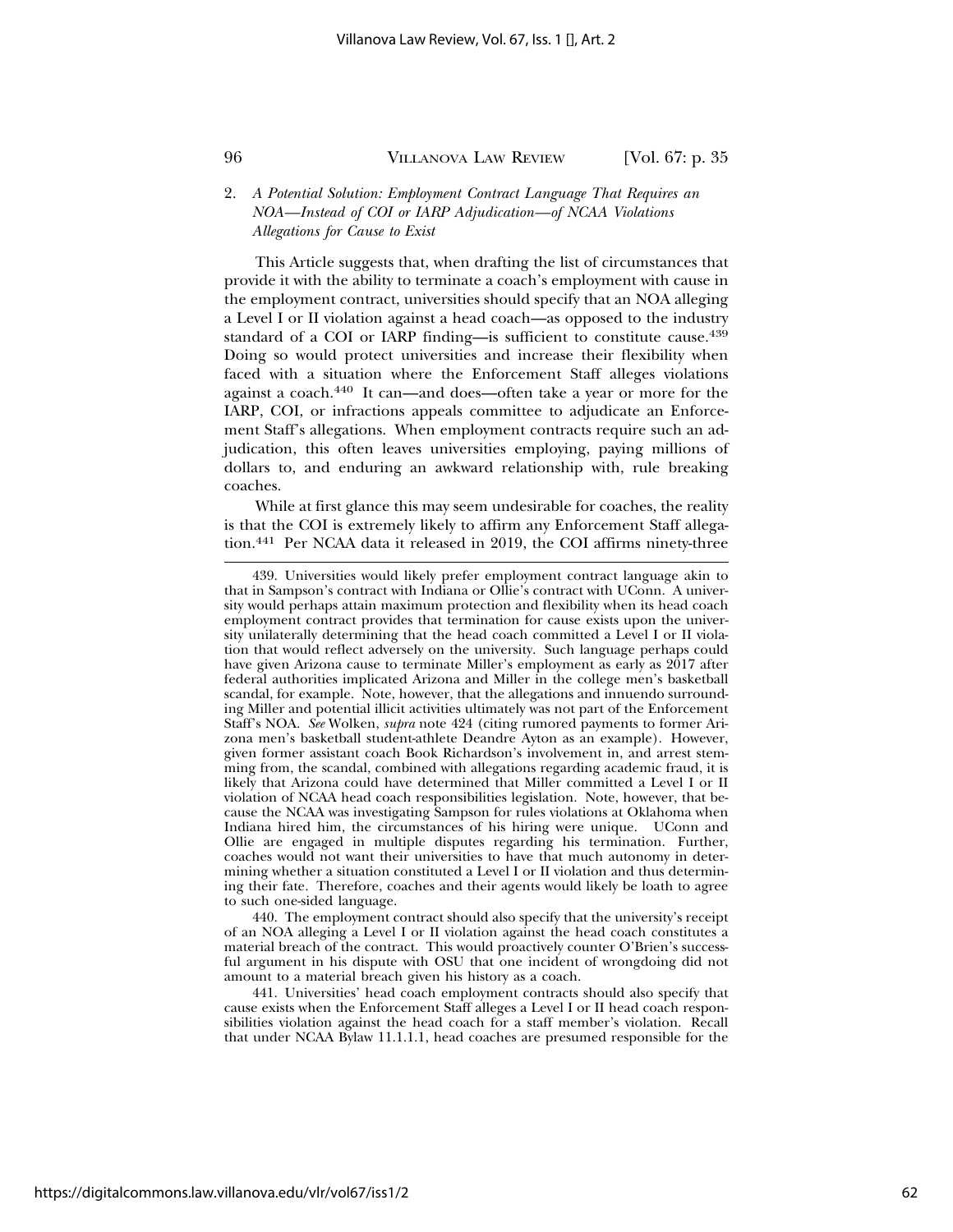### 2. *A Potential Solution: Employment Contract Language That Requires an NOA—Instead of COI or IARP Adjudication—of NCAA Violations Allegations for Cause to Exist*

This Article suggests that, when drafting the list of circumstances that provide it with the ability to terminate a coach's employment with cause in the employment contract, universities should specify that an NOA alleging a Level I or II violation against a head coach—as opposed to the industry standard of a COI or IARP finding—is sufficient to constitute cause.[439] Doing so would protect universities and increase their flexibility when faced with a situation where the Enforcement Staff alleges violations against a coach.[440] It can—and does—often take a year or more for the IARP, COI, or infractions appeals committee to adjudicate an Enforcement Staff's allegations. When employment contracts require such an adjudication, this often leaves universities employing, paying millions of dollars to, and enduring an awkward relationship with, rule breaking coaches.

While at first glance this may seem undesirable for coaches, the reality is that the COI is extremely likely to affirm any Enforcement Staff allegation.[441] Per NCAA data it released in 2019, the COI affirms ninety-three

---

439. Universities would likely prefer employment contract language akin to that in Sampson's contract with Indiana or Ollie's contract with UConn. A university would perhaps attain maximum protection and flexibility when its head coach employment contract provides that termination for cause exists upon the university unilaterally determining that the head coach committed a Level I or II violation that would reflect adversely on the university. Such language perhaps could have given Arizona cause to terminate Miller's employment as early as 2017 after federal authorities implicated Arizona and Miller in the college men's basketball scandal, for example. Note, however, that the allegations and innuendo surrounding Miller and potential illicit activities ultimately was not part of the Enforcement Staff's NOA. *See* Wolken, *supra* note 424 (citing rumored payments to former Arizona men's basketball student-athlete Deandre Ayton as an example). However, given former assistant coach Book Richardson's involvement in, and arrest stemming from, the scandal, combined with allegations regarding academic fraud, it is likely that Arizona could have determined that Miller committed a Level I or II violation of NCAA head coach responsibilities legislation. Note, however, that because the NCAA was investigating Sampson for rules violations at Oklahoma when Indiana hired him, the circumstances of his hiring were unique. UConn and Ollie are engaged in multiple disputes regarding his termination. Further, coaches would not want their universities to have that much autonomy in determining whether a situation constituted a Level I or II violation and thus determining their fate. Therefore, coaches and their agents would likely be loath to agree to such one-sided language.

440. The employment contract should also specify that the university's receipt of an NOA alleging a Level I or II violation against the head coach constitutes a material breach of the contract. This would proactively counter O'Brien's successful argument in his dispute with OSU that one incident of wrongdoing did not amount to a material breach given his history as a coach.

441. Universities' head coach employment contracts should also specify that cause exists when the Enforcement Staff alleges a Level I or II head coach responsibilities violation against the head coach for a staff member's violation. Recall that under NCAA Bylaw 11.1.1.1, head coaches are presumed responsible for the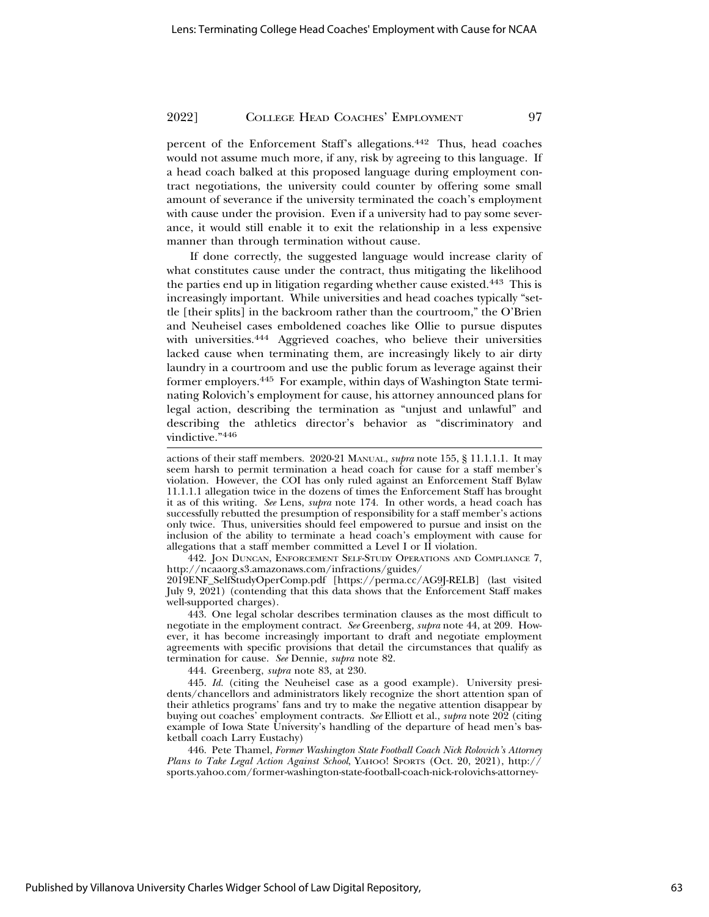percent of the Enforcement Staff's allegations.[442] Thus, head coaches would not assume much more, if any, risk by agreeing to this language. If a head coach balked at this proposed language during employment contract negotiations, the university could counter by offering some small amount of severance if the university terminated the coach's employment with cause under the provision. Even if a university had to pay some severance, it would still enable it to exit the relationship in a less expensive manner than through termination without cause.

If done correctly, the suggested language would increase clarity of what constitutes cause under the contract, thus mitigating the likelihood the parties end up in litigation regarding whether cause existed.[443] This is increasingly important. While universities and head coaches typically "settle [their splits] in the backroom rather than the courtroom," the O'Brien and Neuheisel cases emboldened coaches like Ollie to pursue disputes with universities.[444] Aggrieved coaches, who believe their universities lacked cause when terminating them, are increasingly likely to air dirty laundry in a courtroom and use the public forum as leverage against their former employers.[445] For example, within days of Washington State terminating Rolovich's employment for cause, his attorney announced plans for legal action, describing the termination as "unjust and unlawful" and describing the athletics director's behavior as "discriminatory and vindictive."[446]

---

actions of their staff members. 2020-21 MANUAL, *supra* note 155, § 11.1.1.1. It may seem harsh to permit termination a head coach for cause for a staff member's violation. However, the COI has only ruled against an Enforcement Staff Bylaw 11.1.1.1 allegation twice in the dozens of times the Enforcement Staff has brought it as of this writing. *See* Lens, *supra* note 174. In other words, a head coach has successfully rebutted the presumption of responsibility for a staff member's actions only twice. Thus, universities should feel empowered to pursue and insist on the inclusion of the ability to terminate a head coach's employment with cause for allegations that a staff member committed a Level I or II violation.

442. JON DUNCAN, ENFORCEMENT SELF-STUDY OPERATIONS AND COMPLIANCE 7, http://ncaaorg.s3.amazonaws.com/infractions/guides/2019ENF_SelfStudyOperComp.pdf [https://perma.cc/AG9J-RELB] (last visited July 9, 2021) (contending that this data shows that the Enforcement Staff makes well-supported charges).

443. One legal scholar describes termination clauses as the most difficult to negotiate in the employment contract. *See* Greenberg, *supra* note 44, at 209. However, it has become increasingly important to draft and negotiate employment agreements with specific provisions that detail the circumstances that qualify as termination for cause. *See* Dennie, *supra* note 82.

444. Greenberg, *supra* note 83, at 230.

445. *Id.* (citing the Neuheisel case as a good example). University presidents/chancellors and administrators likely recognize the short attention span of their athletics programs' fans and try to make the negative attention disappear by buying out coaches' employment contracts. *See* Elliott et al., *supra* note 202 (citing example of Iowa State University's handling of the departure of head men's basketball coach Larry Eustachy)

446. Pete Thamel, *Former Washington State Football Coach Nick Rolovich's Attorney Plans to Take Legal Action Against School*, YAHOO! SPORTS (Oct. 20, 2021), http://sports.yahoo.com/former-washington-state-football-coach-nick-rolovichs-attorney-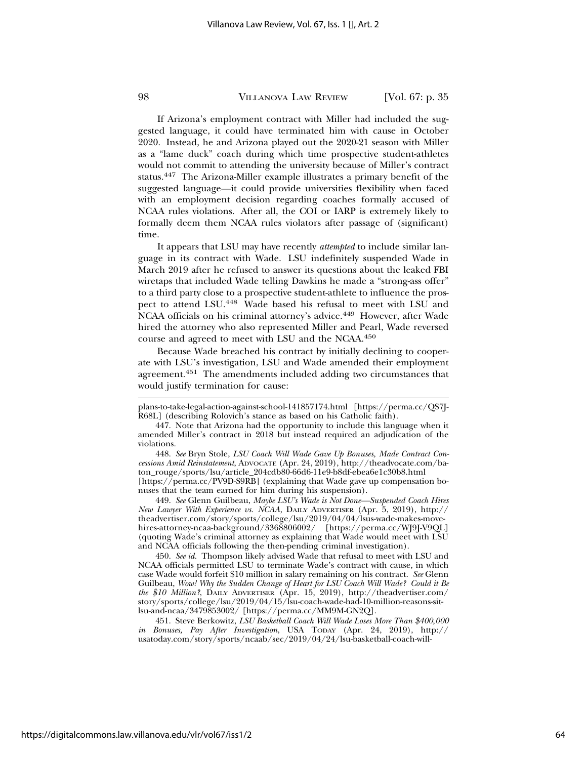If Arizona's employment contract with Miller had included the suggested language, it could have terminated him with cause in October 2020. Instead, he and Arizona played out the 2020-21 season with Miller as a "lame duck" coach during which time prospective student-athletes would not commit to attending the university because of Miller's contract status.[447] The Arizona-Miller example illustrates a primary benefit of the suggested language—it could provide universities flexibility when faced with an employment decision regarding coaches formally accused of NCAA rules violations. After all, the COI or IARP is extremely likely to formally deem them NCAA rules violators after passage of (significant) time.

It appears that LSU may have recently *attempted* to include similar language in its contract with Wade. LSU indefinitely suspended Wade in March 2019 after he refused to answer its questions about the leaked FBI wiretaps that included Wade telling Dawkins he made a "strong-ass offer" to a third party close to a prospective student-athlete to influence the prospect to attend LSU.[448] Wade based his refusal to meet with LSU and NCAA officials on his criminal attorney's advice.[449] However, after Wade hired the attorney who also represented Miller and Pearl, Wade reversed course and agreed to meet with LSU and the NCAA.[450]

Because Wade breached his contract by initially declining to cooperate with LSU's investigation, LSU and Wade amended their employment agreement.[451] The amendments included adding two circumstances that would justify termination for cause:

---

plans-to-take-legal-action-against-school-141857174.html [https://perma.cc/QS7J-R68L] (describing Rolovich's stance as based on his Catholic faith).

447. Note that Arizona had the opportunity to include this language when it amended Miller's contract in 2018 but instead required an adjudication of the violations.

448. *See* Bryn Stole, *LSU Coach Will Wade Gave Up Bonuses, Made Contract Concessions Amid Reinstatement*, ADVOCATE (Apr. 24, 2019), http://theadvocate.com/baton_rouge/sports/lsu/article_204cdb80-66d6-11e9-b8df-ebea6e1c30b8.html [https://perma.cc/PV9D-S9RB] (explaining that Wade gave up compensation bonuses that the team earned for him during his suspension).

449. *See* Glenn Guilbeau, *Maybe LSU's Wade is Not Done—Suspended Coach Hires New Lawyer With Experience vs. NCAA*, DAILY ADVERTISER (Apr. 5, 2019), http://theadvertiser.com/story/sports/college/lsu/2019/04/04/lsus-wade-makes-move-hires-attorney-ncaa-background/3368806002/ [https://perma.cc/WJ9J-V9QL] (quoting Wade's criminal attorney as explaining that Wade would meet with LSU and NCAA officials following the then-pending criminal investigation).

450. *See id.* Thompson likely advised Wade that refusal to meet with LSU and NCAA officials permitted LSU to terminate Wade's contract with cause, in which case Wade would forfeit $10 million in salary remaining on his contract. *See* Glenn Guilbeau, *Wow! Why the Sudden Change of Heart for LSU Coach Will Wade? Could it Be the $10 Million?*, DAILY ADVERTISER (Apr. 15, 2019), http://theadvertiser.com/story/sports/college/lsu/2019/04/15/lsu-coach-wade-had-10-million-reasons-sit-lsu-and-ncaa/3479853002/ [https://perma.cc/MM9M-GN2Q].

451. Steve Berkowitz, *LSU Basketball Coach Will Wade Loses More Than $400,000 in Bonuses, Pay After Investigation*, USA TODAY (Apr. 24, 2019), http://usatoday.com/story/sports/ncaab/sec/2019/04/24/lsu-basketball-coach-will-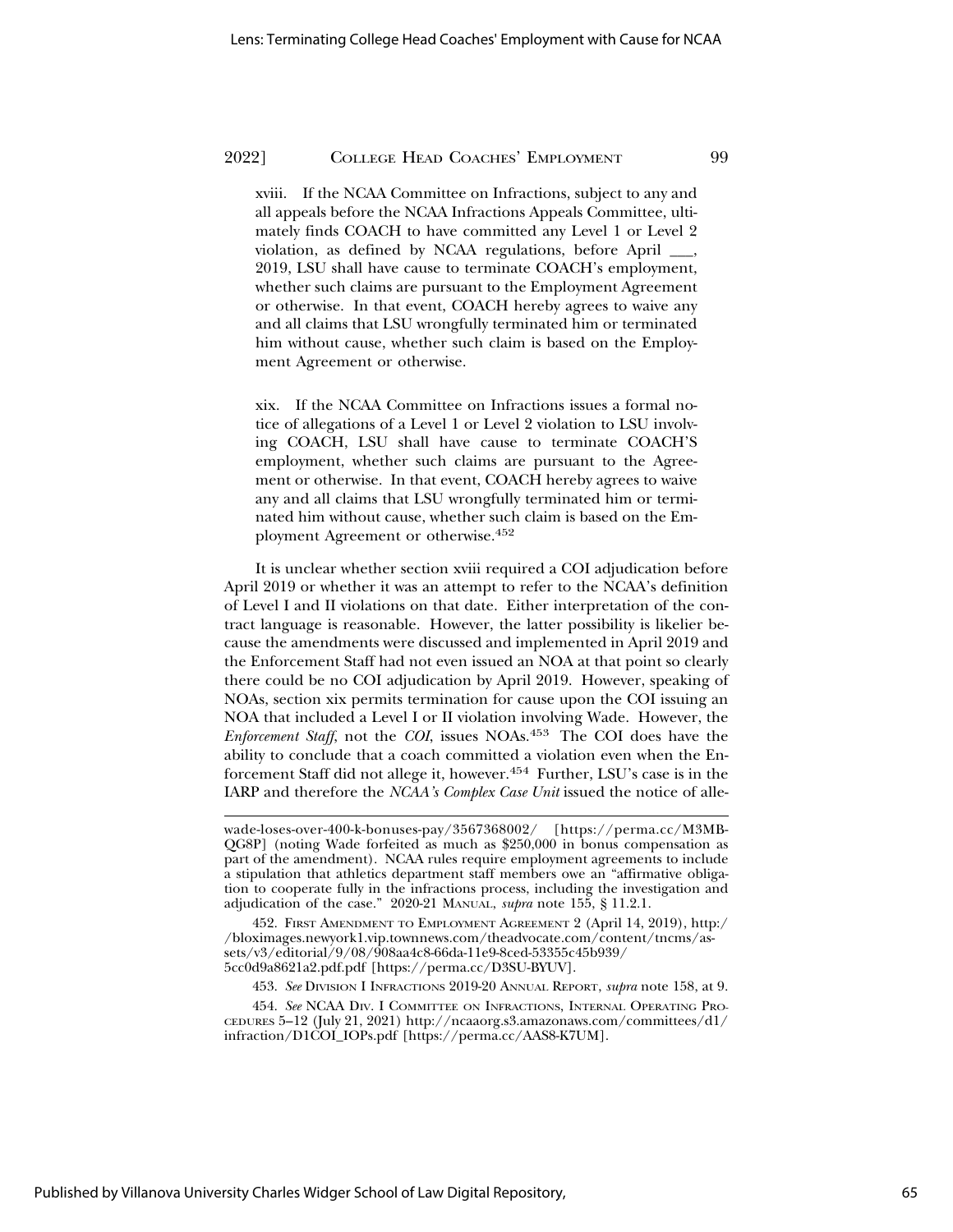xviii. If the NCAA Committee on Infractions, subject to any and all appeals before the NCAA Infractions Appeals Committee, ultimately finds COACH to have committed any Level 1 or Level 2 violation, as defined by NCAA regulations, before April ___, 2019, LSU shall have cause to terminate COACH's employment, whether such claims are pursuant to the Employment Agreement or otherwise. In that event, COACH hereby agrees to waive any and all claims that LSU wrongfully terminated him or terminated him without cause, whether such claim is based on the Employment Agreement or otherwise.

xix. If the NCAA Committee on Infractions issues a formal notice of allegations of a Level 1 or Level 2 violation to LSU involving COACH, LSU shall have cause to terminate COACH'S employment, whether such claims are pursuant to the Agreement or otherwise. In that event, COACH hereby agrees to waive any and all claims that LSU wrongfully terminated him or terminated him without cause, whether such claim is based on the Employment Agreement or otherwise.[452]

It is unclear whether section xviii required a COI adjudication before April 2019 or whether it was an attempt to refer to the NCAA's definition of Level I and II violations on that date. Either interpretation of the contract language is reasonable. However, the latter possibility is likelier because the amendments were discussed and implemented in April 2019 and the Enforcement Staff had not even issued an NOA at that point so clearly there could be no COI adjudication by April 2019. However, speaking of NOAs, section xix permits termination for cause upon the COI issuing an NOA that included a Level I or II violation involving Wade. However, the *Enforcement Staff*, not the *COI*, issues NOAs.[453] The COI does have the ability to conclude that a coach committed a violation even when the Enforcement Staff did not allege it, however.[454] Further, LSU's case is in the IARP and therefore the *NCAA's Complex Case Unit* issued the notice of alle-

---

wade-loses-over-400-k-bonuses-pay/3567368002/ [https://perma.cc/M3MB-QG8P] (noting Wade forfeited as much as $250,000 in bonus compensation as part of the amendment). NCAA rules require employment agreements to include a stipulation that athletics department staff members owe an "affirmative obligation to cooperate fully in the infractions process, including the investigation and adjudication of the case." 2020-21 MANUAL, *supra* note 155, § 11.2.1.

452. FIRST AMENDMENT TO EMPLOYMENT AGREEMENT 2 (April 14, 2019), http://bloximages.newyork1.vip.townnews.com/theadvocate.com/content/tncms/assets/v3/editorial/9/08/908aa4c8-66da-11e9-8ced-53355c45b939/5cc0d9a8621a2.pdf.pdf [https://perma.cc/D3SU-BYUV].

453. *See* DIVISION I INFRACTIONS 2019-20 ANNUAL REPORT, *supra* note 158, at 9.

454. *See* NCAA DIV. I COMMITTEE ON INFRACTIONS, INTERNAL OPERATING PROCEDURES 5–12 (July 21, 2021) http://ncaaorg.s3.amazonaws.com/committees/d1/infraction/D1COI_IOPs.pdf [https://perma.cc/AAS8-K7UM].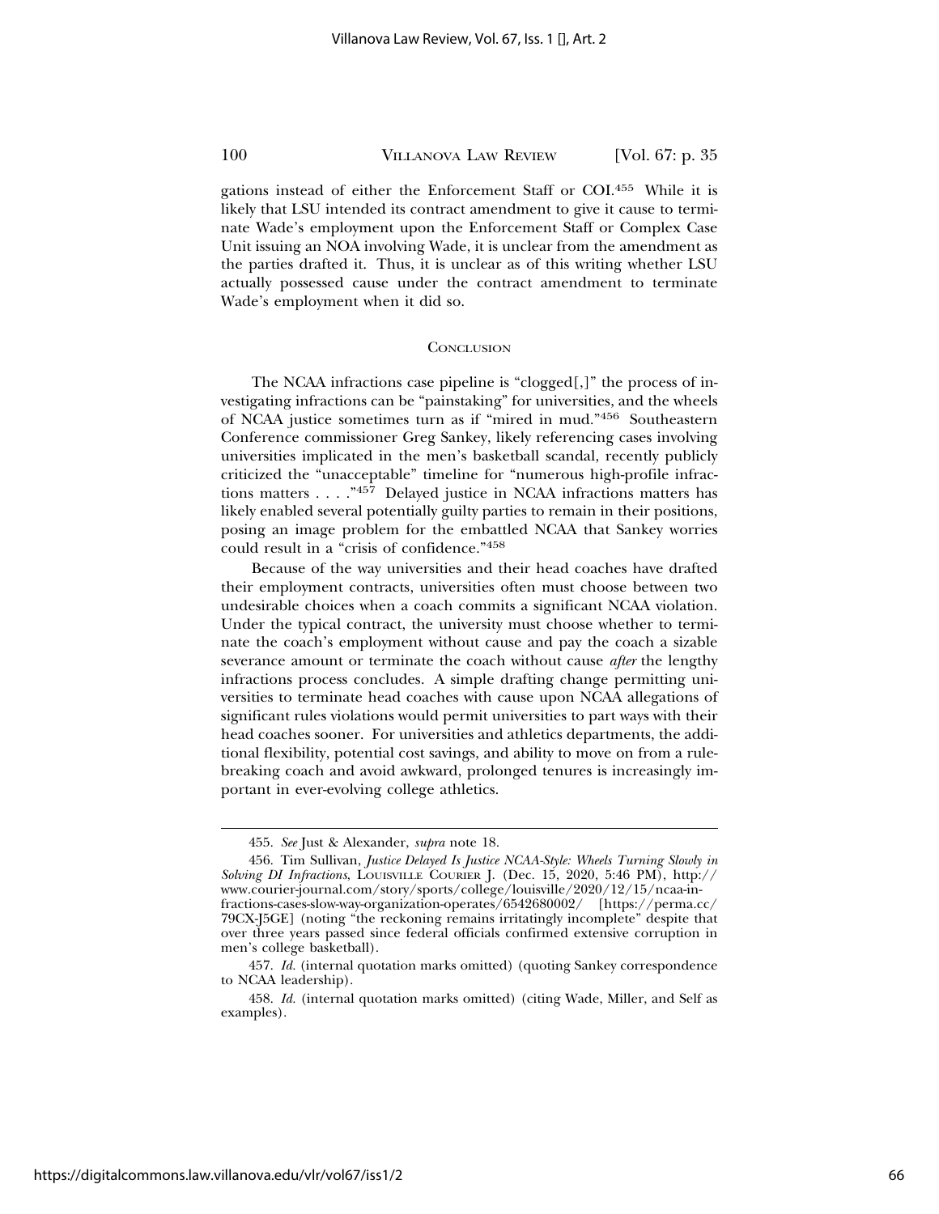gations instead of either the Enforcement Staff or COI.[455] While it is likely that LSU intended its contract amendment to give it cause to terminate Wade's employment upon the Enforcement Staff or Complex Case Unit issuing an NOA involving Wade, it is unclear from the amendment as the parties drafted it. Thus, it is unclear as of this writing whether LSU actually possessed cause under the contract amendment to terminate Wade's employment when it did so.

## CONCLUSION

The NCAA infractions case pipeline is "clogged[,]" the process of investigating infractions can be "painstaking" for universities, and the wheels of NCAA justice sometimes turn as if "mired in mud."[456] Southeastern Conference commissioner Greg Sankey, likely referencing cases involving universities implicated in the men's basketball scandal, recently publicly criticized the "unacceptable" timeline for "numerous high-profile infractions matters . . . ."[457] Delayed justice in NCAA infractions matters has likely enabled several potentially guilty parties to remain in their positions, posing an image problem for the embattled NCAA that Sankey worries could result in a "crisis of confidence."[458]

Because of the way universities and their head coaches have drafted their employment contracts, universities often must choose between two undesirable choices when a coach commits a significant NCAA violation. Under the typical contract, the university must choose whether to terminate the coach's employment without cause and pay the coach a sizable severance amount or terminate the coach without cause *after* the lengthy infractions process concludes. A simple drafting change permitting universities to terminate head coaches with cause upon NCAA allegations of significant rules violations would permit universities to part ways with their head coaches sooner. For universities and athletics departments, the additional flexibility, potential cost savings, and ability to move on from a rule-breaking coach and avoid awkward, prolonged tenures is increasingly important in ever-evolving college athletics.

---

455. *See* Just & Alexander, *supra* note 18.

456. Tim Sullivan, *Justice Delayed Is Justice NCAA-Style: Wheels Turning Slowly in Solving DI Infractions*, LOUISVILLE COURIER J. (Dec. 15, 2020, 5:46 PM), http://www.courier-journal.com/story/sports/college/louisville/2020/12/15/ncaa-infractions-cases-slow-way-organization-operates/6542680002/ [https://perma.cc/79CX-J5GE] (noting "the reckoning remains irritatingly incomplete" despite that over three years passed since federal officials confirmed extensive corruption in men's college basketball).

457. *Id.* (internal quotation marks omitted) (quoting Sankey correspondence to NCAA leadership).

458. *Id.* (internal quotation marks omitted) (citing Wade, Miller, and Self as examples).